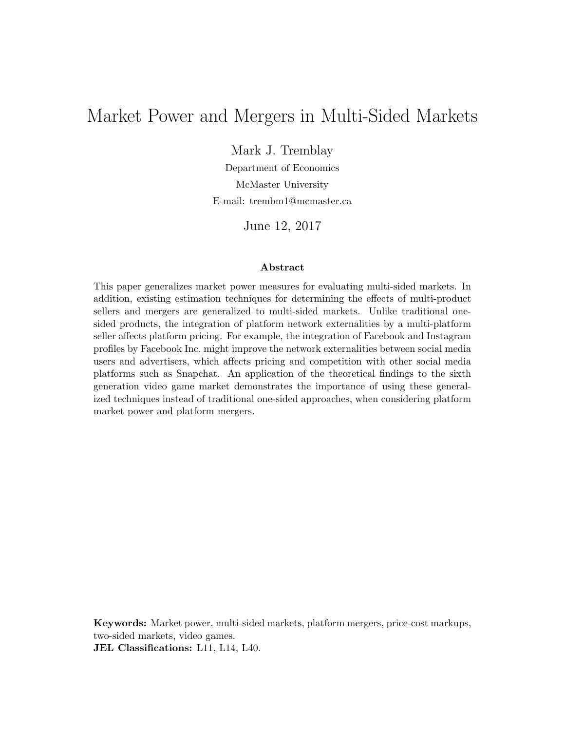# Market Power and Mergers in Multi-Sided Markets

Mark J. Tremblay

Department of Economics

McMaster University

E-mail: trembm1@mcmaster.ca

June 12, 2017

### Abstract

This paper generalizes market power measures for evaluating multi-sided markets. In addition, existing estimation techniques for determining the effects of multi-product sellers and mergers are generalized to multi-sided markets. Unlike traditional one-sided products, the integration of platform network externalities by a multi-platform seller affects platform pricing. For example, the integration of Facebook and Instagram profiles by Facebook Inc. might improve the network externalities between social media users and advertisers, which affects pricing and competition with other social media platforms such as Snapchat. An application of the theoretical findings to the sixth generation video game market demonstrates the importance of using these generalized techniques instead of traditional one-sided approaches, when considering platform market power and platform mergers.

**Keywords:** Market power, multi-sided markets, platform mergers, price-cost markups, two-sided markets, video games.

**JEL Classifications:** L11, L14, L40.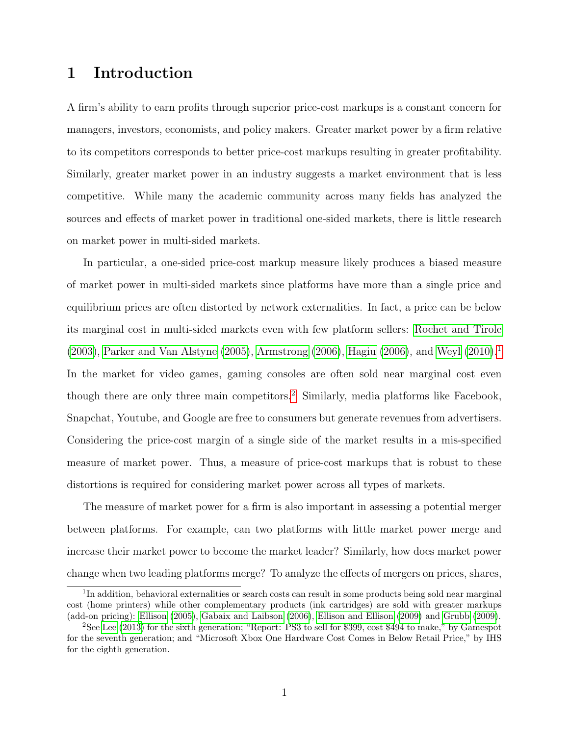# 1 Introduction

A firm's ability to earn profits through superior price-cost markups is a constant concern for managers, investors, economists, and policy makers. Greater market power by a firm relative to its competitors corresponds to better price-cost markups resulting in greater profitability. Similarly, greater market power in an industry suggests a market environment that is less competitive. While many the academic community across many fields has analyzed the sources and effects of market power in traditional one-sided markets, there is little research on market power in multi-sided markets.

In particular, a one-sided price-cost markup measure likely produces a biased measure of market power in multi-sided markets since platforms have more than a single price and equilibrium prices are often distorted by network externalities. In fact, a price can be below its marginal cost in multi-sided markets even with few platform sellers: Rochet and Tirole (2003), Parker and Van Alstyne (2005), Armstrong (2006), Hagiu (2006), and Weyl (2010).[1] In the market for video games, gaming consoles are often sold near marginal cost even though there are only three main competitors.[2] Similarly, media platforms like Facebook, Snapchat, Youtube, and Google are free to consumers but generate revenues from advertisers. Considering the price-cost margin of a single side of the market results in a mis-specified measure of market power. Thus, a measure of price-cost markups that is robust to these distortions is required for considering market power across all types of markets.

The measure of market power for a firm is also important in assessing a potential merger between platforms. For example, can two platforms with little market power merge and increase their market power to become the market leader? Similarly, how does market power change when two leading platforms merge? To analyze the effects of mergers on prices, shares,

[1] In addition, behavioral externalities or search costs can result in some products being sold near marginal cost (home printers) while other complementary products (ink cartridges) are sold with greater markups (add-on pricing): Ellison (2005), Gabaix and Laibson (2006), Ellison and Ellison (2009) and Grubb (2009).

[2] See Lee (2013) for the sixth generation; "Report: PS3 to sell for $399, cost $494 to make," by Gamespot for the seventh generation; and "Microsoft Xbox One Hardware Cost Comes in Below Retail Price," by IHS for the eighth generation.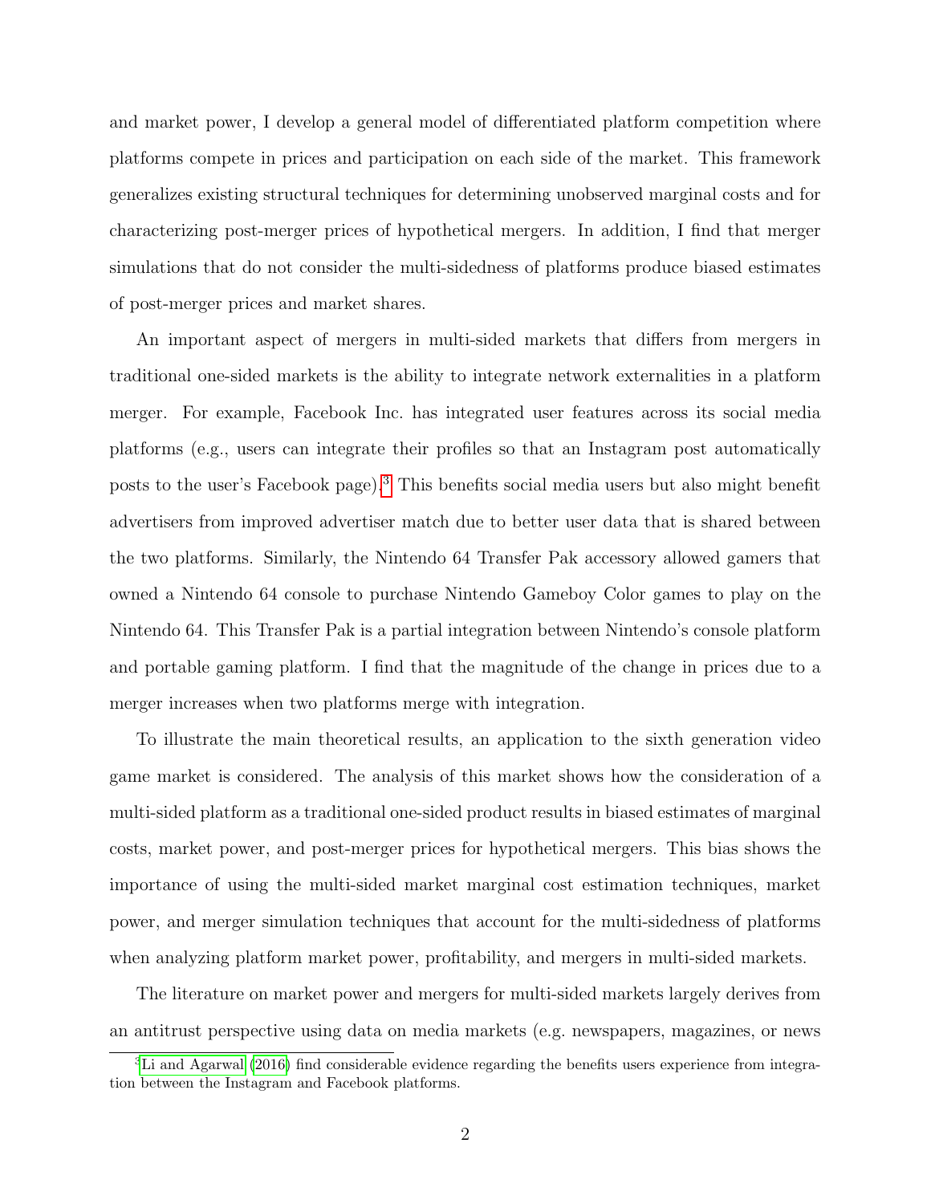and market power, I develop a general model of differentiated platform competition where platforms compete in prices and participation on each side of the market. This framework generalizes existing structural techniques for determining unobserved marginal costs and for characterizing post-merger prices of hypothetical mergers. In addition, I find that merger simulations that do not consider the multi-sidedness of platforms produce biased estimates of post-merger prices and market shares.

An important aspect of mergers in multi-sided markets that differs from mergers in traditional one-sided markets is the ability to integrate network externalities in a platform merger. For example, Facebook Inc. has integrated user features across its social media platforms (e.g., users can integrate their profiles so that an Instagram post automatically posts to the user's Facebook page).[3] This benefits social media users but also might benefit advertisers from improved advertiser match due to better user data that is shared between the two platforms. Similarly, the Nintendo 64 Transfer Pak accessory allowed gamers that owned a Nintendo 64 console to purchase Nintendo Gameboy Color games to play on the Nintendo 64. This Transfer Pak is a partial integration between Nintendo's console platform and portable gaming platform. I find that the magnitude of the change in prices due to a merger increases when two platforms merge with integration.

To illustrate the main theoretical results, an application to the sixth generation video game market is considered. The analysis of this market shows how the consideration of a multi-sided platform as a traditional one-sided product results in biased estimates of marginal costs, market power, and post-merger prices for hypothetical mergers. This bias shows the importance of using the multi-sided market marginal cost estimation techniques, market power, and merger simulation techniques that account for the multi-sidedness of platforms when analyzing platform market power, profitability, and mergers in multi-sided markets.

The literature on market power and mergers for multi-sided markets largely derives from an antitrust perspective using data on media markets (e.g. newspapers, magazines, or news

[3] Li and Agarwal (2016) find considerable evidence regarding the benefits users experience from integration between the Instagram and Facebook platforms.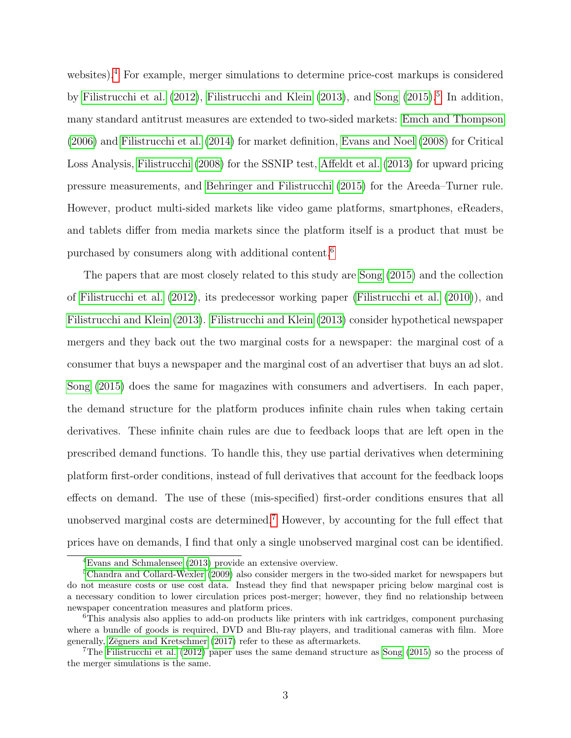websites).[4] For example, merger simulations to determine price-cost markups is considered by Filistrucchi et al. (2012), Filistrucchi and Klein (2013), and Song (2015).[5] In addition, many standard antitrust measures are extended to two-sided markets: Emch and Thompson (2006) and Filistrucchi et al. (2014) for market definition, Evans and Noel (2008) for Critical Loss Analysis, Filistrucchi (2008) for the SSNIP test, Affeldt et al. (2013) for upward pricing pressure measurements, and Behringer and Filistrucchi (2015) for the Areeda–Turner rule. However, product multi-sided markets like video game platforms, smartphones, eReaders, and tablets differ from media markets since the platform itself is a product that must be purchased by consumers along with additional content.[6]

The papers that are most closely related to this study are Song (2015) and the collection of Filistrucchi et al. (2012), its predecessor working paper (Filistrucchi et al. (2010)), and Filistrucchi and Klein (2013). Filistrucchi and Klein (2013) consider hypothetical newspaper mergers and they back out the two marginal costs for a newspaper: the marginal cost of a consumer that buys a newspaper and the marginal cost of an advertiser that buys an ad slot. Song (2015) does the same for magazines with consumers and advertisers. In each paper, the demand structure for the platform produces infinite chain rules when taking certain derivatives. These infinite chain rules are due to feedback loops that are left open in the prescribed demand functions. To handle this, they use partial derivatives when determining platform first-order conditions, instead of full derivatives that account for the feedback loops effects on demand. The use of these (mis-specified) first-order conditions ensures that all unobserved marginal costs are determined.[7] However, by accounting for the full effect that prices have on demands, I find that only a single unobserved marginal cost can be identified.

[4] Evans and Schmalensee (2013) provide an extensive overview.

[5] Chandra and Collard-Wexler (2009) also consider mergers in the two-sided market for newspapers but do not measure costs or use cost data. Instead they find that newspaper pricing below marginal cost is a necessary condition to lower circulation prices post-merger; however, they find no relationship between newspaper concentration measures and platform prices.

[6] This analysis also applies to add-on products like printers with ink cartridges, component purchasing where a bundle of goods is required, DVD and Blu-ray players, and traditional cameras with film. More generally, Zēgners and Kretschmer (2017) refer to these as aftermarkets.

[7] The Filistrucchi et al. (2012) paper uses the same demand structure as Song (2015) so the process of the merger simulations is the same.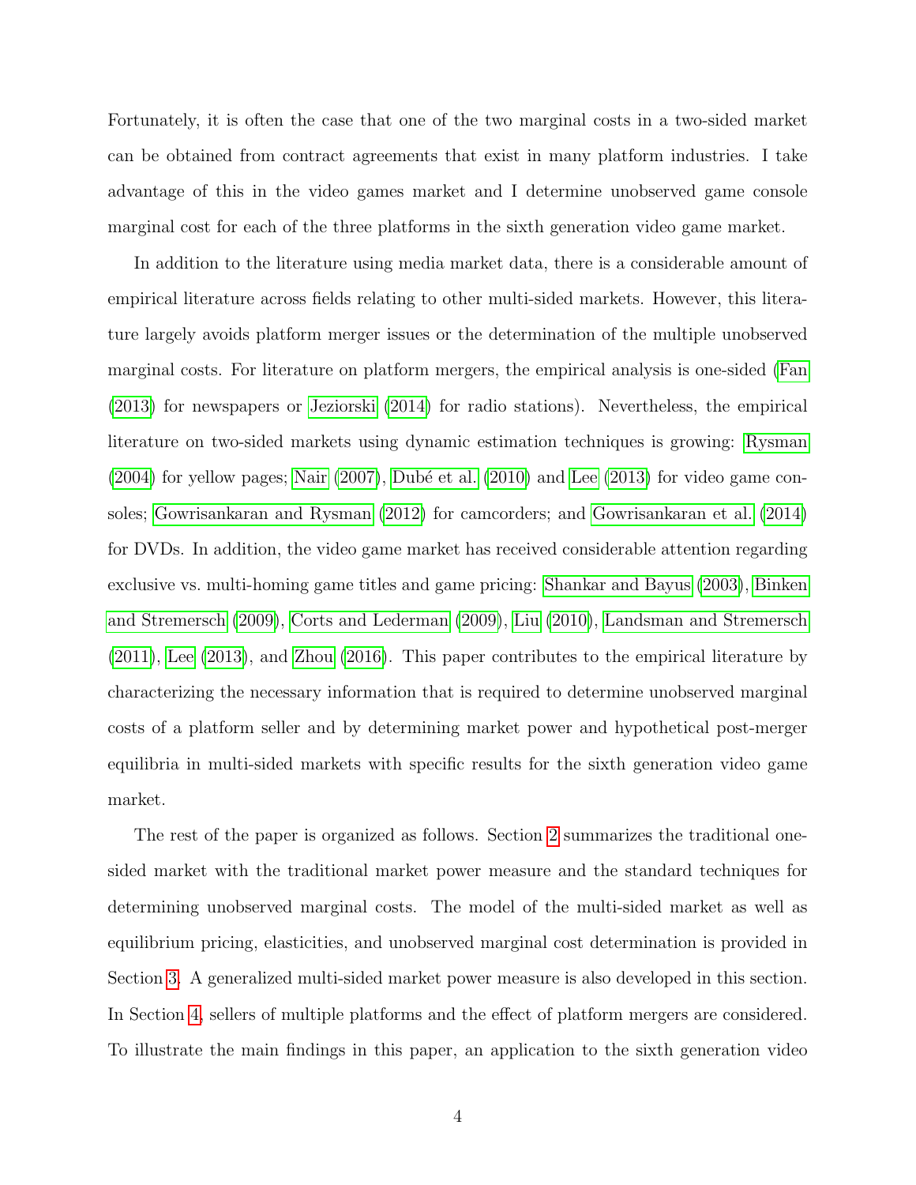Fortunately, it is often the case that one of the two marginal costs in a two-sided market can be obtained from contract agreements that exist in many platform industries. I take advantage of this in the video games market and I determine unobserved game console marginal cost for each of the three platforms in the sixth generation video game market.

In addition to the literature using media market data, there is a considerable amount of empirical literature across fields relating to other multi-sided markets. However, this literature largely avoids platform merger issues or the determination of the multiple unobserved marginal costs. For literature on platform mergers, the empirical analysis is one-sided (Fan (2013) for newspapers or Jeziorski (2014) for radio stations). Nevertheless, the empirical literature on two-sided markets using dynamic estimation techniques is growing: Rysman (2004) for yellow pages; Nair (2007), Dubé et al. (2010) and Lee (2013) for video game consoles; Gowrisankaran and Rysman (2012) for camcorders; and Gowrisankaran et al. (2014) for DVDs. In addition, the video game market has received considerable attention regarding exclusive vs. multi-homing game titles and game pricing: Shankar and Bayus (2003), Binken and Stremersch (2009), Corts and Lederman (2009), Liu (2010), Landsman and Stremersch (2011), Lee (2013), and Zhou (2016). This paper contributes to the empirical literature by characterizing the necessary information that is required to determine unobserved marginal costs of a platform seller and by determining market power and hypothetical post-merger equilibria in multi-sided markets with specific results for the sixth generation video game market.

The rest of the paper is organized as follows. Section 2 summarizes the traditional one-sided market with the traditional market power measure and the standard techniques for determining unobserved marginal costs. The model of the multi-sided market as well as equilibrium pricing, elasticities, and unobserved marginal cost determination is provided in Section 3. A generalized multi-sided market power measure is also developed in this section. In Section 4, sellers of multiple platforms and the effect of platform mergers are considered. To illustrate the main findings in this paper, an application to the sixth generation video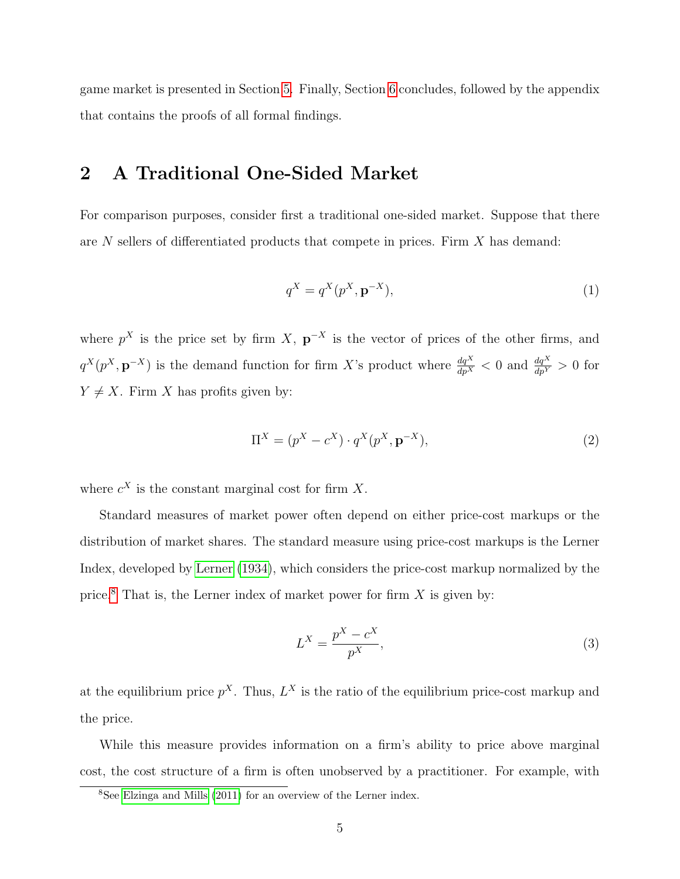game market is presented in Section 5. Finally, Section 6 concludes, followed by the appendix that contains the proofs of all formal findings.

## 2 A Traditional One-Sided Market

For comparison purposes, consider first a traditional one-sided market. Suppose that there are $N$ sellers of differentiated products that compete in prices. Firm $X$ has demand:

$$q^X = q^X(p^X, \mathbf{p}^{-X}), \tag{1}$$

where $p^X$ is the price set by firm $X$, $\mathbf{p}^{-X}$ is the vector of prices of the other firms, and $q^X(p^X, \mathbf{p}^{-X})$ is the demand function for firm $X$'s product where $\frac{dq^X}{dp^X} < 0$ and $\frac{dq^X}{dp^Y} > 0$ for $Y \neq X$. Firm $X$ has profits given by:

$$\Pi^X = (p^X - c^X) \cdot q^X(p^X, \mathbf{p}^{-X}), \tag{2}$$

where $c^X$ is the constant marginal cost for firm $X$.

Standard measures of market power often depend on either price-cost markups or the distribution of market shares. The standard measure using price-cost markups is the Lerner Index, developed by Lerner (1934), which considers the price-cost markup normalized by the price.[8] That is, the Lerner index of market power for firm $X$ is given by:

$$L^X = \frac{p^X - c^X}{p^X}, \tag{3}$$

at the equilibrium price $p^X$. Thus, $L^X$ is the ratio of the equilibrium price-cost markup and the price.

While this measure provides information on a firm's ability to price above marginal cost, the cost structure of a firm is often unobserved by a practitioner. For example, with

[8] See Elzinga and Mills (2011) for an overview of the Lerner index.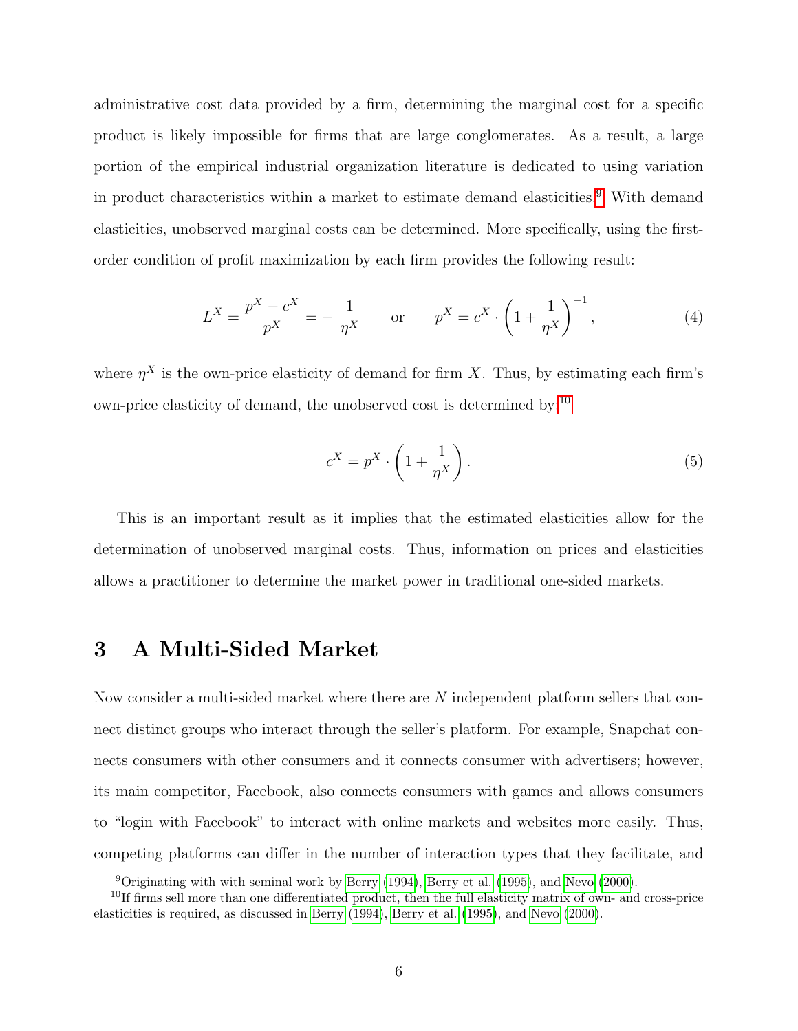administrative cost data provided by a firm, determining the marginal cost for a specific product is likely impossible for firms that are large conglomerates. As a result, a large portion of the empirical industrial organization literature is dedicated to using variation in product characteristics within a market to estimate demand elasticities.[9] With demand elasticities, unobserved marginal costs can be determined. More specifically, using the first-order condition of profit maximization by each firm provides the following result:

$$L^X = \frac{p^X - c^X}{p^X} = -\frac{1}{\eta^X} \qquad \text{or} \qquad p^X = c^X \cdot \left(1 + \frac{1}{\eta^X}\right)^{-1}, \tag{4}$$

where $\eta^X$ is the own-price elasticity of demand for firm $X$. Thus, by estimating each firm's own-price elasticity of demand, the unobserved cost is determined by:[10]

$$c^X = p^X \cdot \left(1 + \frac{1}{\eta^X}\right). \tag{5}$$

This is an important result as it implies that the estimated elasticities allow for the determination of unobserved marginal costs. Thus, information on prices and elasticities allows a practitioner to determine the market power in traditional one-sided markets.

# 3 A Multi-Sided Market

Now consider a multi-sided market where there are $N$ independent platform sellers that connect distinct groups who interact through the seller's platform. For example, Snapchat connects consumers with other consumers and it connects consumer with advertisers; however, its main competitor, Facebook, also connects consumers with games and allows consumers to "login with Facebook" to interact with online markets and websites more easily. Thus, competing platforms can differ in the number of interaction types that they facilitate, and

[9] Originating with with seminal work by Berry (1994), Berry et al. (1995), and Nevo (2000).

[10] If firms sell more than one differentiated product, then the full elasticity matrix of own- and cross-price elasticities is required, as discussed in Berry (1994), Berry et al. (1995), and Nevo (2000).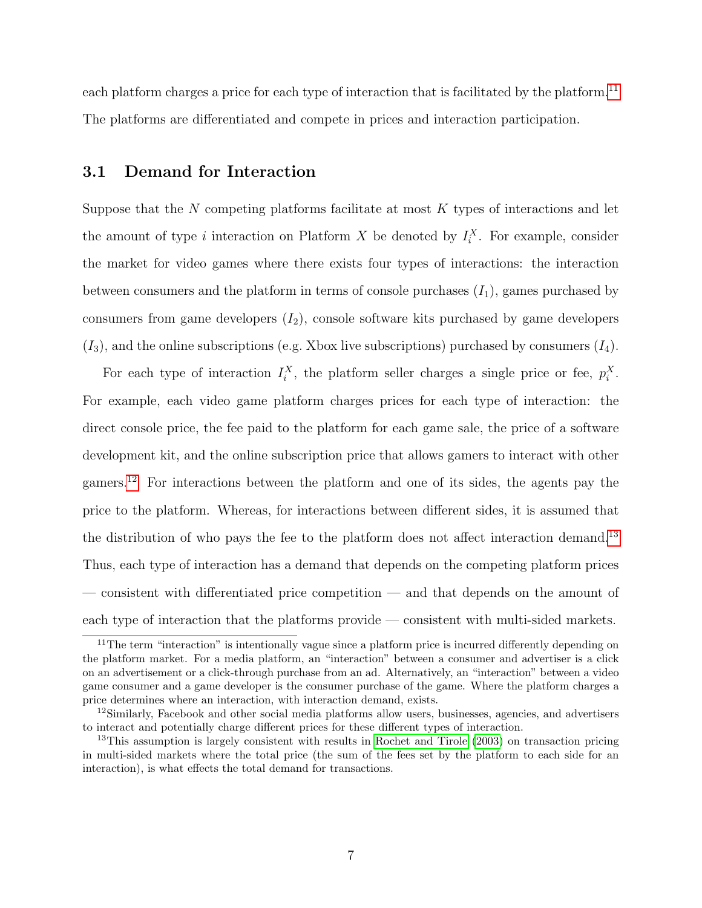each platform charges a price for each type of interaction that is facilitated by the platform.[11] The platforms are differentiated and compete in prices and interaction participation.

## 3.1 Demand for Interaction

Suppose that the $N$ competing platforms facilitate at most $K$ types of interactions and let the amount of type $i$ interaction on Platform $X$ be denoted by $I_i^X$. For example, consider the market for video games where there exists four types of interactions: the interaction between consumers and the platform in terms of console purchases ($I_1$), games purchased by consumers from game developers ($I_2$), console software kits purchased by game developers ($I_3$), and the online subscriptions (e.g. Xbox live subscriptions) purchased by consumers ($I_4$).

For each type of interaction $I_i^X$, the platform seller charges a single price or fee, $p_i^X$. For example, each video game platform charges prices for each type of interaction: the direct console price, the fee paid to the platform for each game sale, the price of a software development kit, and the online subscription price that allows gamers to interact with other gamers.[12] For interactions between the platform and one of its sides, the agents pay the price to the platform. Whereas, for interactions between different sides, it is assumed that the distribution of who pays the fee to the platform does not affect interaction demand.[13] Thus, each type of interaction has a demand that depends on the competing platform prices — consistent with differentiated price competition — and that depends on the amount of each type of interaction that the platforms provide — consistent with multi-sided markets.

---

[11] The term "interaction" is intentionally vague since a platform price is incurred differently depending on the platform market. For a media platform, an "interaction" between a consumer and advertiser is a click on an advertisement or a click-through purchase from an ad. Alternatively, an "interaction" between a video game consumer and a game developer is the consumer purchase of the game. Where the platform charges a price determines where an interaction, with interaction demand, exists.

[12] Similarly, Facebook and other social media platforms allow users, businesses, agencies, and advertisers to interact and potentially charge different prices for these different types of interaction.

[13] This assumption is largely consistent with results in Rochet and Tirole (2003) on transaction pricing in multi-sided markets where the total price (the sum of the fees set by the platform to each side for an interaction), is what effects the total demand for transactions.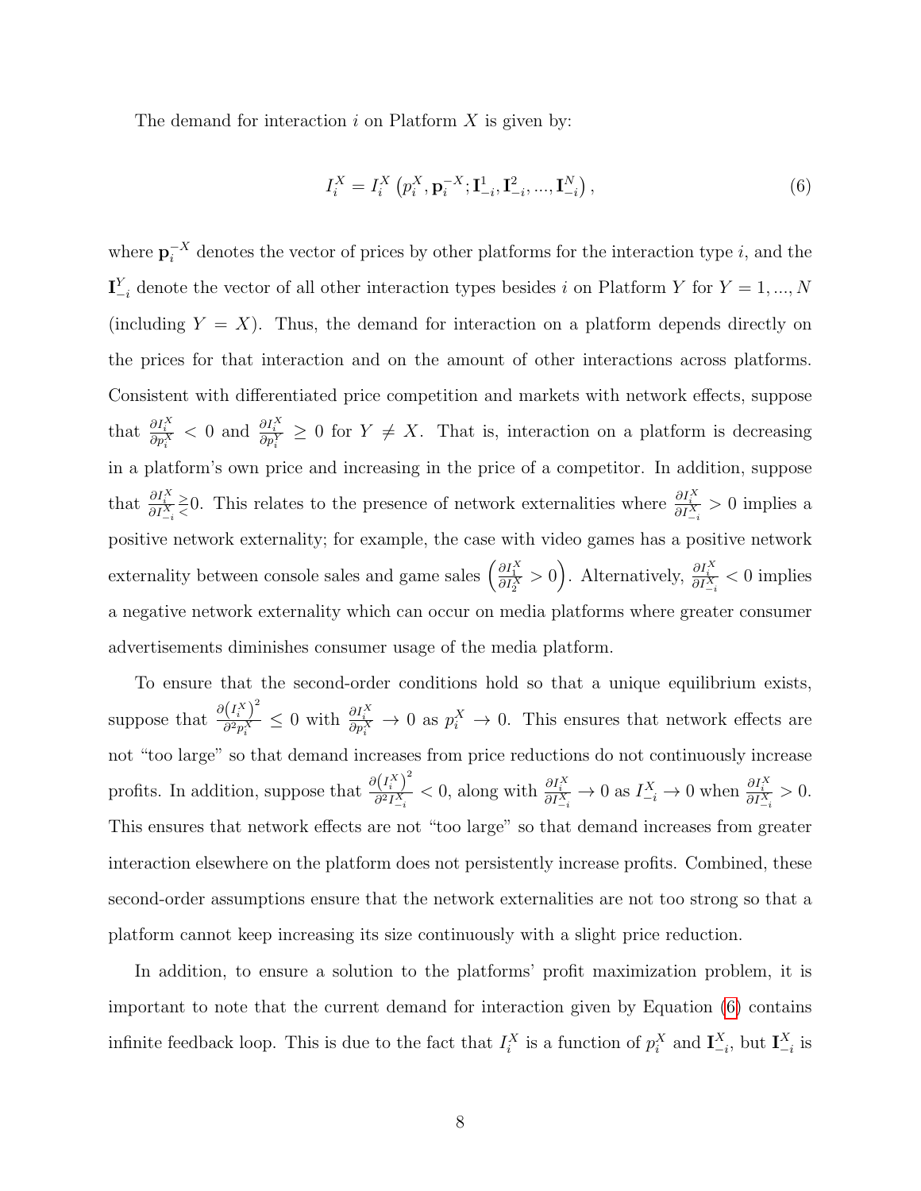The demand for interaction $i$ on Platform $X$ is given by:

$$I_i^X = I_i^X \left( p_i^X, \mathbf{p}_i^{-X}; \mathbf{I}_{-i}^1, \mathbf{I}_{-i}^2, ..., \mathbf{I}_{-i}^N \right), \tag{6}$$

where $\mathbf{p}_i^{-X}$ denotes the vector of prices by other platforms for the interaction type $i$, and the $\mathbf{I}_{-i}^Y$ denote the vector of all other interaction types besides $i$ on Platform $Y$ for $Y = 1, ..., N$ (including $Y = X$). Thus, the demand for interaction on a platform depends directly on the prices for that interaction and on the amount of other interactions across platforms. Consistent with differentiated price competition and markets with network effects, suppose that $\frac{\partial I_i^X}{\partial p_i^X} < 0$ and $\frac{\partial I_i^X}{\partial p_i^Y} \geq 0$ for $Y \neq X$. That is, interaction on a platform is decreasing in a platform's own price and increasing in the price of a competitor. In addition, suppose that $\frac{\partial I_i^X}{\partial I_{-i}^X} \gtreqless 0$. This relates to the presence of network externalities where $\frac{\partial I_i^X}{\partial I_{-i}^X} > 0$ implies a positive network externality; for example, the case with video games has a positive network externality between console sales and game sales $\left( \frac{\partial I_1^X}{\partial I_2^X} > 0 \right)$. Alternatively, $\frac{\partial I_i^X}{\partial I_{-i}^X} < 0$ implies a negative network externality which can occur on media platforms where greater consumer advertisements diminishes consumer usage of the media platform.

To ensure that the second-order conditions hold so that a unique equilibrium exists, suppose that $\frac{\partial \left( I_i^X \right)^2}{\partial^2 p_i^X} \leq 0$ with $\frac{\partial I_i^X}{\partial p_i^X} \to 0$ as $p_i^X \to 0$. This ensures that network effects are not "too large" so that demand increases from price reductions do not continuously increase profits. In addition, suppose that $\frac{\partial \left( I_i^X \right)^2}{\partial^2 I_{-i}^X} < 0$, along with $\frac{\partial I_i^X}{\partial I_{-i}^X} \to 0$ as $I_{-i}^X \to 0$ when $\frac{\partial I_i^X}{\partial I_{-i}^X} > 0$. This ensures that network effects are not "too large" so that demand increases from greater interaction elsewhere on the platform does not persistently increase profits. Combined, these second-order assumptions ensure that the network externalities are not too strong so that a platform cannot keep increasing its size continuously with a slight price reduction.

In addition, to ensure a solution to the platforms' profit maximization problem, it is important to note that the current demand for interaction given by Equation (6) contains infinite feedback loop. This is due to the fact that $I_i^X$ is a function of $p_i^X$ and $\mathbf{I}_{-i}^X$, but $\mathbf{I}_{-i}^X$ is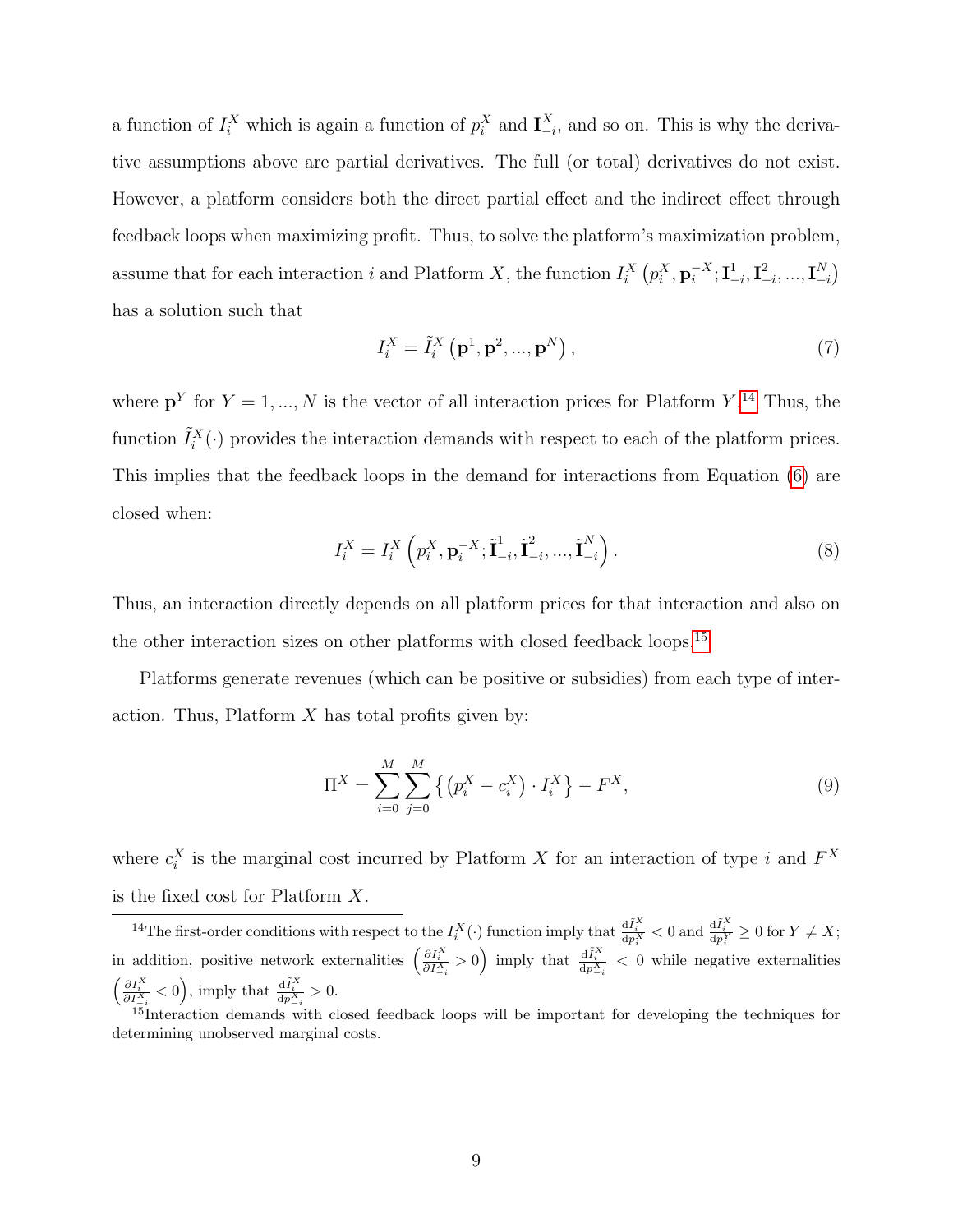a function of $I_i^X$ which is again a function of $p_i^X$ and $\mathbf{I}_{-i}^X$, and so on. This is why the derivative assumptions above are partial derivatives. The full (or total) derivatives do not exist. However, a platform considers both the direct partial effect and the indirect effect through feedback loops when maximizing profit. Thus, to solve the platform's maximization problem, assume that for each interaction $i$ and Platform $X$, the function $I_i^X\left(p_i^X, \mathbf{p}_i^{-X}; \mathbf{I}_{-i}^1, \mathbf{I}_{-i}^2, ..., \mathbf{I}_{-i}^N\right)$ has a solution such that

$$I_i^X = \tilde{I}_i^X\left(\mathbf{p}^1, \mathbf{p}^2, ..., \mathbf{p}^N\right), \tag{7}$$

where $\mathbf{p}^Y$ for $Y = 1, ..., N$ is the vector of all interaction prices for Platform $Y$.[14] Thus, the function $\tilde{I}_i^X(\cdot)$ provides the interaction demands with respect to each of the platform prices. This implies that the feedback loops in the demand for interactions from Equation (6) are closed when:

$$I_i^X = I_i^X\left(p_i^X, \mathbf{p}_i^{-X}; \tilde{\mathbf{I}}_{-i}^1, \tilde{\mathbf{I}}_{-i}^2, ..., \tilde{\mathbf{I}}_{-i}^N\right). \tag{8}$$

Thus, an interaction directly depends on all platform prices for that interaction and also on the other interaction sizes on other platforms with closed feedback loops.[15]

Platforms generate revenues (which can be positive or subsidies) from each type of interaction. Thus, Platform $X$ has total profits given by:

$$\Pi^X = \sum_{i=0}^{M}\sum_{j=0}^{M}\left\{\left(p_i^X - c_i^X\right)\cdot I_i^X\right\} - F^X, \tag{9}$$

where $c_i^X$ is the marginal cost incurred by Platform $X$ for an interaction of type $i$ and $F^X$ is the fixed cost for Platform $X$.

[14] The first-order conditions with respect to the $I_i^X(\cdot)$ function imply that $\frac{\mathrm{d}\tilde{I}_i^X}{\mathrm{d}p_i^X} < 0$ and $\frac{\mathrm{d}\tilde{I}_i^X}{\mathrm{d}p_i^Y} \geq 0$ for $Y \neq X$; in addition, positive network externalities $\left(\frac{\partial I_i^X}{\partial I_{-i}^X} > 0\right)$ imply that $\frac{\mathrm{d}\tilde{I}_i^X}{\mathrm{d}p_{-i}^X} < 0$ while negative externalities $\left(\frac{\partial I_i^X}{\partial I_{-i}^X} < 0\right)$, imply that $\frac{\mathrm{d}\tilde{I}_i^X}{\mathrm{d}p_{-i}^X} > 0$.

[15] Interaction demands with closed feedback loops will be important for developing the techniques for determining unobserved marginal costs.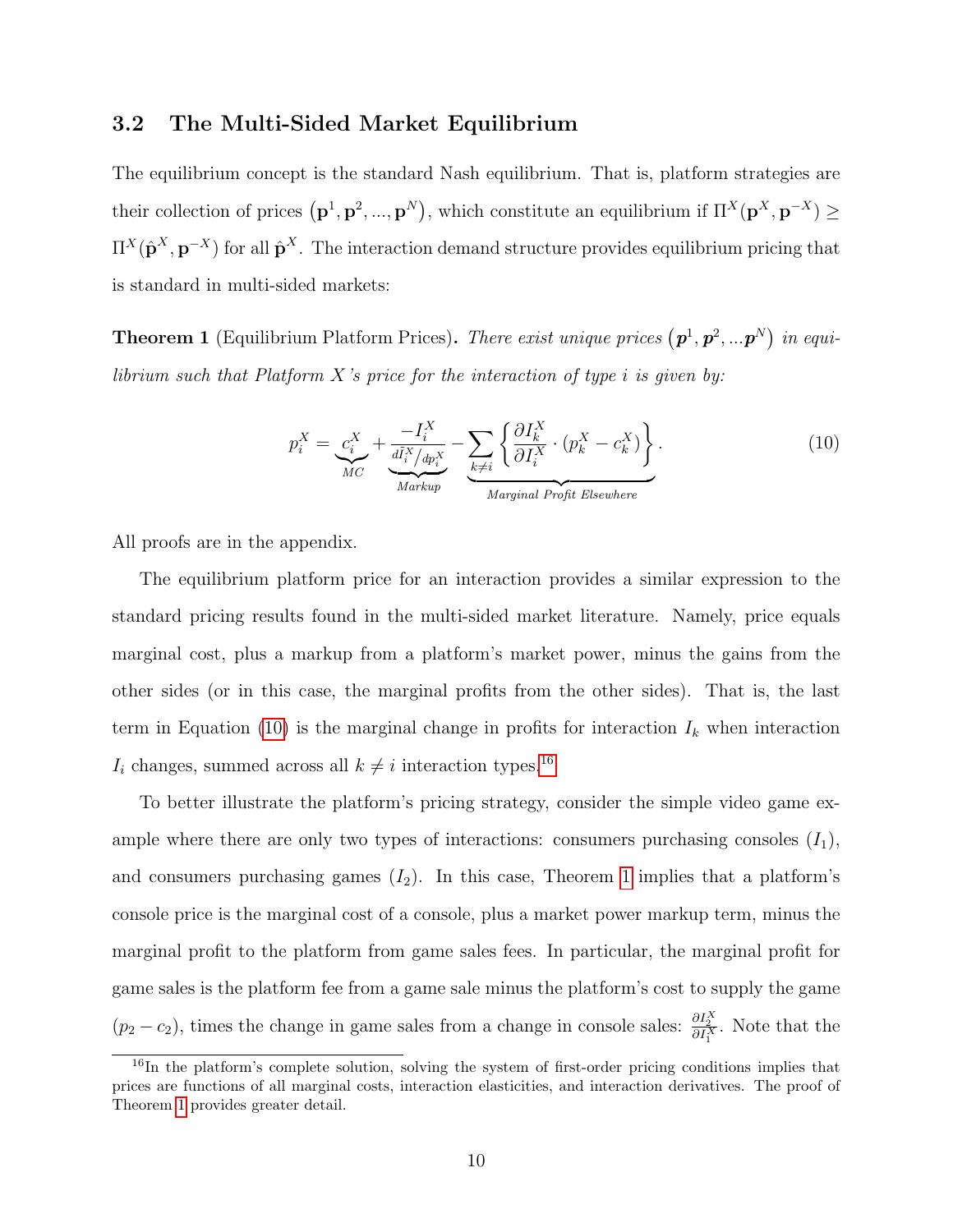### 3.2 The Multi-Sided Market Equilibrium

The equilibrium concept is the standard Nash equilibrium. That is, platform strategies are their collection of prices $(\mathbf{p}^1, \mathbf{p}^2, ..., \mathbf{p}^N)$, which constitute an equilibrium if $\Pi^X(\mathbf{p}^X, \mathbf{p}^{-X}) \geq \Pi^X(\hat{\mathbf{p}}^X, \mathbf{p}^{-X})$ for all $\hat{\mathbf{p}}^X$. The interaction demand structure provides equilibrium pricing that is standard in multi-sided markets:

**Theorem 1** (Equilibrium Platform Prices)**.** *There exist unique prices $(\boldsymbol{p}^1, \boldsymbol{p}^2, ...\boldsymbol{p}^N)$ in equilibrium such that Platform X's price for the interaction of type i is given by:*

$$p_i^X = \underbrace{c_i^X}_{MC} + \underbrace{\frac{-I_i^X}{dI_i^X/dp_i^X}}_{Markup} - \underbrace{\sum_{k \neq i} \left\{ \frac{\partial I_k^X}{\partial I_i^X} \cdot (p_k^X - c_k^X) \right\}}_{Marginal\ Profit\ Elsewhere}. \tag{10}$$

All proofs are in the appendix.

The equilibrium platform price for an interaction provides a similar expression to the standard pricing results found in the multi-sided market literature. Namely, price equals marginal cost, plus a markup from a platform's market power, minus the gains from the other sides (or in this case, the marginal profits from the other sides). That is, the last term in Equation (10) is the marginal change in profits for interaction $I_k$ when interaction $I_i$ changes, summed across all $k \neq i$ interaction types.[16]

To better illustrate the platform's pricing strategy, consider the simple video game example where there are only two types of interactions: consumers purchasing consoles ($I_1$), and consumers purchasing games ($I_2$). In this case, Theorem 1 implies that a platform's console price is the marginal cost of a console, plus a market power markup term, minus the marginal profit to the platform from game sales fees. In particular, the marginal profit for game sales is the platform fee from a game sale minus the platform's cost to supply the game $(p_2 - c_2)$, times the change in game sales from a change in console sales: $\frac{\partial I_2^X}{\partial I_1^X}$. Note that the

[16] In the platform's complete solution, solving the system of first-order pricing conditions implies that prices are functions of all marginal costs, interaction elasticities, and interaction derivatives. The proof of Theorem 1 provides greater detail.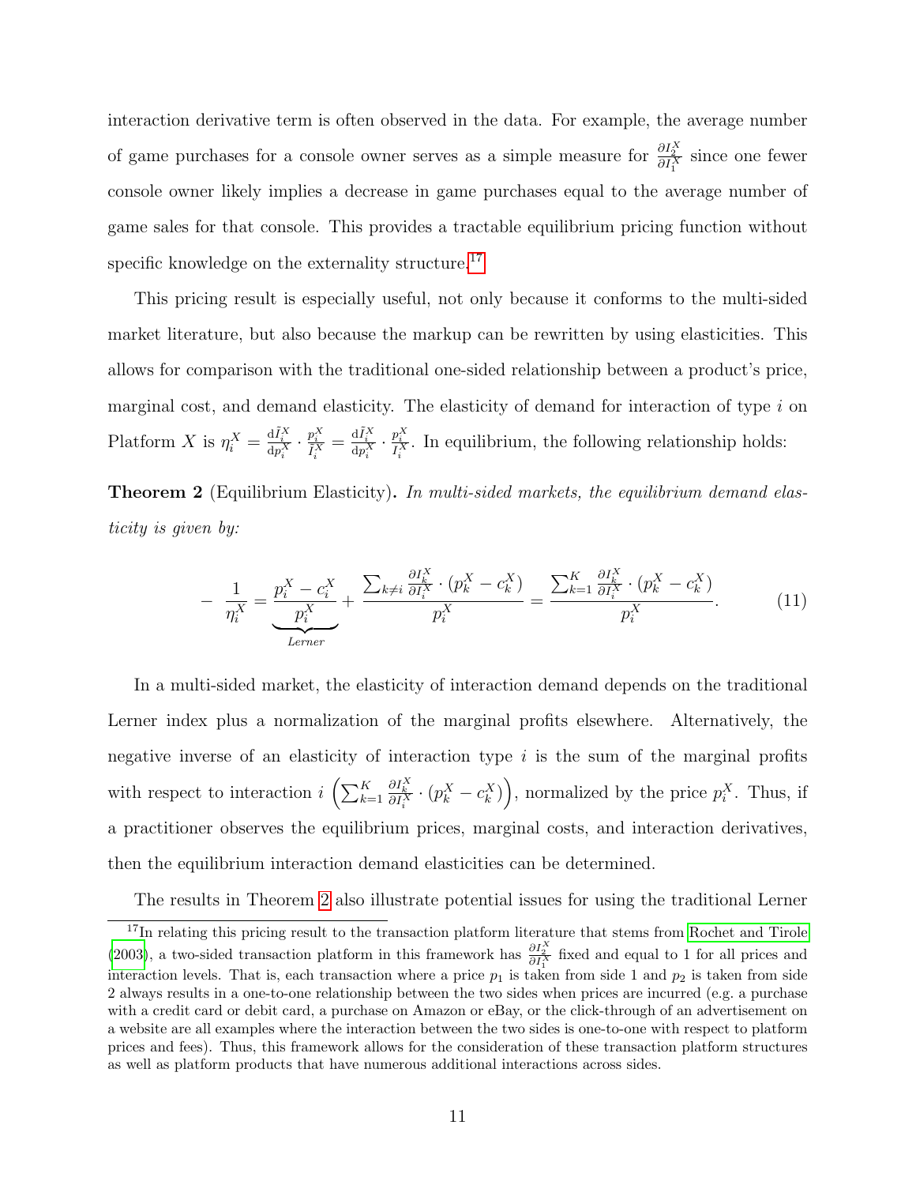interaction derivative term is often observed in the data. For example, the average number of game purchases for a console owner serves as a simple measure for $\frac{\partial I_2^X}{\partial I_1^X}$ since one fewer console owner likely implies a decrease in game purchases equal to the average number of game sales for that console. This provides a tractable equilibrium pricing function without specific knowledge on the externality structure.[17]

This pricing result is especially useful, not only because it conforms to the multi-sided market literature, but also because the markup can be rewritten by using elasticities. This allows for comparison with the traditional one-sided relationship between a product's price, marginal cost, and demand elasticity. The elasticity of demand for interaction of type $i$ on Platform $X$ is $\eta_i^X = \frac{\mathrm{d}\tilde{I}_i^X}{\mathrm{d}p_i^X} \cdot \frac{p_i^X}{\tilde{I}_i^X} = \frac{\mathrm{d}\tilde{I}_i^X}{\mathrm{d}p_i^X} \cdot \frac{p_i^X}{I_i^X}$. In equilibrium, the following relationship holds:

**Theorem 2** (Equilibrium Elasticity)**.** *In multi-sided markets, the equilibrium demand elasticity is given by:*

$$-\frac{1}{\eta_i^X} = \underbrace{\frac{p_i^X - c_i^X}{p_i^X}}_{\text{Lerner}} + \frac{\sum_{k \neq i} \frac{\partial I_k^X}{\partial I_i^X} \cdot (p_k^X - c_k^X)}{p_i^X} = \frac{\sum_{k=1}^{K} \frac{\partial I_k^X}{\partial I_i^X} \cdot (p_k^X - c_k^X)}{p_i^X}. \tag{11}$$

In a multi-sided market, the elasticity of interaction demand depends on the traditional Lerner index plus a normalization of the marginal profits elsewhere. Alternatively, the negative inverse of an elasticity of interaction type $i$ is the sum of the marginal profits with respect to interaction $i$ $\left(\sum_{k=1}^{K} \frac{\partial I_k^X}{\partial I_i^X} \cdot (p_k^X - c_k^X)\right)$, normalized by the price $p_i^X$. Thus, if a practitioner observes the equilibrium prices, marginal costs, and interaction derivatives, then the equilibrium interaction demand elasticities can be determined.

The results in Theorem 2 also illustrate potential issues for using the traditional Lerner

[17] In relating this pricing result to the transaction platform literature that stems from Rochet and Tirole (2003), a two-sided transaction platform in this framework has $\frac{\partial I_2^X}{\partial I_1^X}$ fixed and equal to 1 for all prices and interaction levels. That is, each transaction where a price $p_1$ is taken from side 1 and $p_2$ is taken from side 2 always results in a one-to-one relationship between the two sides when prices are incurred (e.g. a purchase with a credit card or debit card, a purchase on Amazon or eBay, or the click-through of an advertisement on a website are all examples where the interaction between the two sides is one-to-one with respect to platform prices and fees). Thus, this framework allows for the consideration of these transaction platform structures as well as platform products that have numerous additional interactions across sides.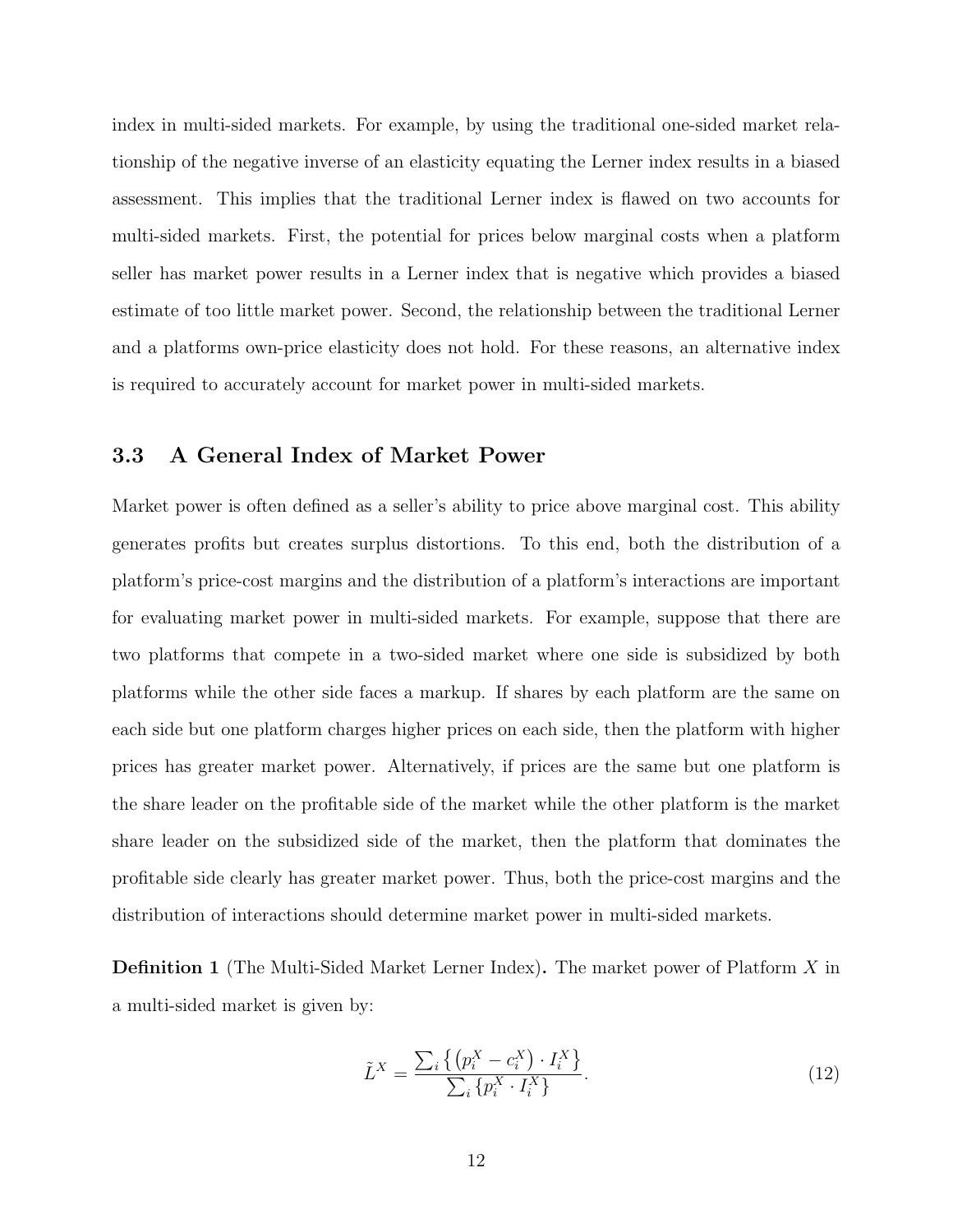index in multi-sided markets. For example, by using the traditional one-sided market relationship of the negative inverse of an elasticity equating the Lerner index results in a biased assessment. This implies that the traditional Lerner index is flawed on two accounts for multi-sided markets. First, the potential for prices below marginal costs when a platform seller has market power results in a Lerner index that is negative which provides a biased estimate of too little market power. Second, the relationship between the traditional Lerner and a platforms own-price elasticity does not hold. For these reasons, an alternative index is required to accurately account for market power in multi-sided markets.

### 3.3 A General Index of Market Power

Market power is often defined as a seller's ability to price above marginal cost. This ability generates profits but creates surplus distortions. To this end, both the distribution of a platform's price-cost margins and the distribution of a platform's interactions are important for evaluating market power in multi-sided markets. For example, suppose that there are two platforms that compete in a two-sided market where one side is subsidized by both platforms while the other side faces a markup. If shares by each platform are the same on each side but one platform charges higher prices on each side, then the platform with higher prices has greater market power. Alternatively, if prices are the same but one platform is the share leader on the profitable side of the market while the other platform is the market share leader on the subsidized side of the market, then the platform that dominates the profitable side clearly has greater market power. Thus, both the price-cost margins and the distribution of interactions should determine market power in multi-sided markets.

**Definition 1** (The Multi-Sided Market Lerner Index)**.** The market power of Platform $X$ in a multi-sided market is given by:

$$\tilde{L}^X = \frac{\sum_i \left\{ \left( p_i^X - c_i^X \right) \cdot I_i^X \right\}}{\sum_i \left\{ p_i^X \cdot I_i^X \right\}}. \tag{12}$$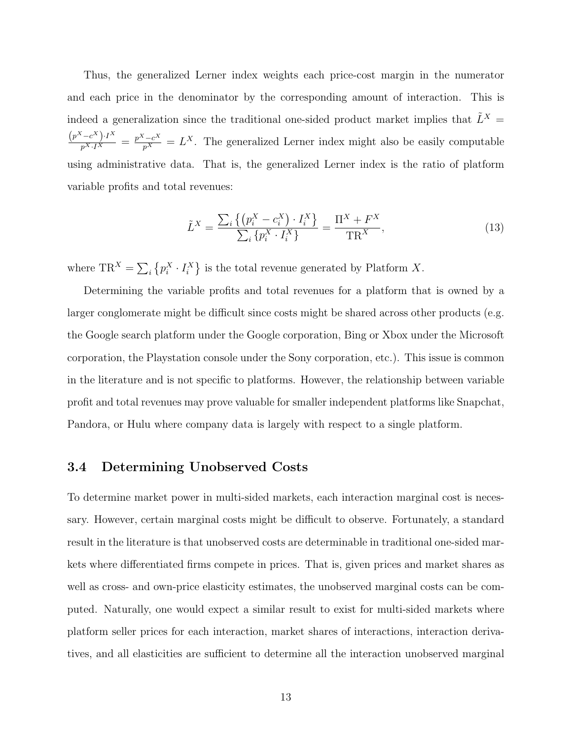Thus, the generalized Lerner index weights each price-cost margin in the numerator and each price in the denominator by the corresponding amount of interaction. This is indeed a generalization since the traditional one-sided product market implies that $\tilde{L}^X = \frac{(p^X - c^X) \cdot I^X}{p^X \cdot I^X} = \frac{p^X - c^X}{p^X} = L^X$. The generalized Lerner index might also be easily computable using administrative data. That is, the generalized Lerner index is the ratio of platform variable profits and total revenues:

$$\tilde{L}^X = \frac{\sum_i \left\{ \left( p_i^X - c_i^X \right) \cdot I_i^X \right\}}{\sum_i \left\{ p_i^X \cdot I_i^X \right\}} = \frac{\Pi^X + F^X}{\text{TR}^X}, \tag{13}$$

where $\text{TR}^X = \sum_i \left\{ p_i^X \cdot I_i^X \right\}$ is the total revenue generated by Platform $X$.

Determining the variable profits and total revenues for a platform that is owned by a larger conglomerate might be difficult since costs might be shared across other products (e.g. the Google search platform under the Google corporation, Bing or Xbox under the Microsoft corporation, the Playstation console under the Sony corporation, etc.). This issue is common in the literature and is not specific to platforms. However, the relationship between variable profit and total revenues may prove valuable for smaller independent platforms like Snapchat, Pandora, or Hulu where company data is largely with respect to a single platform.

### 3.4 Determining Unobserved Costs

To determine market power in multi-sided markets, each interaction marginal cost is necessary. However, certain marginal costs might be difficult to observe. Fortunately, a standard result in the literature is that unobserved costs are determinable in traditional one-sided markets where differentiated firms compete in prices. That is, given prices and market shares as well as cross- and own-price elasticity estimates, the unobserved marginal costs can be computed. Naturally, one would expect a similar result to exist for multi-sided markets where platform seller prices for each interaction, market shares of interactions, interaction derivatives, and all elasticities are sufficient to determine all the interaction unobserved marginal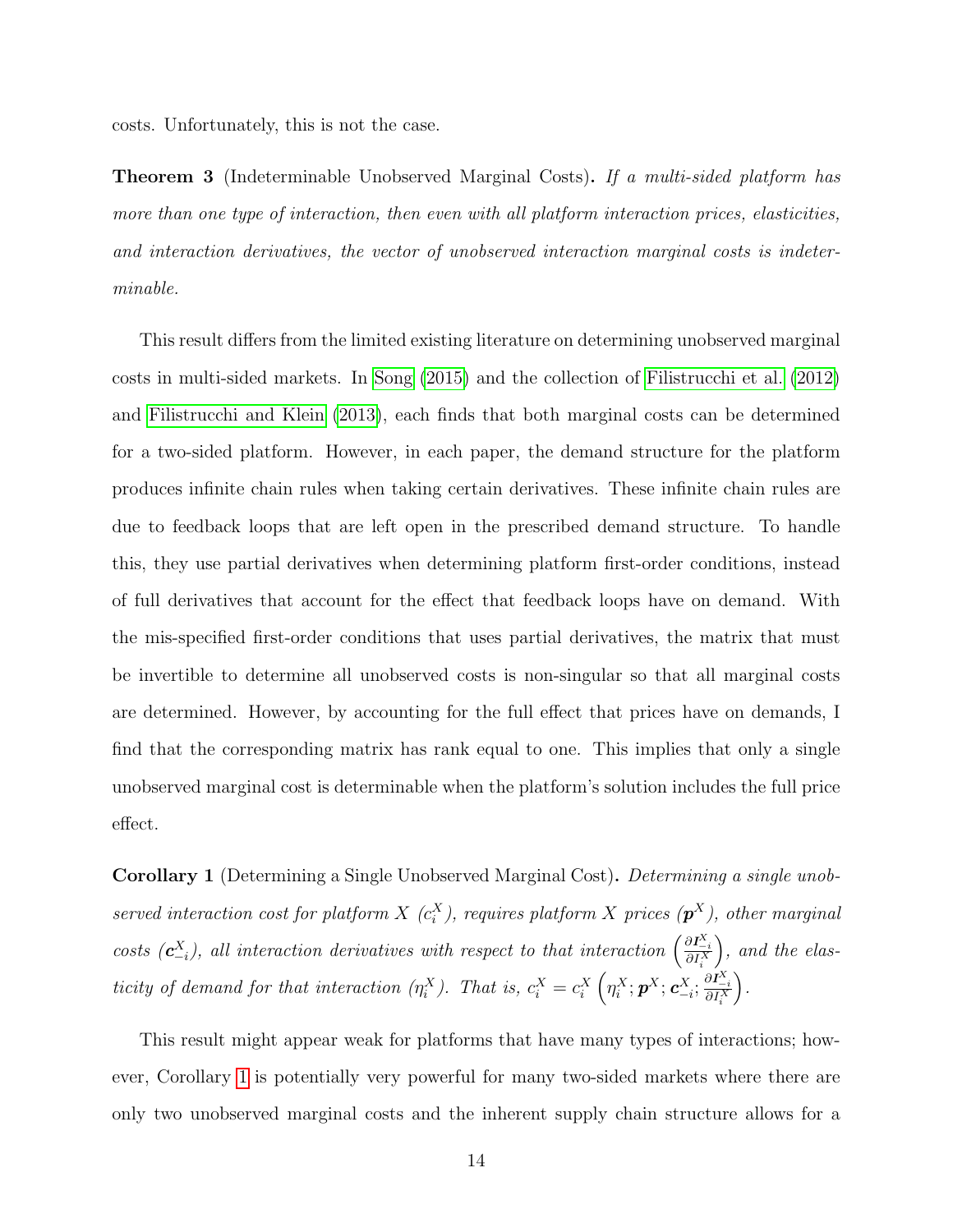costs. Unfortunately, this is not the case.

**Theorem 3** (Indeterminable Unobserved Marginal Costs)**.** *If a multi-sided platform has more than one type of interaction, then even with all platform interaction prices, elasticities, and interaction derivatives, the vector of unobserved interaction marginal costs is indeterminable.*

This result differs from the limited existing literature on determining unobserved marginal costs in multi-sided markets. In Song (2015) and the collection of Filistrucchi et al. (2012) and Filistrucchi and Klein (2013), each finds that both marginal costs can be determined for a two-sided platform. However, in each paper, the demand structure for the platform produces infinite chain rules when taking certain derivatives. These infinite chain rules are due to feedback loops that are left open in the prescribed demand structure. To handle this, they use partial derivatives when determining platform first-order conditions, instead of full derivatives that account for the effect that feedback loops have on demand. With the mis-specified first-order conditions that uses partial derivatives, the matrix that must be invertible to determine all unobserved costs is non-singular so that all marginal costs are determined. However, by accounting for the full effect that prices have on demands, I find that the corresponding matrix has rank equal to one. This implies that only a single unobserved marginal cost is determinable when the platform's solution includes the full price effect.

**Corollary 1** (Determining a Single Unobserved Marginal Cost)**.** *Determining a single unobserved interaction cost for platform X ($c_i^X$), requires platform X prices ($\boldsymbol{p}^X$), other marginal costs ($\boldsymbol{c}_{-i}^X$), all interaction derivatives with respect to that interaction $\left(\frac{\partial \boldsymbol{I}_{-i}^X}{\partial I_i^X}\right)$, and the elasticity of demand for that interaction ($\eta_i^X$). That is, $c_i^X = c_i^X\left(\eta_i^X; \boldsymbol{p}^X; \boldsymbol{c}_{-i}^X; \frac{\partial \boldsymbol{I}_{-i}^X}{\partial I_i^X}\right)$.*

This result might appear weak for platforms that have many types of interactions; however, Corollary 1 is potentially very powerful for many two-sided markets where there are only two unobserved marginal costs and the inherent supply chain structure allows for a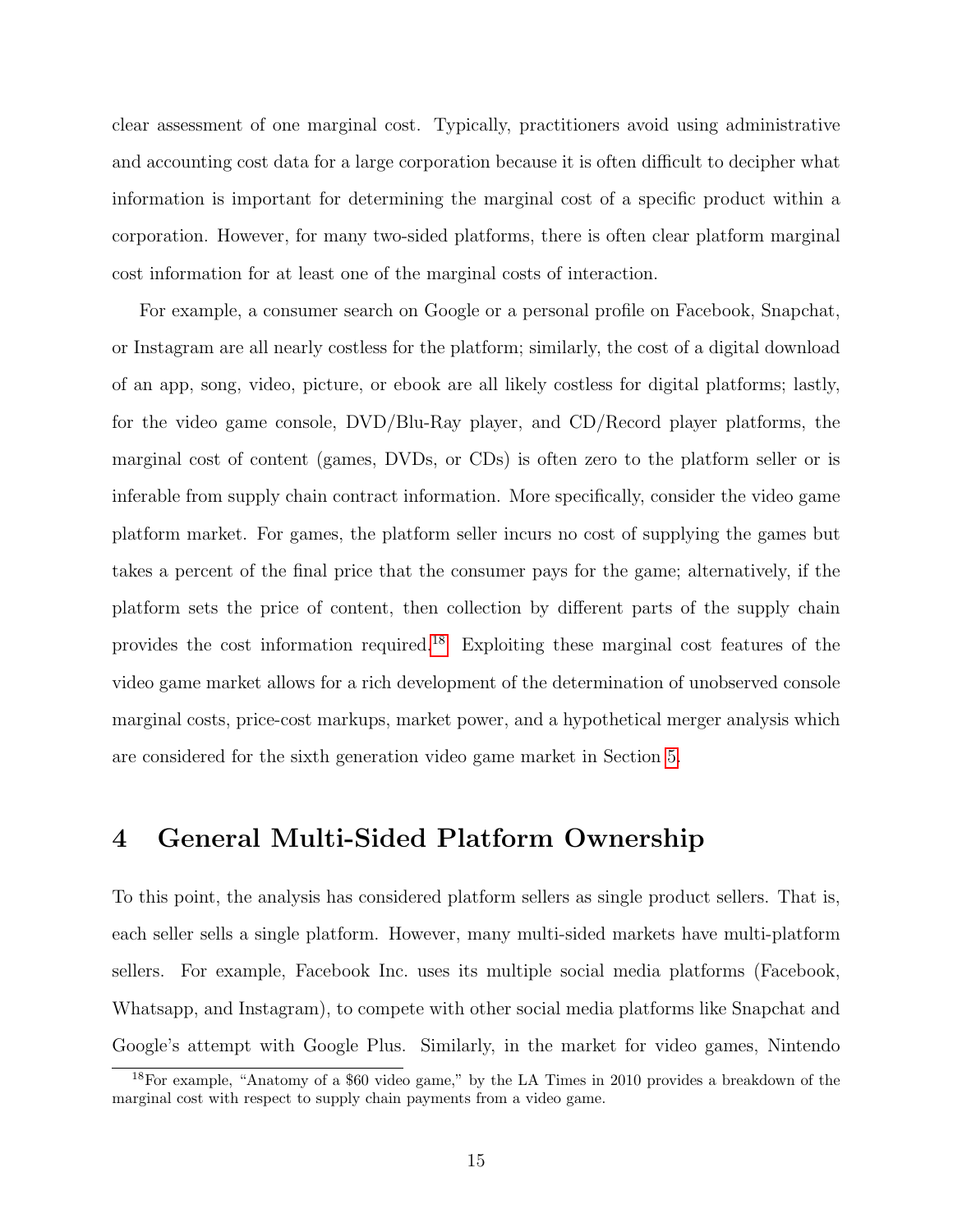clear assessment of one marginal cost. Typically, practitioners avoid using administrative and accounting cost data for a large corporation because it is often difficult to decipher what information is important for determining the marginal cost of a specific product within a corporation. However, for many two-sided platforms, there is often clear platform marginal cost information for at least one of the marginal costs of interaction.

For example, a consumer search on Google or a personal profile on Facebook, Snapchat, or Instagram are all nearly costless for the platform; similarly, the cost of a digital download of an app, song, video, picture, or ebook are all likely costless for digital platforms; lastly, for the video game console, DVD/Blu-Ray player, and CD/Record player platforms, the marginal cost of content (games, DVDs, or CDs) is often zero to the platform seller or is inferable from supply chain contract information. More specifically, consider the video game platform market. For games, the platform seller incurs no cost of supplying the games but takes a percent of the final price that the consumer pays for the game; alternatively, if the platform sets the price of content, then collection by different parts of the supply chain provides the cost information required.[18] Exploiting these marginal cost features of the video game market allows for a rich development of the determination of unobserved console marginal costs, price-cost markups, market power, and a hypothetical merger analysis which are considered for the sixth generation video game market in Section 5.

# 4 General Multi-Sided Platform Ownership

To this point, the analysis has considered platform sellers as single product sellers. That is, each seller sells a single platform. However, many multi-sided markets have multi-platform sellers. For example, Facebook Inc. uses its multiple social media platforms (Facebook, Whatsapp, and Instagram), to compete with other social media platforms like Snapchat and Google's attempt with Google Plus. Similarly, in the market for video games, Nintendo

[18] For example, "Anatomy of a $60 video game," by the LA Times in 2010 provides a breakdown of the marginal cost with respect to supply chain payments from a video game.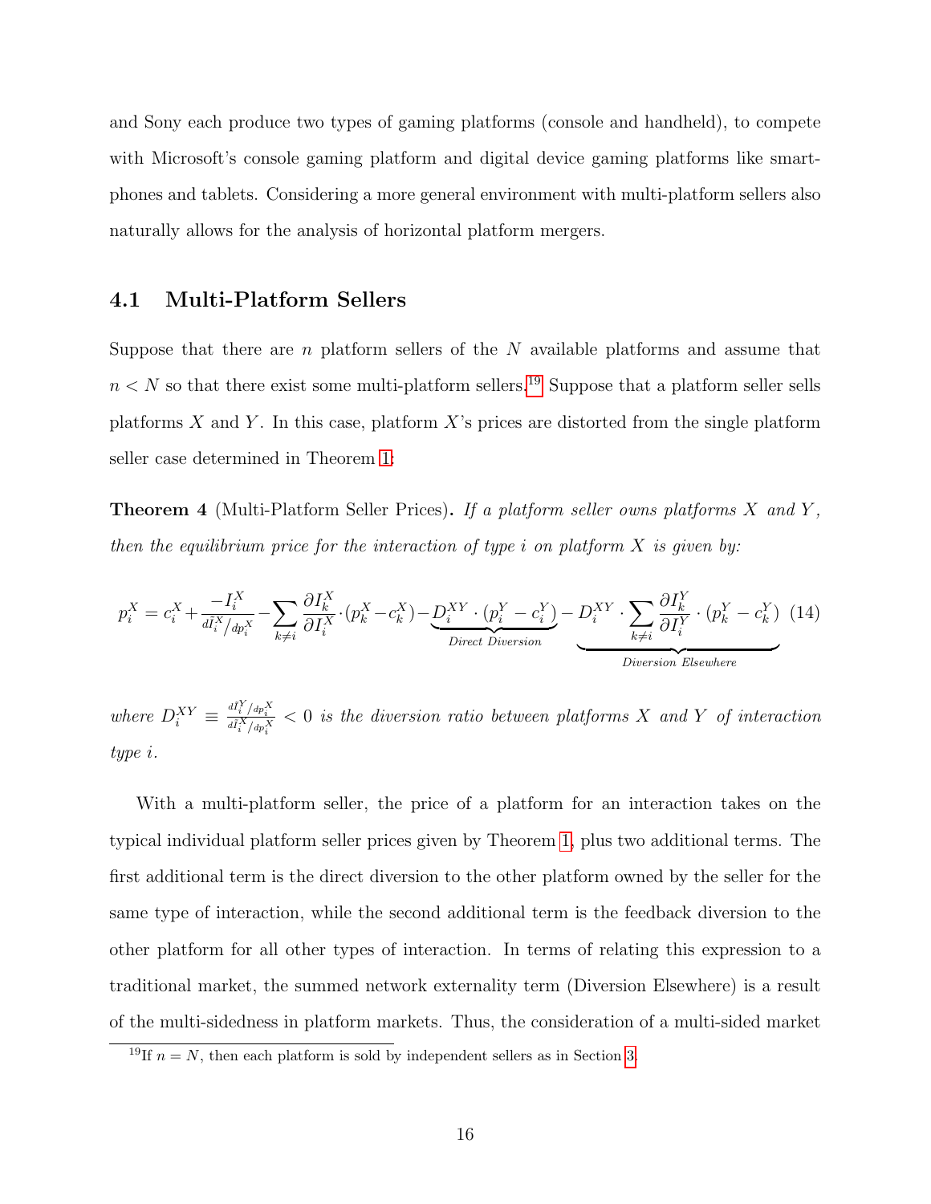and Sony each produce two types of gaming platforms (console and handheld), to compete with Microsoft's console gaming platform and digital device gaming platforms like smartphones and tablets. Considering a more general environment with multi-platform sellers also naturally allows for the analysis of horizontal platform mergers.

## 4.1 Multi-Platform Sellers

Suppose that there are $n$ platform sellers of the $N$ available platforms and assume that $n < N$ so that there exist some multi-platform sellers.[19] Suppose that a platform seller sells platforms $X$ and $Y$. In this case, platform $X$'s prices are distorted from the single platform seller case determined in Theorem 1:

**Theorem 4** (Multi-Platform Seller Prices)**.** *If a platform seller owns platforms $X$ and $Y$, then the equilibrium price for the interaction of type $i$ on platform $X$ is given by:*

$$p_i^X = c_i^X + \frac{-I_i^X}{dI_i^X/dp_i^X} - \sum_{k \neq i} \frac{\partial I_k^X}{\partial I_i^X} \cdot (p_k^X - c_k^X) - \underbrace{D_i^{XY} \cdot (p_i^Y - c_i^Y)}_{\text{Direct Diversion}} - \underbrace{D_i^{XY} \cdot \sum_{k \neq i} \frac{\partial I_k^Y}{\partial I_i^Y} \cdot (p_k^Y - c_k^Y)}_{\text{Diversion Elsewhere}} \quad (14)$$

*where $D_i^{XY} \equiv \frac{dI_i^Y/dp_i^X}{dI_i^X/dp_i^X} < 0$ is the diversion ratio between platforms $X$ and $Y$ of interaction type $i$.*

With a multi-platform seller, the price of a platform for an interaction takes on the typical individual platform seller prices given by Theorem 1, plus two additional terms. The first additional term is the direct diversion to the other platform owned by the seller for the same type of interaction, while the second additional term is the feedback diversion to the other platform for all other types of interaction. In terms of relating this expression to a traditional market, the summed network externality term (Diversion Elsewhere) is a result of the multi-sidedness in platform markets. Thus, the consideration of a multi-sided market

[19] If $n = N$, then each platform is sold by independent sellers as in Section 3.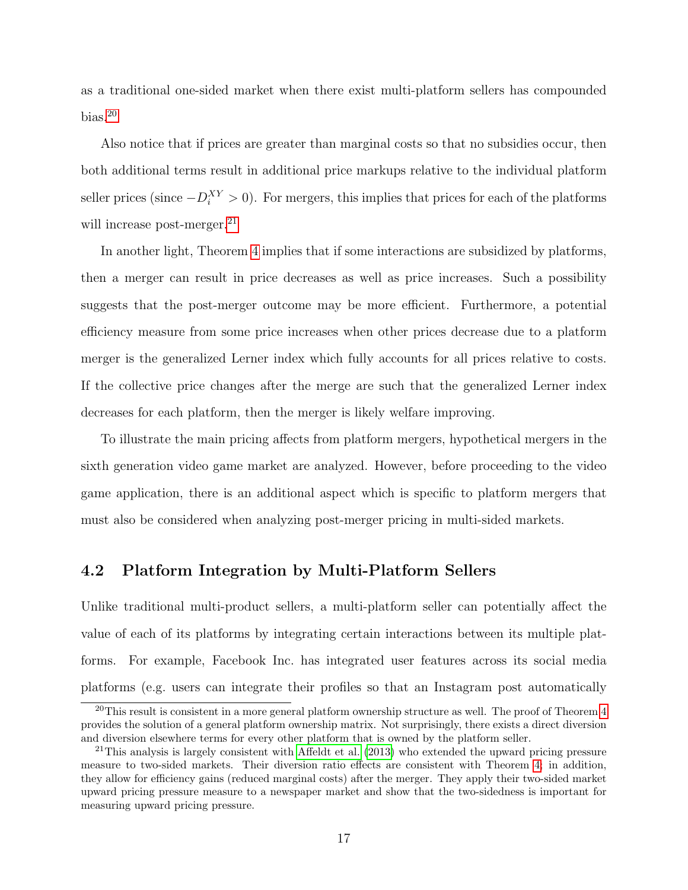as a traditional one-sided market when there exist multi-platform sellers has compounded bias.[20]

Also notice that if prices are greater than marginal costs so that no subsidies occur, then both additional terms result in additional price markups relative to the individual platform seller prices (since $-D_i^{XY} > 0$). For mergers, this implies that prices for each of the platforms will increase post-merger.[21]

In another light, Theorem 4 implies that if some interactions are subsidized by platforms, then a merger can result in price decreases as well as price increases. Such a possibility suggests that the post-merger outcome may be more efficient. Furthermore, a potential efficiency measure from some price increases when other prices decrease due to a platform merger is the generalized Lerner index which fully accounts for all prices relative to costs. If the collective price changes after the merge are such that the generalized Lerner index decreases for each platform, then the merger is likely welfare improving.

To illustrate the main pricing affects from platform mergers, hypothetical mergers in the sixth generation video game market are analyzed. However, before proceeding to the video game application, there is an additional aspect which is specific to platform mergers that must also be considered when analyzing post-merger pricing in multi-sided markets.

## 4.2 Platform Integration by Multi-Platform Sellers

Unlike traditional multi-product sellers, a multi-platform seller can potentially affect the value of each of its platforms by integrating certain interactions between its multiple platforms. For example, Facebook Inc. has integrated user features across its social media platforms (e.g. users can integrate their profiles so that an Instagram post automatically

[20] This result is consistent in a more general platform ownership structure as well. The proof of Theorem 4 provides the solution of a general platform ownership matrix. Not surprisingly, there exists a direct diversion and diversion elsewhere terms for every other platform that is owned by the platform seller.

[21] This analysis is largely consistent with Affeldt et al. (2013) who extended the upward pricing pressure measure to two-sided markets. Their diversion ratio effects are consistent with Theorem 4; in addition, they allow for efficiency gains (reduced marginal costs) after the merger. They apply their two-sided market upward pricing pressure measure to a newspaper market and show that the two-sidedness is important for measuring upward pricing pressure.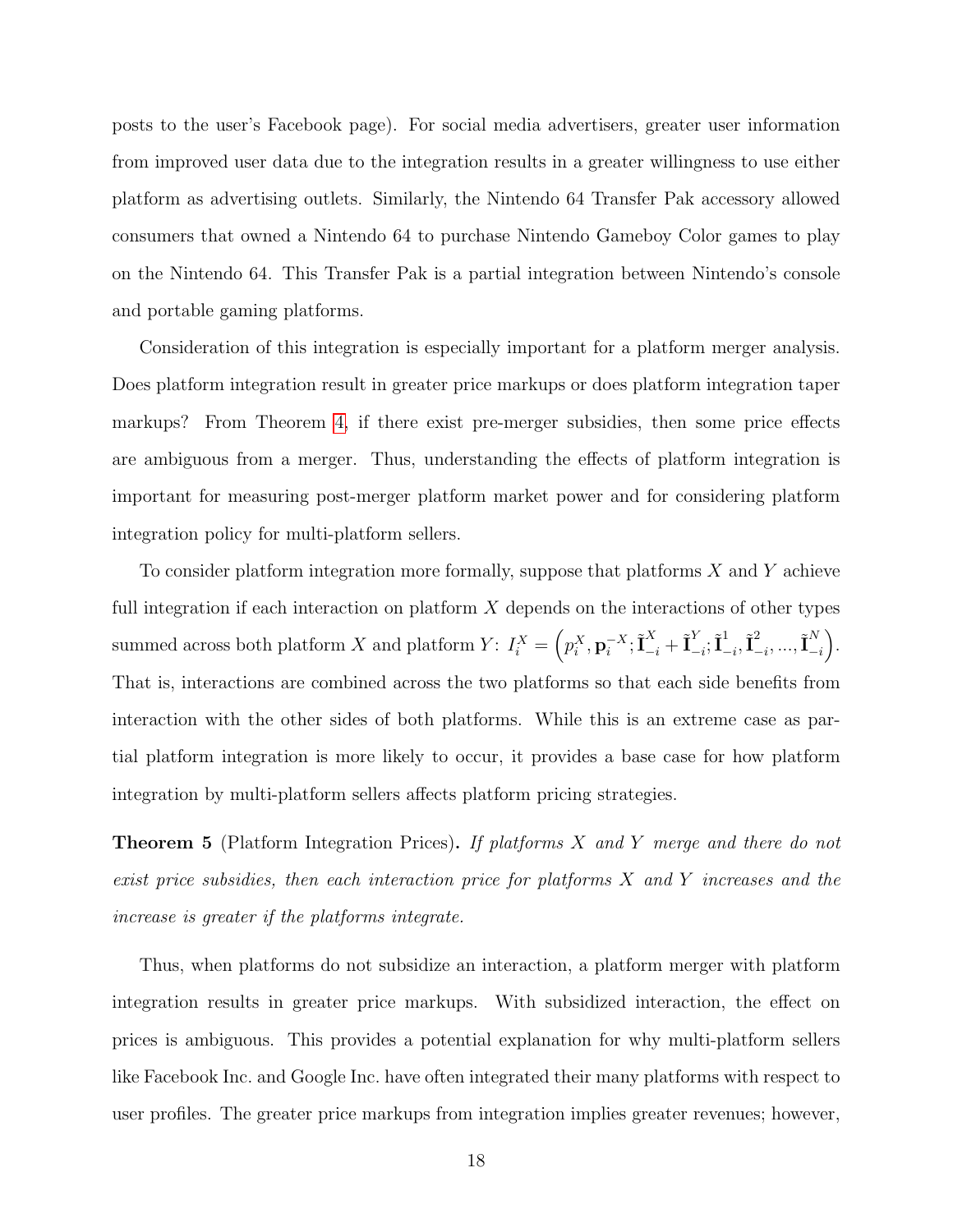posts to the user's Facebook page). For social media advertisers, greater user information from improved user data due to the integration results in a greater willingness to use either platform as advertising outlets. Similarly, the Nintendo 64 Transfer Pak accessory allowed consumers that owned a Nintendo 64 to purchase Nintendo Gameboy Color games to play on the Nintendo 64. This Transfer Pak is a partial integration between Nintendo's console and portable gaming platforms.

Consideration of this integration is especially important for a platform merger analysis. Does platform integration result in greater price markups or does platform integration taper markups? From Theorem 4, if there exist pre-merger subsidies, then some price effects are ambiguous from a merger. Thus, understanding the effects of platform integration is important for measuring post-merger platform market power and for considering platform integration policy for multi-platform sellers.

To consider platform integration more formally, suppose that platforms $X$ and $Y$ achieve full integration if each interaction on platform $X$ depends on the interactions of other types summed across both platform $X$ and platform $Y$: $I_i^X = \left(p_i^X, \mathbf{p}_i^{-X}; \tilde{\mathbf{I}}_{-i}^X + \tilde{\mathbf{I}}_{-i}^Y; \tilde{\mathbf{I}}_{-i}^1, \tilde{\mathbf{I}}_{-i}^2, ..., \tilde{\mathbf{I}}_{-i}^N\right)$. That is, interactions are combined across the two platforms so that each side benefits from interaction with the other sides of both platforms. While this is an extreme case as partial platform integration is more likely to occur, it provides a base case for how platform integration by multi-platform sellers affects platform pricing strategies.

**Theorem 5** (Platform Integration Prices). *If platforms $X$ and $Y$ merge and there do not exist price subsidies, then each interaction price for platforms $X$ and $Y$ increases and the increase is greater if the platforms integrate.*

Thus, when platforms do not subsidize an interaction, a platform merger with platform integration results in greater price markups. With subsidized interaction, the effect on prices is ambiguous. This provides a potential explanation for why multi-platform sellers like Facebook Inc. and Google Inc. have often integrated their many platforms with respect to user profiles. The greater price markups from integration implies greater revenues; however,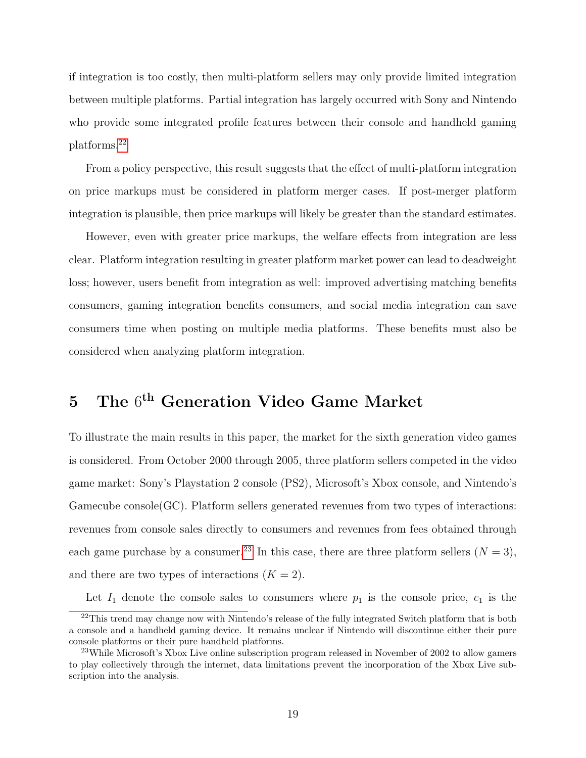if integration is too costly, then multi-platform sellers may only provide limited integration between multiple platforms. Partial integration has largely occurred with Sony and Nintendo who provide some integrated profile features between their console and handheld gaming platforms.[22]

From a policy perspective, this result suggests that the effect of multi-platform integration on price markups must be considered in platform merger cases. If post-merger platform integration is plausible, then price markups will likely be greater than the standard estimates.

However, even with greater price markups, the welfare effects from integration are less clear. Platform integration resulting in greater platform market power can lead to deadweight loss; however, users benefit from integration as well: improved advertising matching benefits consumers, gaming integration benefits consumers, and social media integration can save consumers time when posting on multiple media platforms. These benefits must also be considered when analyzing platform integration.

# 5 The 6$^{\text{th}}$ Generation Video Game Market

To illustrate the main results in this paper, the market for the sixth generation video games is considered. From October 2000 through 2005, three platform sellers competed in the video game market: Sony's Playstation 2 console (PS2), Microsoft's Xbox console, and Nintendo's Gamecube console(GC). Platform sellers generated revenues from two types of interactions: revenues from console sales directly to consumers and revenues from fees obtained through each game purchase by a consumer.[23] In this case, there are three platform sellers ($N = 3$), and there are two types of interactions ($K = 2$).

Let $I_1$ denote the console sales to consumers where $p_1$ is the console price, $c_1$ is the

[22] This trend may change now with Nintendo's release of the fully integrated Switch platform that is both a console and a handheld gaming device. It remains unclear if Nintendo will discontinue either their pure console platforms or their pure handheld platforms.

[23] While Microsoft's Xbox Live online subscription program released in November of 2002 to allow gamers to play collectively through the internet, data limitations prevent the incorporation of the Xbox Live subscription into the analysis.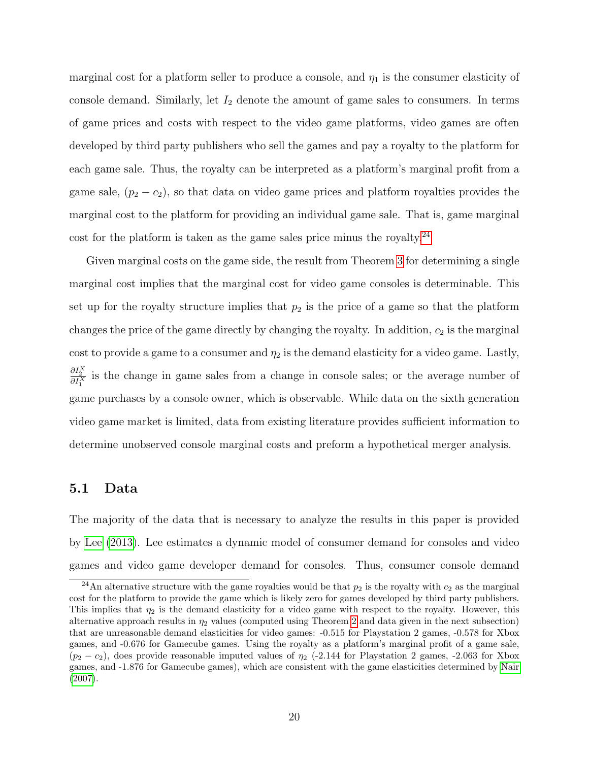marginal cost for a platform seller to produce a console, and $\eta_1$ is the consumer elasticity of console demand. Similarly, let $I_2$ denote the amount of game sales to consumers. In terms of game prices and costs with respect to the video game platforms, video games are often developed by third party publishers who sell the games and pay a royalty to the platform for each game sale. Thus, the royalty can be interpreted as a platform's marginal profit from a game sale, $(p_2 - c_2)$, so that data on video game prices and platform royalties provides the marginal cost to the platform for providing an individual game sale. That is, game marginal cost for the platform is taken as the game sales price minus the royalty.[24]

Given marginal costs on the game side, the result from Theorem 3 for determining a single marginal cost implies that the marginal cost for video game consoles is determinable. This set up for the royalty structure implies that $p_2$ is the price of a game so that the platform changes the price of the game directly by changing the royalty. In addition, $c_2$ is the marginal cost to provide a game to a consumer and $\eta_2$ is the demand elasticity for a video game. Lastly, $\frac{\partial I_2^X}{\partial I_1^X}$ is the change in game sales from a change in console sales; or the average number of game purchases by a console owner, which is observable. While data on the sixth generation video game market is limited, data from existing literature provides sufficient information to determine unobserved console marginal costs and preform a hypothetical merger analysis.

### 5.1 Data

The majority of the data that is necessary to analyze the results in this paper is provided by Lee (2013). Lee estimates a dynamic model of consumer demand for consoles and video games and video game developer demand for consoles. Thus, consumer console demand

[24] An alternative structure with the game royalties would be that $p_2$ is the royalty with $c_2$ as the marginal cost for the platform to provide the game which is likely zero for games developed by third party publishers. This implies that $\eta_2$ is the demand elasticity for a video game with respect to the royalty. However, this alternative approach results in $\eta_2$ values (computed using Theorem 2 and data given in the next subsection) that are unreasonable demand elasticities for video games: -0.515 for Playstation 2 games, -0.578 for Xbox games, and -0.676 for Gamecube games. Using the royalty as a platform's marginal profit of a game sale, $(p_2 - c_2)$, does provide reasonable imputed values of $\eta_2$ (-2.144 for Playstation 2 games, -2.063 for Xbox games, and -1.876 for Gamecube games), which are consistent with the game elasticities determined by Nair (2007).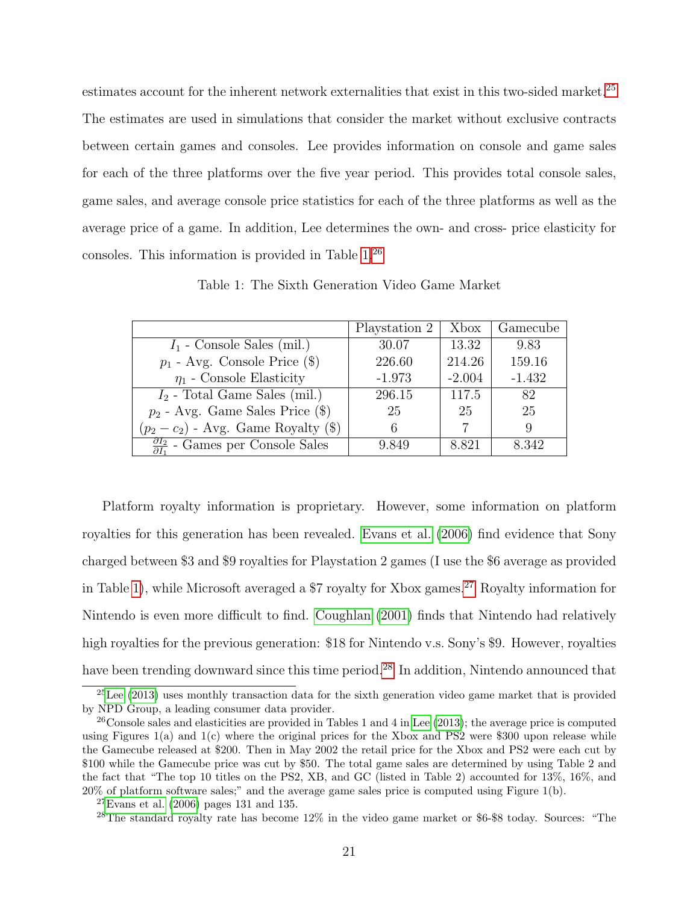estimates account for the inherent network externalities that exist in this two-sided market.[25] The estimates are used in simulations that consider the market without exclusive contracts between certain games and consoles. Lee provides information on console and game sales for each of the three platforms over the five year period. This provides total console sales, game sales, and average console price statistics for each of the three platforms as well as the average price of a game. In addition, Lee determines the own- and cross- price elasticity for consoles. This information is provided in Table 1.[26]

Table 1: The Sixth Generation Video Game Market

| | Playstation 2 | Xbox | Gamecube |
|---|---|---|---|
| $I_1$ - Console Sales (mil.) | 30.07 | 13.32 | 9.83 |
| $p_1$ - Avg. Console Price ($) | 226.60 | 214.26 | 159.16 |
| $\eta_1$ - Console Elasticity | -1.973 | -2.004 | -1.432 |
| $I_2$ - Total Game Sales (mil.) | 296.15 | 117.5 | 82 |
| $p_2$ - Avg. Game Sales Price ($) | 25 | 25 | 25 |
| $(p_2 - c_2)$ - Avg. Game Royalty ($) | 6 | 7 | 9 |
| $\frac{\partial I_2}{\partial I_1}$ - Games per Console Sales | 9.849 | 8.821 | 8.342 |

Platform royalty information is proprietary. However, some information on platform royalties for this generation has been revealed. Evans et al. (2006) find evidence that Sony charged between $3 and $9 royalties for Playstation 2 games (I use the $6 average as provided in Table 1), while Microsoft averaged a $7 royalty for Xbox games.[27] Royalty information for Nintendo is even more difficult to find. Coughlan (2001) finds that Nintendo had relatively high royalties for the previous generation: $18 for Nintendo v.s. Sony's $9. However, royalties have been trending downward since this time period.[28] In addition, Nintendo announced that

[25] Lee (2013) uses monthly transaction data for the sixth generation video game market that is provided by NPD Group, a leading consumer data provider.

[26] Console sales and elasticities are provided in Tables 1 and 4 in Lee (2013); the average price is computed using Figures 1(a) and 1(c) where the original prices for the Xbox and PS2 were $300 upon release while the Gamecube released at $200. Then in May 2002 the retail price for the Xbox and PS2 were each cut by $100 while the Gamecube price was cut by $50. The total game sales are determined by using Table 2 and the fact that "The top 10 titles on the PS2, XB, and GC (listed in Table 2) accounted for 13%, 16%, and 20% of platform software sales;" and the average game sales price is computed using Figure 1(b).

[27] Evans et al. (2006) pages 131 and 135.

[28] The standard royalty rate has become 12% in the video game market or $6-$8 today. Sources: "The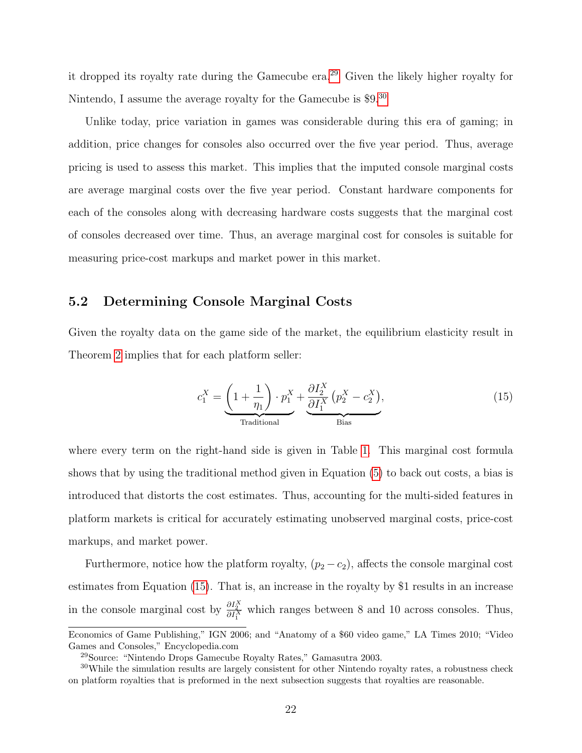it dropped its royalty rate during the Gamecube era.[29] Given the likely higher royalty for Nintendo, I assume the average royalty for the Gamecube is $9.[30]

Unlike today, price variation in games was considerable during this era of gaming; in addition, price changes for consoles also occurred over the five year period. Thus, average pricing is used to assess this market. This implies that the imputed console marginal costs are average marginal costs over the five year period. Constant hardware components for each of the consoles along with decreasing hardware costs suggests that the marginal cost of consoles decreased over time. Thus, an average marginal cost for consoles is suitable for measuring price-cost markups and market power in this market.

### 5.2 Determining Console Marginal Costs

Given the royalty data on the game side of the market, the equilibrium elasticity result in Theorem 2 implies that for each platform seller:

$$c_1^X = \underbrace{\left(1 + \frac{1}{\eta_1}\right) \cdot p_1^X}_{\text{Traditional}} + \underbrace{\frac{\partial I_2^X}{\partial I_1^X}\left(p_2^X - c_2^X\right)}_{\text{Bias}}, \tag{15}$$

where every term on the right-hand side is given in Table 1. This marginal cost formula shows that by using the traditional method given in Equation (5) to back out costs, a bias is introduced that distorts the cost estimates. Thus, accounting for the multi-sided features in platform markets is critical for accurately estimating unobserved marginal costs, price-cost markups, and market power.

Furthermore, notice how the platform royalty, $(p_2 - c_2)$, affects the console marginal cost estimates from Equation (15). That is, an increase in the royalty by $1 results in an increase in the console marginal cost by $\frac{\partial I_2^X}{\partial I_1^X}$ which ranges between 8 and 10 across consoles. Thus,

Economics of Game Publishing," IGN 2006; and "Anatomy of a $60 video game," LA Times 2010; "Video Games and Consoles," Encyclopedia.com

[29] Source: "Nintendo Drops Gamecube Royalty Rates," Gamasutra 2003.

[30] While the simulation results are largely consistent for other Nintendo royalty rates, a robustness check on platform royalties that is preformed in the next subsection suggests that royalties are reasonable.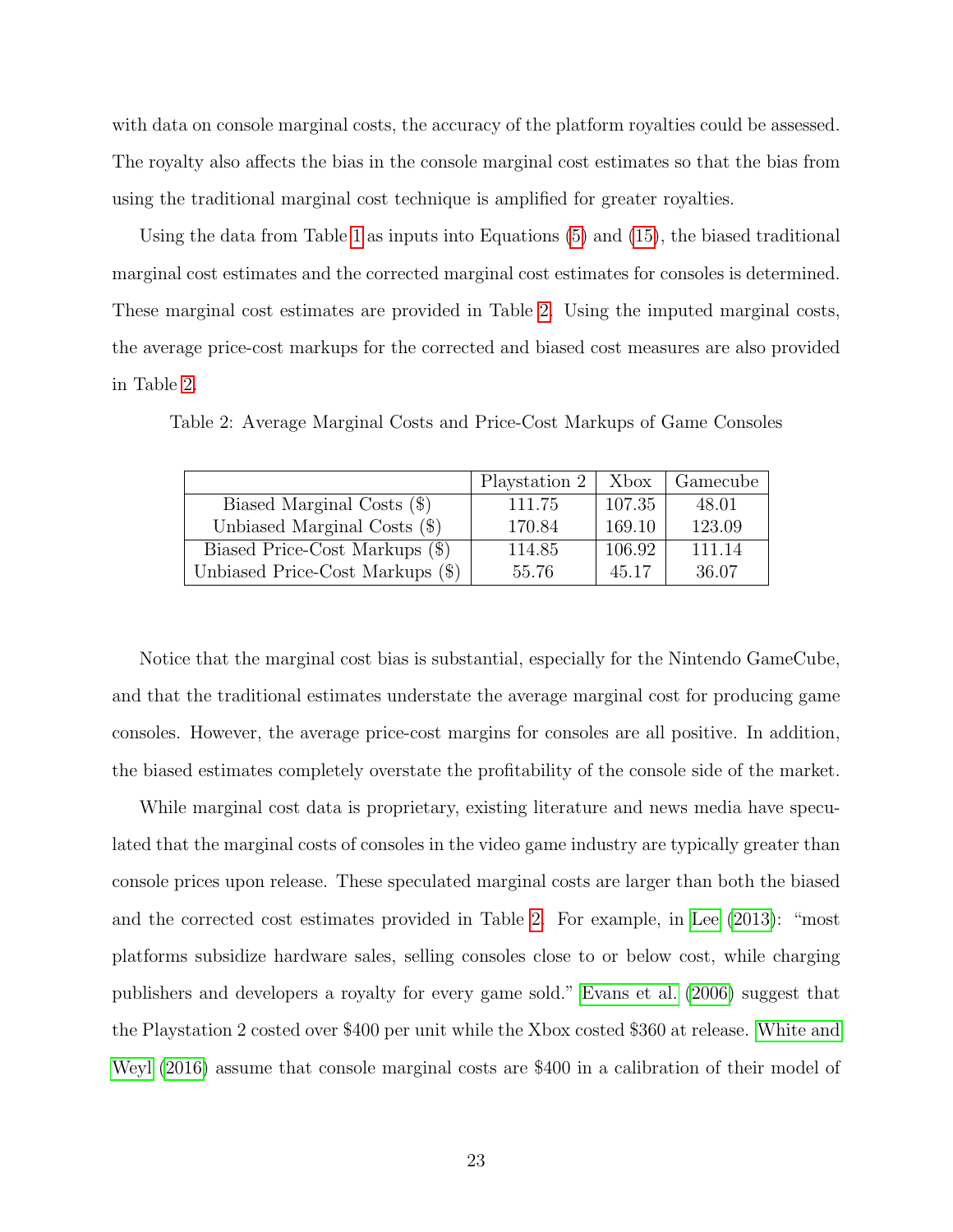with data on console marginal costs, the accuracy of the platform royalties could be assessed. The royalty also affects the bias in the console marginal cost estimates so that the bias from using the traditional marginal cost technique is amplified for greater royalties.

Using the data from Table 1 as inputs into Equations (5) and (15), the biased traditional marginal cost estimates and the corrected marginal cost estimates for consoles is determined. These marginal cost estimates are provided in Table 2. Using the imputed marginal costs, the average price-cost markups for the corrected and biased cost measures are also provided in Table 2.

Table 2: Average Marginal Costs and Price-Cost Markups of Game Consoles

| | Playstation 2 | Xbox | Gamecube |
|---|---|---|---|
| Biased Marginal Costs ($) | 111.75 | 107.35 | 48.01 |
| Unbiased Marginal Costs ($) | 170.84 | 169.10 | 123.09 |
| Biased Price-Cost Markups ($) | 114.85 | 106.92 | 111.14 |
| Unbiased Price-Cost Markups ($) | 55.76 | 45.17 | 36.07 |

Notice that the marginal cost bias is substantial, especially for the Nintendo GameCube, and that the traditional estimates understate the average marginal cost for producing game consoles. However, the average price-cost margins for consoles are all positive. In addition, the biased estimates completely overstate the profitability of the console side of the market.

While marginal cost data is proprietary, existing literature and news media have speculated that the marginal costs of consoles in the video game industry are typically greater than console prices upon release. These speculated marginal costs are larger than both the biased and the corrected cost estimates provided in Table 2. For example, in Lee (2013): "most platforms subsidize hardware sales, selling consoles close to or below cost, while charging publishers and developers a royalty for every game sold." Evans et al. (2006) suggest that the Playstation 2 costed over $400 per unit while the Xbox costed $360 at release. White and Weyl (2016) assume that console marginal costs are $400 in a calibration of their model of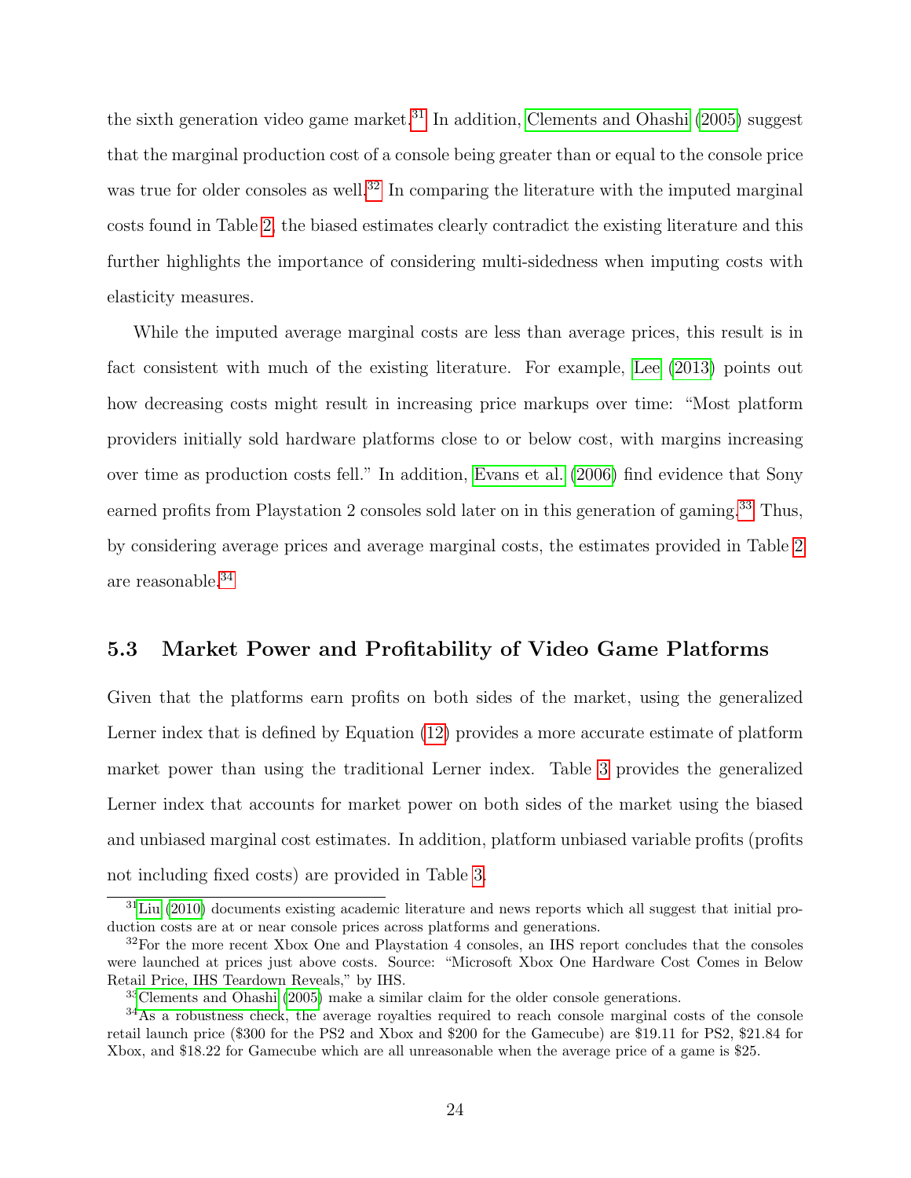the sixth generation video game market.[31] In addition, Clements and Ohashi (2005) suggest that the marginal production cost of a console being greater than or equal to the console price was true for older consoles as well.[32] In comparing the literature with the imputed marginal costs found in Table 2, the biased estimates clearly contradict the existing literature and this further highlights the importance of considering multi-sidedness when imputing costs with elasticity measures.

While the imputed average marginal costs are less than average prices, this result is in fact consistent with much of the existing literature. For example, Lee (2013) points out how decreasing costs might result in increasing price markups over time: "Most platform providers initially sold hardware platforms close to or below cost, with margins increasing over time as production costs fell." In addition, Evans et al. (2006) find evidence that Sony earned profits from Playstation 2 consoles sold later on in this generation of gaming.[33] Thus, by considering average prices and average marginal costs, the estimates provided in Table 2 are reasonable.[34]

### 5.3 Market Power and Profitability of Video Game Platforms

Given that the platforms earn profits on both sides of the market, using the generalized Lerner index that is defined by Equation (12) provides a more accurate estimate of platform market power than using the traditional Lerner index. Table 3 provides the generalized Lerner index that accounts for market power on both sides of the market using the biased and unbiased marginal cost estimates. In addition, platform unbiased variable profits (profits not including fixed costs) are provided in Table 3.

[31] Liu (2010) documents existing academic literature and news reports which all suggest that initial production costs are at or near console prices across platforms and generations.

[32] For the more recent Xbox One and Playstation 4 consoles, an IHS report concludes that the consoles were launched at prices just above costs. Source: "Microsoft Xbox One Hardware Cost Comes in Below Retail Price, IHS Teardown Reveals," by IHS.

[33] Clements and Ohashi (2005) make a similar claim for the older console generations.

[34] As a robustness check, the average royalties required to reach console marginal costs of the console retail launch price (\$300 for the PS2 and Xbox and \$200 for the Gamecube) are \$19.11 for PS2, \$21.84 for Xbox, and \$18.22 for Gamecube which are all unreasonable when the average price of a game is \$25.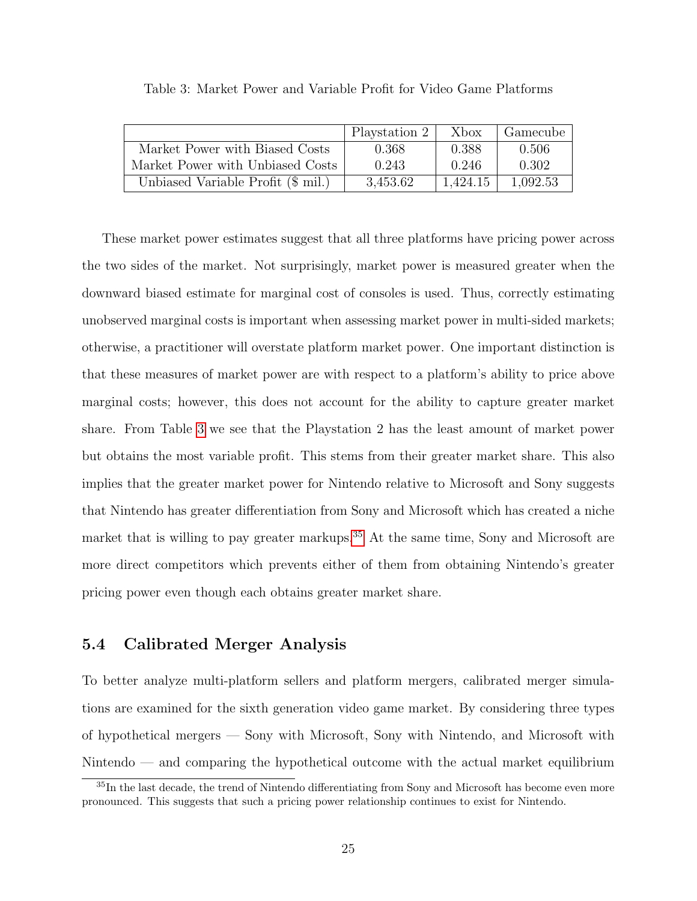Table 3: Market Power and Variable Profit for Video Game Platforms

| | Playstation 2 | Xbox | Gamecube |
|---|---|---|---|
| Market Power with Biased Costs | 0.368 | 0.388 | 0.506 |
| Market Power with Unbiased Costs | 0.243 | 0.246 | 0.302 |
| Unbiased Variable Profit ($ mil.) | 3,453.62 | 1,424.15 | 1,092.53 |

These market power estimates suggest that all three platforms have pricing power across the two sides of the market. Not surprisingly, market power is measured greater when the downward biased estimate for marginal cost of consoles is used. Thus, correctly estimating unobserved marginal costs is important when assessing market power in multi-sided markets; otherwise, a practitioner will overstate platform market power. One important distinction is that these measures of market power are with respect to a platform's ability to price above marginal costs; however, this does not account for the ability to capture greater market share. From Table 3 we see that the Playstation 2 has the least amount of market power but obtains the most variable profit. This stems from their greater market share. This also implies that the greater market power for Nintendo relative to Microsoft and Sony suggests that Nintendo has greater differentiation from Sony and Microsoft which has created a niche market that is willing to pay greater markups.[35] At the same time, Sony and Microsoft are more direct competitors which prevents either of them from obtaining Nintendo's greater pricing power even though each obtains greater market share.

## 5.4 Calibrated Merger Analysis

To better analyze multi-platform sellers and platform mergers, calibrated merger simulations are examined for the sixth generation video game market. By considering three types of hypothetical mergers — Sony with Microsoft, Sony with Nintendo, and Microsoft with Nintendo — and comparing the hypothetical outcome with the actual market equilibrium

[35] In the last decade, the trend of Nintendo differentiating from Sony and Microsoft has become even more pronounced. This suggests that such a pricing power relationship continues to exist for Nintendo.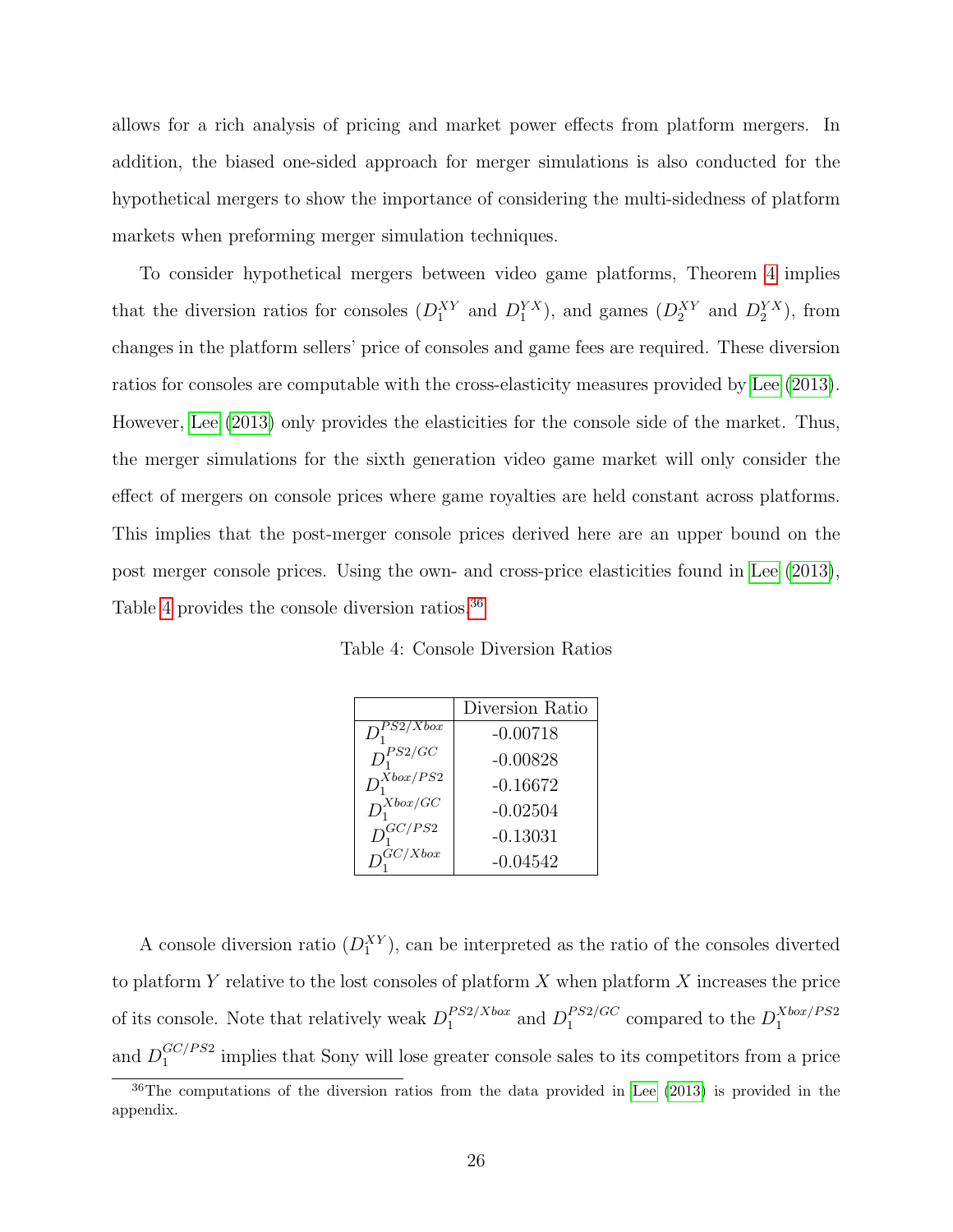allows for a rich analysis of pricing and market power effects from platform mergers. In addition, the biased one-sided approach for merger simulations is also conducted for the hypothetical mergers to show the importance of considering the multi-sidedness of platform markets when preforming merger simulation techniques.

To consider hypothetical mergers between video game platforms, Theorem 4 implies that the diversion ratios for consoles ($D_1^{XY}$ and $D_1^{YX}$), and games ($D_2^{XY}$ and $D_2^{YX}$), from changes in the platform sellers' price of consoles and game fees are required. These diversion ratios for consoles are computable with the cross-elasticity measures provided by Lee (2013). However, Lee (2013) only provides the elasticities for the console side of the market. Thus, the merger simulations for the sixth generation video game market will only consider the effect of mergers on console prices where game royalties are held constant across platforms. This implies that the post-merger console prices derived here are an upper bound on the post merger console prices. Using the own- and cross-price elasticities found in Lee (2013), Table 4 provides the console diversion ratios.[36]

Table 4: Console Diversion Ratios

| | Diversion Ratio |
|---|---|
| $D_1^{PS2/Xbox}$ | -0.00718 |
| $D_1^{PS2/GC}$ | -0.00828 |
| $D_1^{Xbox/PS2}$ | -0.16672 |
| $D_1^{Xbox/GC}$ | -0.02504 |
| $D_1^{GC/PS2}$ | -0.13031 |
| $D_1^{GC/Xbox}$ | -0.04542 |

A console diversion ratio ($D_1^{XY}$), can be interpreted as the ratio of the consoles diverted to platform $Y$ relative to the lost consoles of platform $X$ when platform $X$ increases the price of its console. Note that relatively weak $D_1^{PS2/Xbox}$ and $D_1^{PS2/GC}$ compared to the $D_1^{Xbox/PS2}$ and $D_1^{GC/PS2}$ implies that Sony will lose greater console sales to its competitors from a price

[36]The computations of the diversion ratios from the data provided in Lee (2013) is provided in the appendix.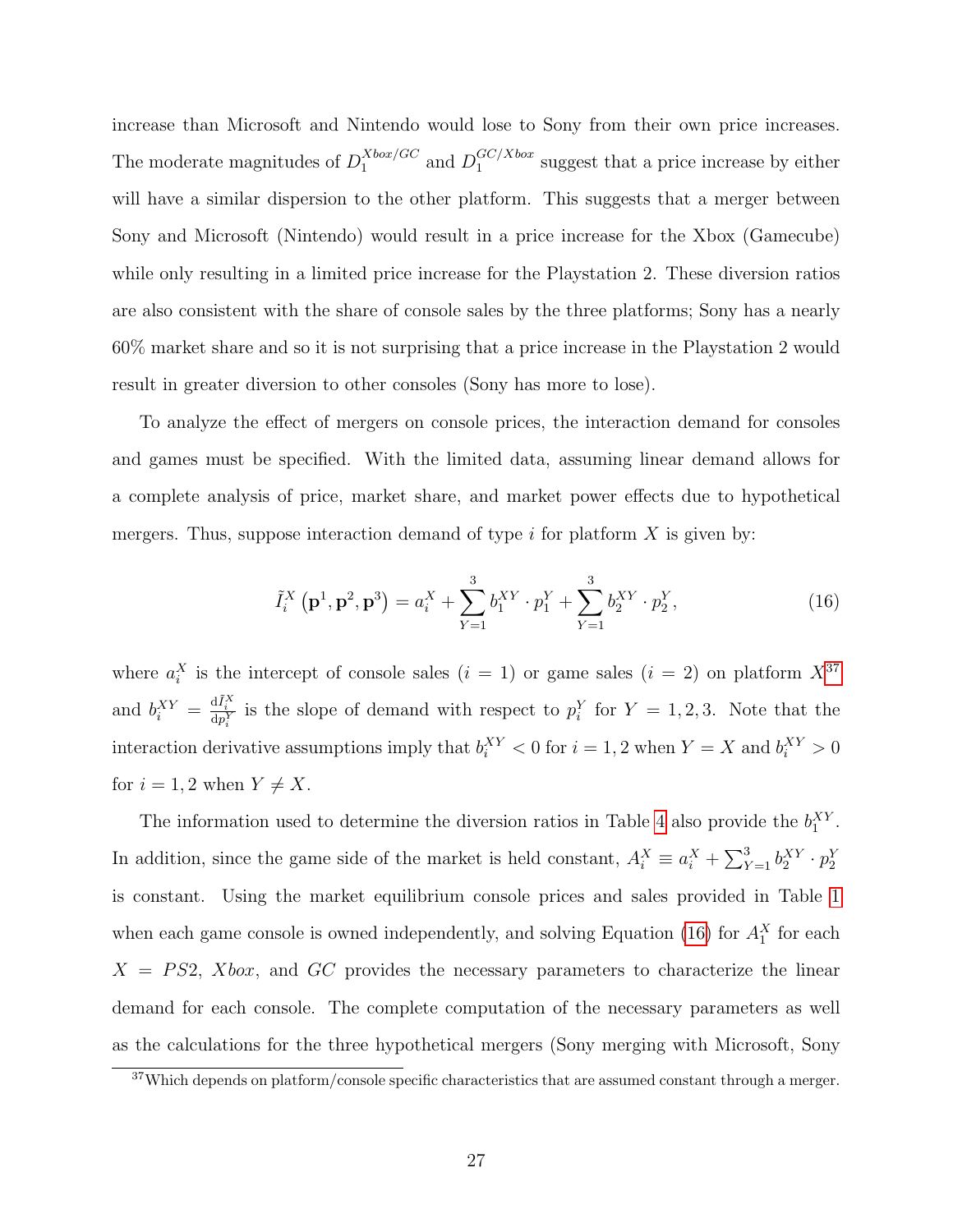increase than Microsoft and Nintendo would lose to Sony from their own price increases. The moderate magnitudes of $D_1^{Xbox/GC}$ and $D_1^{GC/Xbox}$ suggest that a price increase by either will have a similar dispersion to the other platform. This suggests that a merger between Sony and Microsoft (Nintendo) would result in a price increase for the Xbox (Gamecube) while only resulting in a limited price increase for the Playstation 2. These diversion ratios are also consistent with the share of console sales by the three platforms; Sony has a nearly 60% market share and so it is not surprising that a price increase in the Playstation 2 would result in greater diversion to other consoles (Sony has more to lose).

To analyze the effect of mergers on console prices, the interaction demand for consoles and games must be specified. With the limited data, assuming linear demand allows for a complete analysis of price, market share, and market power effects due to hypothetical mergers. Thus, suppose interaction demand of type $i$ for platform $X$ is given by:

$$\tilde{I}_i^X\left(\mathbf{p}^1, \mathbf{p}^2, \mathbf{p}^3\right) = a_i^X + \sum_{Y=1}^{3} b_1^{XY} \cdot p_1^Y + \sum_{Y=1}^{3} b_2^{XY} \cdot p_2^Y, \tag{16}$$

where $a_i^X$ is the intercept of console sales ($i = 1$) or game sales ($i = 2$) on platform $X$[37] and $b_i^{XY} = \frac{\mathrm{d}\tilde{I}_i^X}{\mathrm{d}p_i^Y}$ is the slope of demand with respect to $p_i^Y$ for $Y = 1, 2, 3$. Note that the interaction derivative assumptions imply that $b_i^{XY} < 0$ for $i = 1, 2$ when $Y = X$ and $b_i^{XY} > 0$ for $i = 1, 2$ when $Y \neq X$.

The information used to determine the diversion ratios in Table 4 also provide the $b_1^{XY}$. In addition, since the game side of the market is held constant, $A_i^X \equiv a_i^X + \sum_{Y=1}^{3} b_2^{XY} \cdot p_2^Y$ is constant. Using the market equilibrium console prices and sales provided in Table 1 when each game console is owned independently, and solving Equation (16) for $A_1^X$ for each $X = PS2$, $Xbox$, and $GC$ provides the necessary parameters to characterize the linear demand for each console. The complete computation of the necessary parameters as well as the calculations for the three hypothetical mergers (Sony merging with Microsoft, Sony

[37] Which depends on platform/console specific characteristics that are assumed constant through a merger.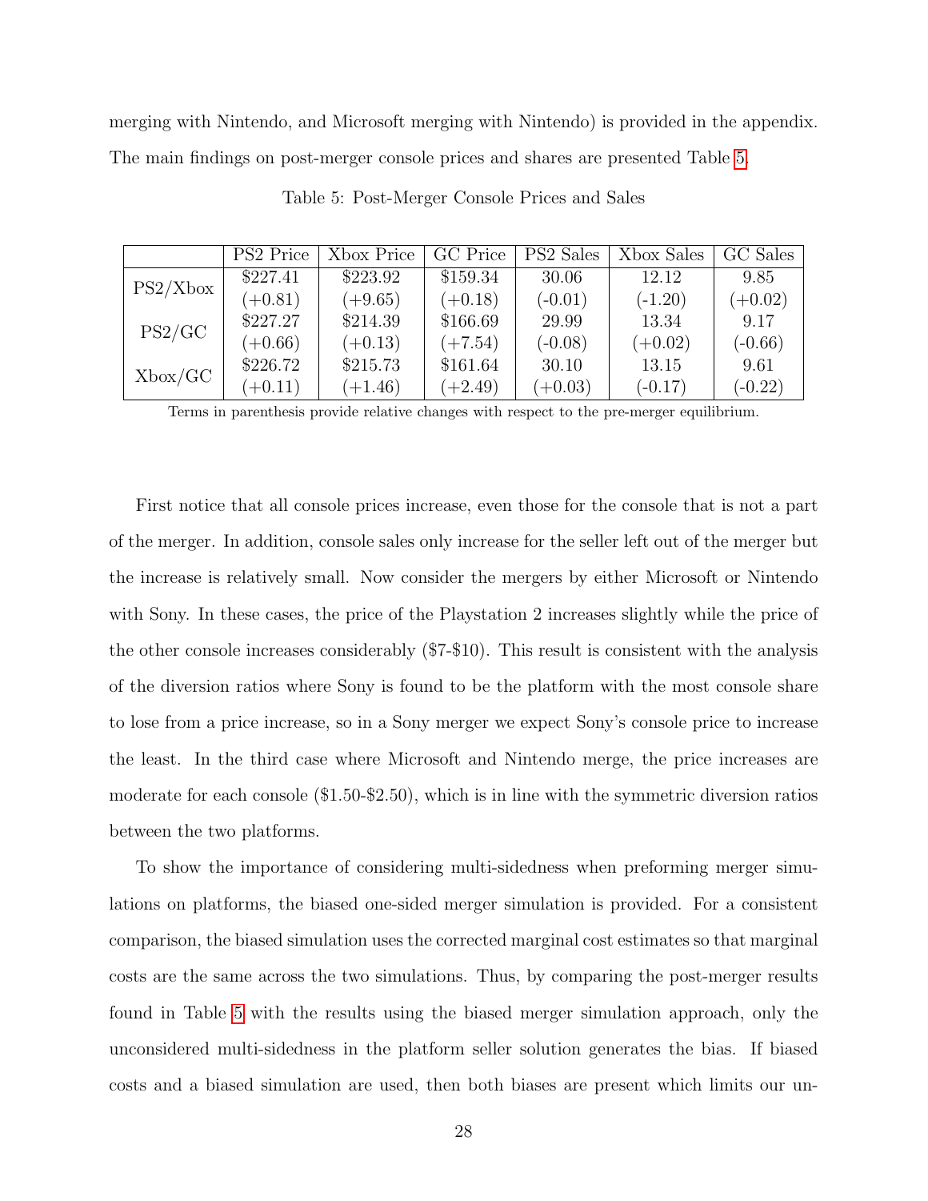merging with Nintendo, and Microsoft merging with Nintendo) is provided in the appendix. The main findings on post-merger console prices and shares are presented Table 5.

Table 5: Post-Merger Console Prices and Sales

| | PS2 Price | Xbox Price | GC Price | PS2 Sales | Xbox Sales | GC Sales |
|---|---|---|---|---|---|---|
| PS2/Xbox | $227.41 | $223.92 | $159.34 | 30.06 | 12.12 | 9.85 |
| | (+0.81) | (+9.65) | (+0.18) | (-0.01) | (-1.20) | (+0.02) |
| PS2/GC | $227.27 | $214.39 | $166.69 | 29.99 | 13.34 | 9.17 |
| | (+0.66) | (+0.13) | (+7.54) | (-0.08) | (+0.02) | (-0.66) |
| Xbox/GC | $226.72 | $215.73 | $161.64 | 30.10 | 13.15 | 9.61 |
| | (+0.11) | (+1.46) | (+2.49) | (+0.03) | (-0.17) | (-0.22) |

Terms in parenthesis provide relative changes with respect to the pre-merger equilibrium.

First notice that all console prices increase, even those for the console that is not a part of the merger. In addition, console sales only increase for the seller left out of the merger but the increase is relatively small. Now consider the mergers by either Microsoft or Nintendo with Sony. In these cases, the price of the Playstation 2 increases slightly while the price of the other console increases considerably ($7-$10). This result is consistent with the analysis of the diversion ratios where Sony is found to be the platform with the most console share to lose from a price increase, so in a Sony merger we expect Sony's console price to increase the least. In the third case where Microsoft and Nintendo merge, the price increases are moderate for each console ($1.50-$2.50), which is in line with the symmetric diversion ratios between the two platforms.

To show the importance of considering multi-sidedness when preforming merger simulations on platforms, the biased one-sided merger simulation is provided. For a consistent comparison, the biased simulation uses the corrected marginal cost estimates so that marginal costs are the same across the two simulations. Thus, by comparing the post-merger results found in Table 5 with the results using the biased merger simulation approach, only the unconsidered multi-sidedness in the platform seller solution generates the bias. If biased costs and a biased simulation are used, then both biases are present which limits our un-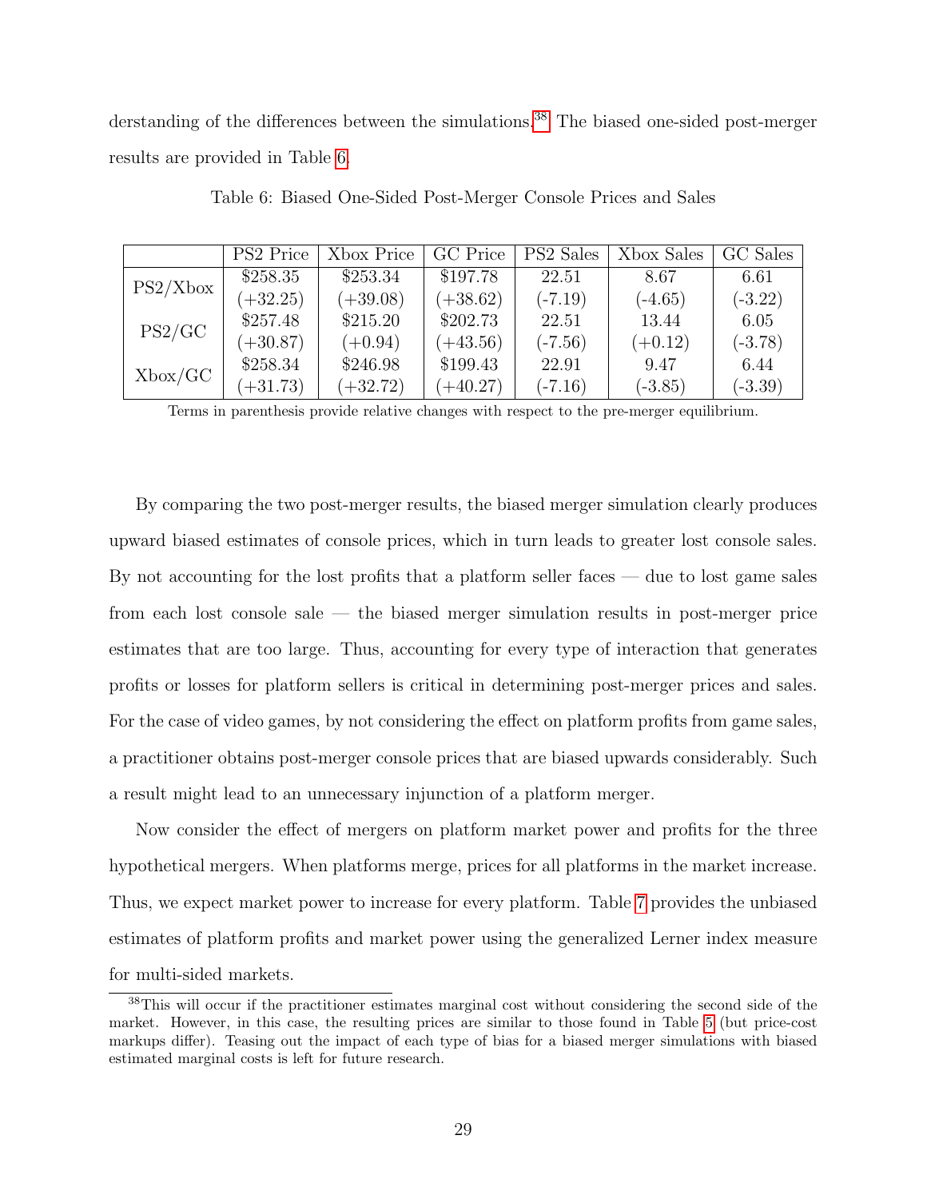derstanding of the differences between the simulations.[38] The biased one-sided post-merger results are provided in Table 6.

Table 6: Biased One-Sided Post-Merger Console Prices and Sales

| | PS2 Price | Xbox Price | GC Price | PS2 Sales | Xbox Sales | GC Sales |
|---|---|---|---|---|---|---|
| PS2/Xbox | \$258.35 | \$253.34 | \$197.78 | 22.51 | 8.67 | 6.61 |
| | (+32.25) | (+39.08) | (+38.62) | (-7.19) | (-4.65) | (-3.22) |
| PS2/GC | \$257.48 | \$215.20 | \$202.73 | 22.51 | 13.44 | 6.05 |
| | (+30.87) | (+0.94) | (+43.56) | (-7.56) | (+0.12) | (-3.78) |
| Xbox/GC | \$258.34 | \$246.98 | \$199.43 | 22.91 | 9.47 | 6.44 |
| | (+31.73) | (+32.72) | (+40.27) | (-7.16) | (-3.85) | (-3.39) |

Terms in parenthesis provide relative changes with respect to the pre-merger equilibrium.

By comparing the two post-merger results, the biased merger simulation clearly produces upward biased estimates of console prices, which in turn leads to greater lost console sales. By not accounting for the lost profits that a platform seller faces — due to lost game sales from each lost console sale — the biased merger simulation results in post-merger price estimates that are too large. Thus, accounting for every type of interaction that generates profits or losses for platform sellers is critical in determining post-merger prices and sales. For the case of video games, by not considering the effect on platform profits from game sales, a practitioner obtains post-merger console prices that are biased upwards considerably. Such a result might lead to an unnecessary injunction of a platform merger.

Now consider the effect of mergers on platform market power and profits for the three hypothetical mergers. When platforms merge, prices for all platforms in the market increase. Thus, we expect market power to increase for every platform. Table 7 provides the unbiased estimates of platform profits and market power using the generalized Lerner index measure for multi-sided markets.

[38] This will occur if the practitioner estimates marginal cost without considering the second side of the market. However, in this case, the resulting prices are similar to those found in Table 5 (but price-cost markups differ). Teasing out the impact of each type of bias for a biased merger simulations with biased estimated marginal costs is left for future research.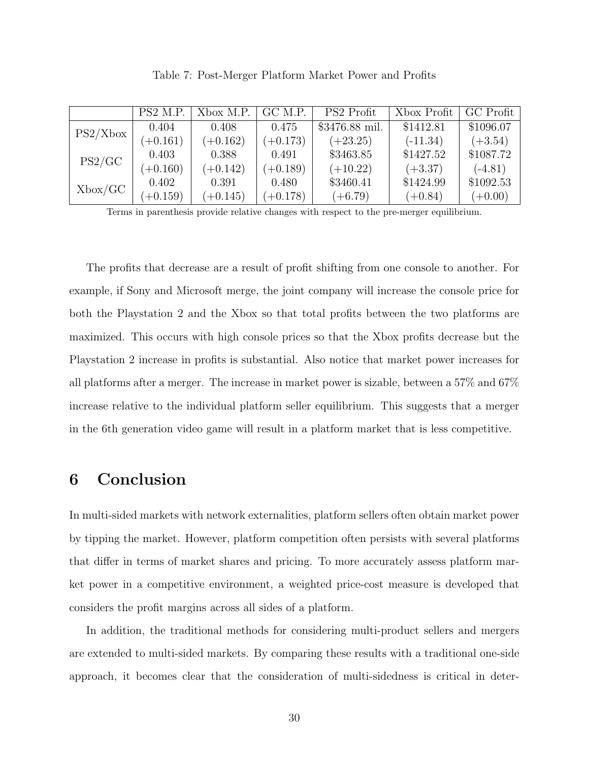Table 7: Post-Merger Platform Market Power and Profits

| | PS2 M.P. | Xbox M.P. | GC M.P. | PS2 Profit | Xbox Profit | GC Profit |
|---|---|---|---|---|---|---|
| PS2/Xbox | 0.404 | 0.408 | 0.475 | \$3476.88 mil. | \$1412.81 | \$1096.07 |
| | (+0.161) | (+0.162) | (+0.173) | (+23.25) | (-11.34) | (+3.54) |
| PS2/GC | 0.403 | 0.388 | 0.491 | \$3463.85 | \$1427.52 | \$1087.72 |
| | (+0.160) | (+0.142) | (+0.189) | (+10.22) | (+3.37) | (-4.81) |
| Xbox/GC | 0.402 | 0.391 | 0.480 | \$3460.41 | \$1424.99 | \$1092.53 |
| | (+0.159) | (+0.145) | (+0.178) | (+6.79) | (+0.84) | (+0.00) |

Terms in parenthesis provide relative changes with respect to the pre-merger equilibrium.

The profits that decrease are a result of profit shifting from one console to another. For example, if Sony and Microsoft merge, the joint company will increase the console price for both the Playstation 2 and the Xbox so that total profits between the two platforms are maximized. This occurs with high console prices so that the Xbox profits decrease but the Playstation 2 increase in profits is substantial. Also notice that market power increases for all platforms after a merger. The increase in market power is sizable, between a 57% and 67% increase relative to the individual platform seller equilibrium. This suggests that a merger in the 6th generation video game will result in a platform market that is less competitive.

# 6 Conclusion

In multi-sided markets with network externalities, platform sellers often obtain market power by tipping the market. However, platform competition often persists with several platforms that differ in terms of market shares and pricing. To more accurately assess platform market power in a competitive environment, a weighted price-cost measure is developed that considers the profit margins across all sides of a platform.

In addition, the traditional methods for considering multi-product sellers and mergers are extended to multi-sided markets. By comparing these results with a traditional one-side approach, it becomes clear that the consideration of multi-sidedness is critical in deter-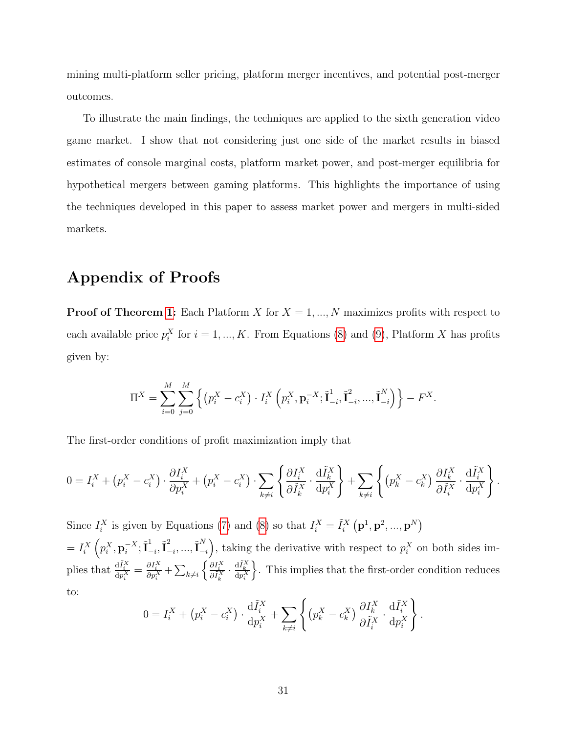mining multi-platform seller pricing, platform merger incentives, and potential post-merger outcomes.

To illustrate the main findings, the techniques are applied to the sixth generation video game market. I show that not considering just one side of the market results in biased estimates of console marginal costs, platform market power, and post-merger equilibria for hypothetical mergers between gaming platforms. This highlights the importance of using the techniques developed in this paper to assess market power and mergers in multi-sided markets.

## Appendix of Proofs

**Proof of Theorem 1:** Each Platform $X$ for $X = 1, ..., N$ maximizes profits with respect to each available price $p_i^X$ for $i = 1, ..., K$. From Equations (8) and (9), Platform $X$ has profits given by:

$$\Pi^X = \sum_{i=0}^{M} \sum_{j=0}^{M} \left\{ \left(p_i^X - c_i^X\right) \cdot I_i^X \left(p_i^X, \mathbf{p}_i^{-X}; \tilde{\mathbf{I}}_{-i}^1, \tilde{\mathbf{I}}_{-i}^2, ..., \tilde{\mathbf{I}}_{-i}^N\right) \right\} - F^X.$$

The first-order conditions of profit maximization imply that

$$0 = I_i^X + \left(p_i^X - c_i^X\right) \cdot \frac{\partial I_i^X}{\partial p_i^X} + \left(p_i^X - c_i^X\right) \cdot \sum_{k \neq i} \left\{ \frac{\partial I_i^X}{\partial \tilde{I}_k^X} \cdot \frac{\mathrm{d}\tilde{I}_k^X}{\mathrm{d}p_i^X} \right\} + \sum_{k \neq i} \left\{ \left(p_k^X - c_k^X\right) \frac{\partial I_k^X}{\partial \tilde{I}_i^X} \cdot \frac{\mathrm{d}\tilde{I}_i^X}{\mathrm{d}p_i^X} \right\}.$$

Since $I_i^X$ is given by Equations (7) and (8) so that $I_i^X = \tilde{I}_i^X\left(\mathbf{p}^1, \mathbf{p}^2, ..., \mathbf{p}^N\right)$ $= I_i^X \left(p_i^X, \mathbf{p}_i^{-X}; \tilde{\mathbf{I}}_{-i}^1, \tilde{\mathbf{I}}_{-i}^2, ..., \tilde{\mathbf{I}}_{-i}^N\right)$, taking the derivative with respect to $p_i^X$ on both sides implies that $\frac{\mathrm{d}\tilde{I}_i^X}{\mathrm{d}p_i^X} = \frac{\partial I_i^X}{\partial p_i^X} + \sum_{k \neq i} \left\{ \frac{\partial I_i^X}{\partial \tilde{I}_k^X} \cdot \frac{\mathrm{d}\tilde{I}_k^X}{\mathrm{d}p_i^X} \right\}$. This implies that the first-order condition reduces to:

$$0 = I_i^X + \left(p_i^X - c_i^X\right) \cdot \frac{\mathrm{d}\tilde{I}_i^X}{\mathrm{d}p_i^X} + \sum_{k \neq i} \left\{ \left(p_k^X - c_k^X\right) \frac{\partial I_k^X}{\partial \tilde{I}_i^X} \cdot \frac{\mathrm{d}\tilde{I}_i^X}{\mathrm{d}p_i^X} \right\}.$$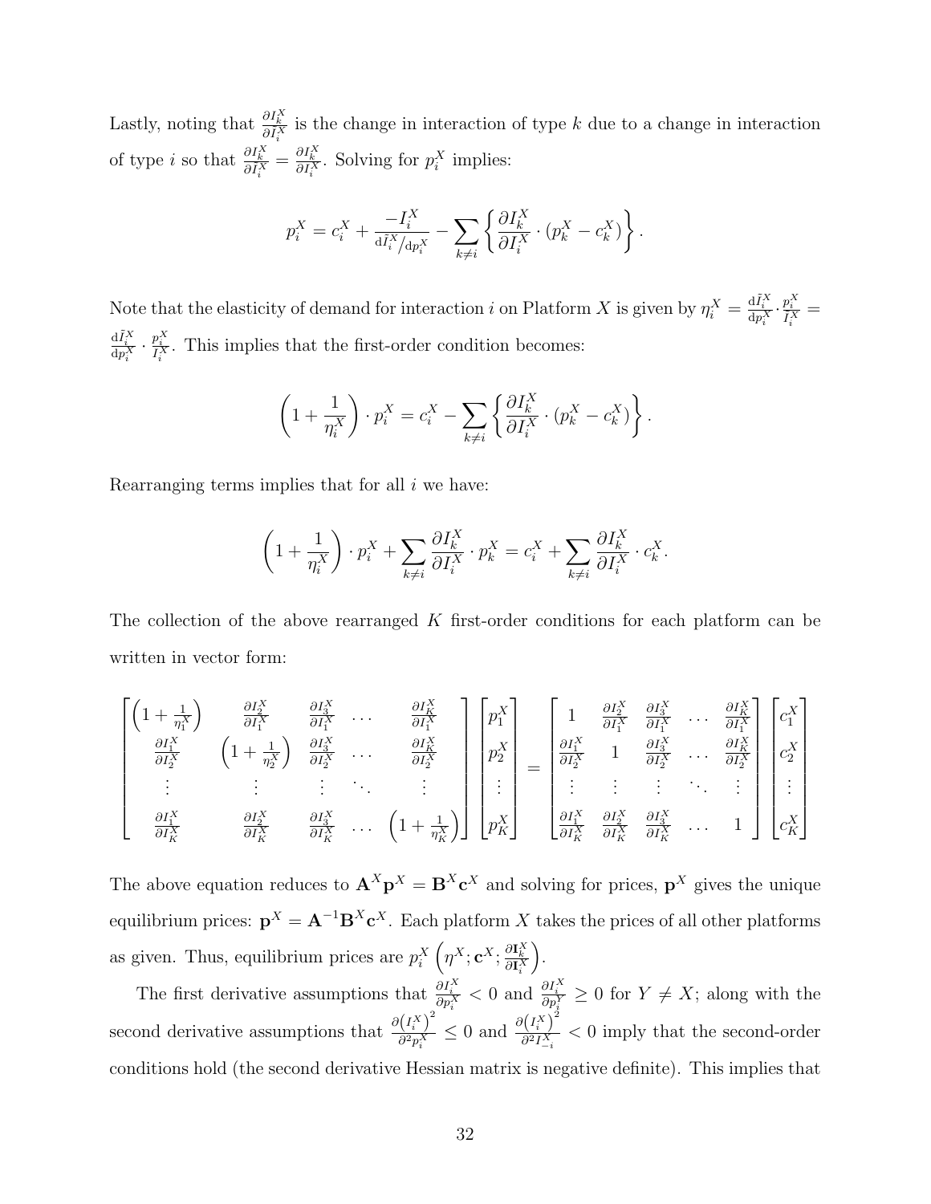Lastly, noting that $\frac{\partial I_k^X}{\partial I_i^X}$ is the change in interaction of type $k$ due to a change in interaction of type $i$ so that $\frac{\partial I_k^X}{\partial \tilde{I}_i^X} = \frac{\partial I_k^X}{\partial I_i^X}$. Solving for $p_i^X$ implies:

$$p_i^X = c_i^X + \frac{-I_i^X}{\mathrm{d}\tilde{I}_i^X/\mathrm{d}p_i^X} - \sum_{k \neq i} \left\{ \frac{\partial I_k^X}{\partial I_i^X} \cdot (p_k^X - c_k^X) \right\}.$$

Note that the elasticity of demand for interaction $i$ on Platform $X$ is given by $\eta_i^X = \frac{\mathrm{d}\tilde{I}_i^X}{\mathrm{d}p_i^X} \cdot \frac{p_i^X}{\tilde{I}_i^X} = \frac{\mathrm{d}\tilde{I}_i^X}{\mathrm{d}p_i^X} \cdot \frac{p_i^X}{I_i^X}$. This implies that the first-order condition becomes:

$$\left(1 + \frac{1}{\eta_i^X}\right) \cdot p_i^X = c_i^X - \sum_{k \neq i} \left\{ \frac{\partial I_k^X}{\partial I_i^X} \cdot (p_k^X - c_k^X) \right\}.$$

Rearranging terms implies that for all $i$ we have:

$$\left(1 + \frac{1}{\eta_i^X}\right) \cdot p_i^X + \sum_{k \neq i} \frac{\partial I_k^X}{\partial I_i^X} \cdot p_k^X = c_i^X + \sum_{k \neq i} \frac{\partial I_k^X}{\partial I_i^X} \cdot c_k^X.$$

The collection of the above rearranged $K$ first-order conditions for each platform can be written in vector form:

$$\begin{bmatrix} \left(1 + \frac{1}{\eta_1^X}\right) & \frac{\partial I_2^X}{\partial I_1^X} & \frac{\partial I_3^X}{\partial I_1^X} & \cdots & \frac{\partial I_K^X}{\partial I_1^X} \\ \frac{\partial I_1^X}{\partial I_2^X} & \left(1 + \frac{1}{\eta_2^X}\right) & \frac{\partial I_3^X}{\partial I_2^X} & \cdots & \frac{\partial I_K^X}{\partial I_2^X} \\ \vdots & \vdots & \vdots & \ddots & \vdots \\ \frac{\partial I_1^X}{\partial I_K^X} & \frac{\partial I_2^X}{\partial I_K^X} & \frac{\partial I_3^X}{\partial I_K^X} & \cdots & \left(1 + \frac{1}{\eta_K^X}\right) \end{bmatrix} \begin{bmatrix} p_1^X \\ p_2^X \\ \vdots \\ p_K^X \end{bmatrix} = \begin{bmatrix} 1 & \frac{\partial I_2^X}{\partial I_1^X} & \frac{\partial I_3^X}{\partial I_1^X} & \cdots & \frac{\partial I_K^X}{\partial I_1^X} \\ \frac{\partial I_1^X}{\partial I_2^X} & 1 & \frac{\partial I_3^X}{\partial I_2^X} & \cdots & \frac{\partial I_K^X}{\partial I_2^X} \\ \vdots & \vdots & \vdots & \ddots & \vdots \\ \frac{\partial I_1^X}{\partial I_K^X} & \frac{\partial I_2^X}{\partial I_K^X} & \frac{\partial I_3^X}{\partial I_K^X} & \cdots & 1 \end{bmatrix} \begin{bmatrix} c_1^X \\ c_2^X \\ \vdots \\ c_K^X \end{bmatrix}$$

The above equation reduces to $\mathbf{A}^X \mathbf{p}^X = \mathbf{B}^X \mathbf{c}^X$ and solving for prices, $\mathbf{p}^X$ gives the unique equilibrium prices: $\mathbf{p}^X = \mathbf{A}^{-1} \mathbf{B}^X \mathbf{c}^X$. Each platform $X$ takes the prices of all other platforms as given. Thus, equilibrium prices are $p_i^X \left(\eta^X; \mathbf{c}^X; \frac{\partial \mathbf{I}_k^X}{\partial \mathbf{I}_i^X}\right)$.

The first derivative assumptions that $\frac{\partial I_i^X}{\partial p_i^X} < 0$ and $\frac{\partial I_i^X}{\partial p_i^Y} \geq 0$ for $Y \neq X$; along with the second derivative assumptions that $\frac{\partial (I_i^X)^2}{\partial^2 p_i^X} \leq 0$ and $\frac{\partial (I_i^X)^2}{\partial^2 I_{-i}^X} < 0$ imply that the second-order conditions hold (the second derivative Hessian matrix is negative definite). This implies that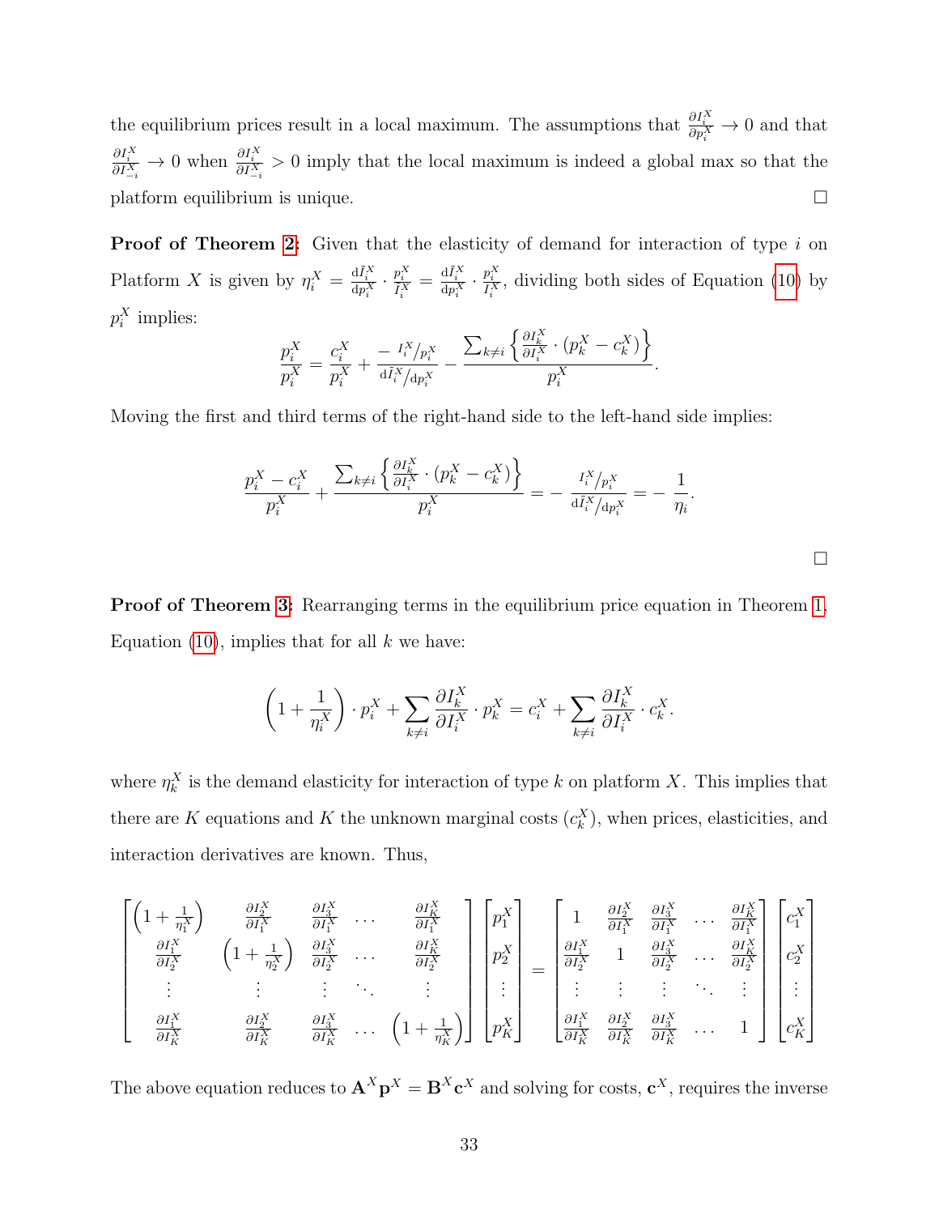the equilibrium prices result in a local maximum. The assumptions that $\frac{\partial I_i^X}{\partial p_i^X} \to 0$ and that $\frac{\partial I_i^X}{\partial I_{-i}^X} \to 0$ when $\frac{\partial I_i^X}{\partial I_{-i}^X} > 0$ imply that the local maximum is indeed a global max so that the platform equilibrium is unique. □

**Proof of Theorem 2:** Given that the elasticity of demand for interaction of type $i$ on Platform $X$ is given by $\eta_i^X = \frac{\mathrm{d}\tilde{I}_i^X}{\mathrm{d}p_i^X} \cdot \frac{p_i^X}{\tilde{I}_i^X} = \frac{\mathrm{d}\tilde{I}_i^X}{\mathrm{d}p_i^X} \cdot \frac{p_i^X}{I_i^X}$, dividing both sides of Equation (10) by $p_i^X$ implies:

$$\frac{p_i^X}{p_i^X} = \frac{c_i^X}{p_i^X} + \frac{-\,I_i^X/p_i^X}{\mathrm{d}\tilde{I}_i^X/\mathrm{d}p_i^X} - \frac{\sum_{k\neq i}\left\{\frac{\partial I_k^X}{\partial I_i^X} \cdot (p_k^X - c_k^X)\right\}}{p_i^X}.$$

Moving the first and third terms of the right-hand side to the left-hand side implies:

$$\frac{p_i^X - c_i^X}{p_i^X} + \frac{\sum_{k\neq i}\left\{\frac{\partial I_k^X}{\partial I_i^X} \cdot (p_k^X - c_k^X)\right\}}{p_i^X} = -\frac{I_i^X/p_i^X}{\mathrm{d}\tilde{I}_i^X/\mathrm{d}p_i^X} = -\frac{1}{\eta_i}.$$

□

**Proof of Theorem 3:** Rearranging terms in the equilibrium price equation in Theorem 1, Equation (10), implies that for all $k$ we have:

$$\left(1 + \frac{1}{\eta_i^X}\right) \cdot p_i^X + \sum_{k\neq i} \frac{\partial I_k^X}{\partial I_i^X} \cdot p_k^X = c_i^X + \sum_{k\neq i} \frac{\partial I_k^X}{\partial I_i^X} \cdot c_k^X.$$

where $\eta_k^X$ is the demand elasticity for interaction of type $k$ on platform $X$. This implies that there are $K$ equations and $K$ the unknown marginal costs ($c_k^X$), when prices, elasticities, and interaction derivatives are known. Thus,

$$\begin{bmatrix} \left(1 + \frac{1}{\eta_1^X}\right) & \frac{\partial I_2^X}{\partial I_1^X} & \frac{\partial I_3^X}{\partial I_1^X} & \cdots & \frac{\partial I_K^X}{\partial I_1^X} \\ \frac{\partial I_1^X}{\partial I_2^X} & \left(1 + \frac{1}{\eta_2^X}\right) & \frac{\partial I_3^X}{\partial I_2^X} & \cdots & \frac{\partial I_K^X}{\partial I_2^X} \\ \vdots & \vdots & \vdots & \ddots & \vdots \\ \frac{\partial I_1^X}{\partial I_K^X} & \frac{\partial I_2^X}{\partial I_K^X} & \frac{\partial I_3^X}{\partial I_K^X} & \cdots & \left(1 + \frac{1}{\eta_K^X}\right) \end{bmatrix} \begin{bmatrix} p_1^X \\ p_2^X \\ \vdots \\ p_K^X \end{bmatrix} = \begin{bmatrix} 1 & \frac{\partial I_2^X}{\partial I_1^X} & \frac{\partial I_3^X}{\partial I_1^X} & \cdots & \frac{\partial I_K^X}{\partial I_1^X} \\ \frac{\partial I_1^X}{\partial I_2^X} & 1 & \frac{\partial I_3^X}{\partial I_2^X} & \cdots & \frac{\partial I_K^X}{\partial I_2^X} \\ \vdots & \vdots & \vdots & \ddots & \vdots \\ \frac{\partial I_1^X}{\partial I_K^X} & \frac{\partial I_2^X}{\partial I_K^X} & \frac{\partial I_3^X}{\partial I_K^X} & \cdots & 1 \end{bmatrix} \begin{bmatrix} c_1^X \\ c_2^X \\ \vdots \\ c_K^X \end{bmatrix}$$

The above equation reduces to $\mathbf{A}^X\mathbf{p}^X = \mathbf{B}^X\mathbf{c}^X$ and solving for costs, $\mathbf{c}^X$, requires the inverse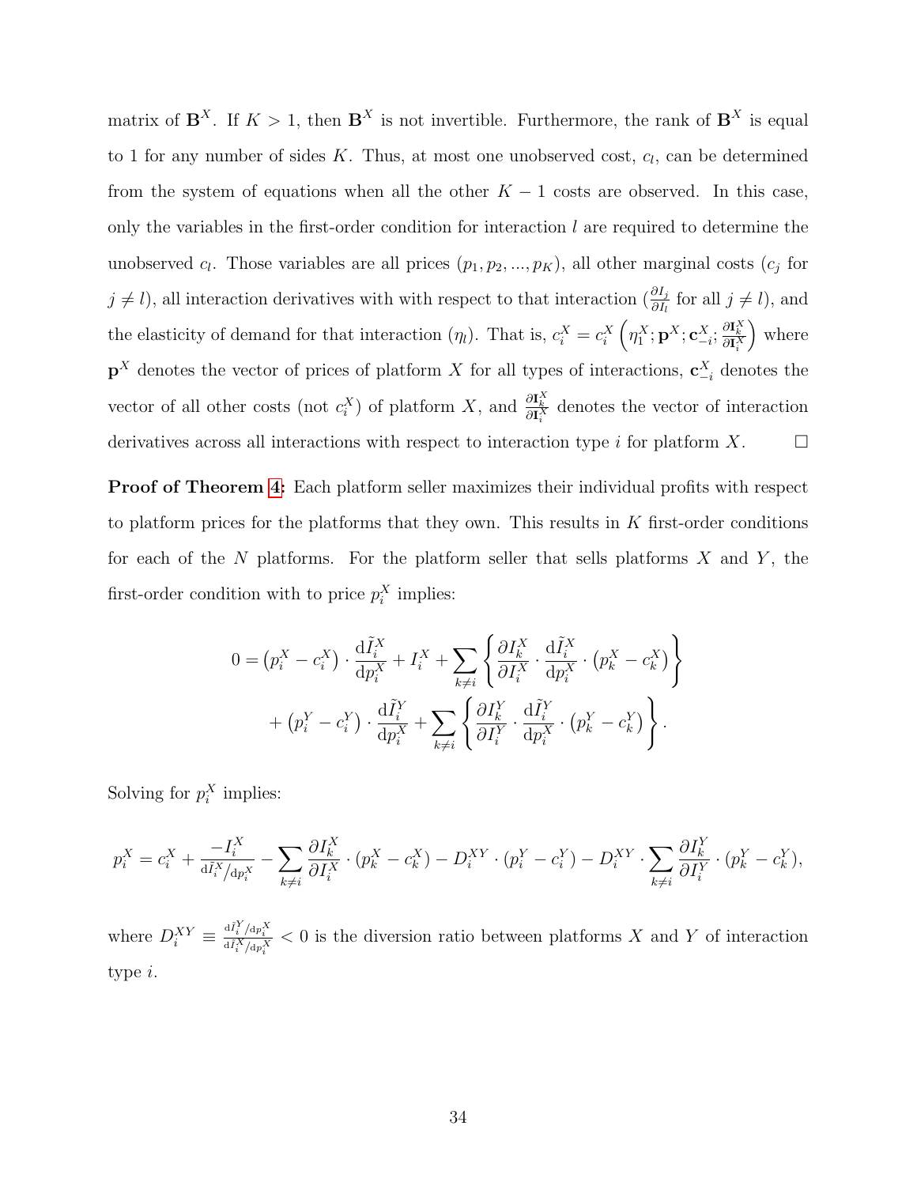matrix of $\mathbf{B}^X$. If $K > 1$, then $\mathbf{B}^X$ is not invertible. Furthermore, the rank of $\mathbf{B}^X$ is equal to 1 for any number of sides $K$. Thus, at most one unobserved cost, $c_l$, can be determined from the system of equations when all the other $K-1$ costs are observed. In this case, only the variables in the first-order condition for interaction $l$ are required to determine the unobserved $c_l$. Those variables are all prices $(p_1, p_2, ..., p_K)$, all other marginal costs ($c_j$ for $j \neq l$), all interaction derivatives with with respect to that interaction ($\frac{\partial I_j}{\partial I_l}$ for all $j \neq l$), and the elasticity of demand for that interaction ($\eta_l$). That is, $c_i^X = c_i^X \left( \eta_1^X; \mathbf{p}^X; \mathbf{c}_{-i}^X; \frac{\partial \mathbf{I}_k^X}{\partial \mathbf{I}_i^X} \right)$ where $\mathbf{p}^X$ denotes the vector of prices of platform $X$ for all types of interactions, $\mathbf{c}_{-i}^X$ denotes the vector of all other costs (not $c_i^X$) of platform $X$, and $\frac{\partial \mathbf{I}_k^X}{\partial \mathbf{I}_i^X}$ denotes the vector of interaction derivatives across all interactions with respect to interaction type $i$ for platform $X$. □

**Proof of Theorem 4:** Each platform seller maximizes their individual profits with respect to platform prices for the platforms that they own. This results in $K$ first-order conditions for each of the $N$ platforms. For the platform seller that sells platforms $X$ and $Y$, the first-order condition with to price $p_i^X$ implies:

$$
\begin{aligned}
0 = \left(p_i^X - c_i^X\right) \cdot \frac{\mathrm{d}\tilde{I}_i^X}{\mathrm{d}p_i^X} + I_i^X + \sum_{k \neq i} \left\{ \frac{\partial I_k^X}{\partial I_i^X} \cdot \frac{\mathrm{d}\tilde{I}_i^X}{\mathrm{d}p_i^X} \cdot \left(p_k^X - c_k^X\right) \right\} \\
+ \left(p_i^Y - c_i^Y\right) \cdot \frac{\mathrm{d}\tilde{I}_i^Y}{\mathrm{d}p_i^X} + \sum_{k \neq i} \left\{ \frac{\partial I_k^Y}{\partial I_i^Y} \cdot \frac{\mathrm{d}\tilde{I}_i^Y}{\mathrm{d}p_i^X} \cdot \left(p_k^Y - c_k^Y\right) \right\}.
\end{aligned}
$$

Solving for $p_i^X$ implies:

$$
p_i^X = c_i^X + \frac{-I_i^X}{\mathrm{d}\tilde{I}_i^X / \mathrm{d}p_i^X} - \sum_{k \neq i} \frac{\partial I_k^X}{\partial I_i^X} \cdot (p_k^X - c_k^X) - D_i^{XY} \cdot (p_i^Y - c_i^Y) - D_i^{XY} \cdot \sum_{k \neq i} \frac{\partial I_k^Y}{\partial I_i^Y} \cdot (p_k^Y - c_k^Y),
$$

where $D_i^{XY} \equiv \frac{\mathrm{d}\tilde{I}_i^Y / \mathrm{d}p_i^X}{\mathrm{d}\tilde{I}_i^X / \mathrm{d}p_i^X} < 0$ is the diversion ratio between platforms $X$ and $Y$ of interaction type $i$.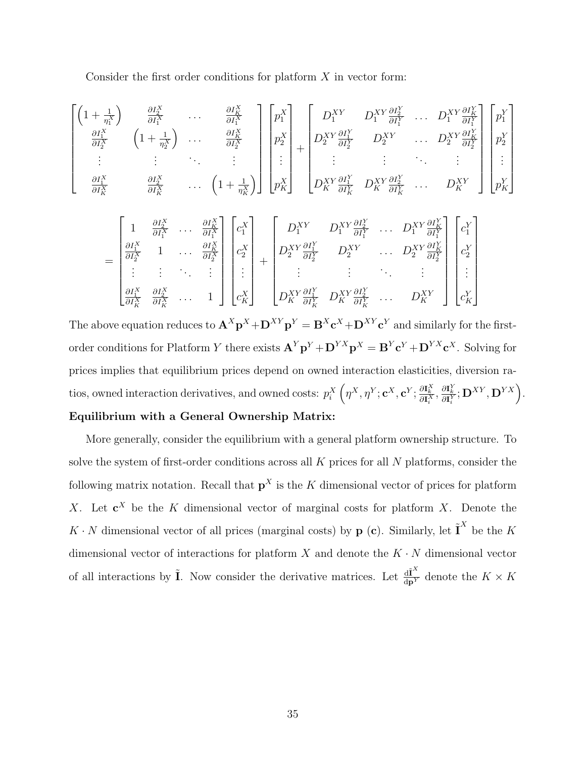Consider the first order conditions for platform $X$ in vector form:

$$
\begin{bmatrix}
\left(1+\frac{1}{\eta_1^X}\right) & \frac{\partial I_2^X}{\partial I_1^X} & \dots & \frac{\partial I_K^X}{\partial I_1^X} \\
\frac{\partial I_1^X}{\partial I_2^X} & \left(1+\frac{1}{\eta_2^X}\right) & \dots & \frac{\partial I_K^X}{\partial I_2^X} \\
\vdots & \vdots & \ddots & \vdots \\
\frac{\partial I_1^X}{\partial I_K^X} & \frac{\partial I_2^X}{\partial I_K^X} & \dots & \left(1+\frac{1}{\eta_K^X}\right)
\end{bmatrix}
\begin{bmatrix} p_1^X \\ p_2^X \\ \vdots \\ p_K^X \end{bmatrix}
+
\begin{bmatrix}
D_1^{XY} & D_1^{XY}\frac{\partial I_2^Y}{\partial I_1^Y} & \dots & D_1^{XY}\frac{\partial I_K^Y}{\partial I_1^Y} \\
D_2^{XY}\frac{\partial I_1^Y}{\partial I_2^Y} & D_2^{XY} & \dots & D_2^{XY}\frac{\partial I_K^Y}{\partial I_2^Y} \\
\vdots & \vdots & \ddots & \vdots \\
D_K^{XY}\frac{\partial I_1^Y}{\partial I_K^Y} & D_K^{XY}\frac{\partial I_2^Y}{\partial I_K^Y} & \dots & D_K^{XY}
\end{bmatrix}
\begin{bmatrix} p_1^Y \\ p_2^Y \\ \vdots \\ p_K^Y \end{bmatrix}
$$

$$
=
\begin{bmatrix}
1 & \frac{\partial I_2^X}{\partial I_1^X} & \dots & \frac{\partial I_K^X}{\partial I_1^X} \\
\frac{\partial I_1^X}{\partial I_2^X} & 1 & \dots & \frac{\partial I_K^X}{\partial I_2^X} \\
\vdots & \vdots & \ddots & \vdots \\
\frac{\partial I_1^X}{\partial I_K^X} & \frac{\partial I_2^X}{\partial I_K^X} & \dots & 1
\end{bmatrix}
\begin{bmatrix} c_1^X \\ c_2^X \\ \vdots \\ c_K^X \end{bmatrix}
+
\begin{bmatrix}
D_1^{XY} & D_1^{XY}\frac{\partial I_2^Y}{\partial I_1^Y} & \dots & D_1^{XY}\frac{\partial I_K^Y}{\partial I_1^Y} \\
D_2^{XY}\frac{\partial I_1^Y}{\partial I_2^Y} & D_2^{XY} & \dots & D_2^{XY}\frac{\partial I_K^Y}{\partial I_2^Y} \\
\vdots & \vdots & \ddots & \vdots \\
D_K^{XY}\frac{\partial I_1^Y}{\partial I_K^Y} & D_K^{XY}\frac{\partial I_2^Y}{\partial I_K^Y} & \dots & D_K^{XY}
\end{bmatrix}
\begin{bmatrix} c_1^Y \\ c_2^Y \\ \vdots \\ c_K^Y \end{bmatrix}
$$

The above equation reduces to $\mathbf{A}^X\mathbf{p}^X+\mathbf{D}^{XY}\mathbf{p}^Y = \mathbf{B}^X\mathbf{c}^X+\mathbf{D}^{XY}\mathbf{c}^Y$ and similarly for the first-order conditions for Platform $Y$ there exists $\mathbf{A}^Y\mathbf{p}^Y+\mathbf{D}^{YX}\mathbf{p}^X = \mathbf{B}^Y\mathbf{c}^Y+\mathbf{D}^{YX}\mathbf{c}^X$. Solving for prices implies that equilibrium prices depend on owned interaction elasticities, diversion ratios, owned interaction derivatives, and owned costs: $p_i^X\left(\eta^X,\eta^Y;\mathbf{c}^X,\mathbf{c}^Y;\frac{\partial \mathbf{I}_k^X}{\partial \mathbf{I}_i^X},\frac{\partial \mathbf{I}_k^Y}{\partial \mathbf{I}_i^Y};\mathbf{D}^{XY},\mathbf{D}^{YX}\right)$.

**Equilibrium with a General Ownership Matrix:**

More generally, consider the equilibrium with a general platform ownership structure. To solve the system of first-order conditions across all $K$ prices for all $N$ platforms, consider the following matrix notation. Recall that $\mathbf{p}^X$ is the $K$ dimensional vector of prices for platform $X$. Let $\mathbf{c}^X$ be the $K$ dimensional vector of marginal costs for platform $X$. Denote the $K \cdot N$ dimensional vector of all prices (marginal costs) by $\mathbf{p}$ ($\mathbf{c}$). Similarly, let $\tilde{\mathbf{I}}^X$ be the $K$ dimensional vector of interactions for platform $X$ and denote the $K \cdot N$ dimensional vector of all interactions by $\tilde{\mathbf{I}}$. Now consider the derivative matrices. Let $\frac{\mathrm{d}\tilde{\mathbf{I}}^X}{\mathrm{d}\mathbf{p}^Y}$ denote the $K \times K$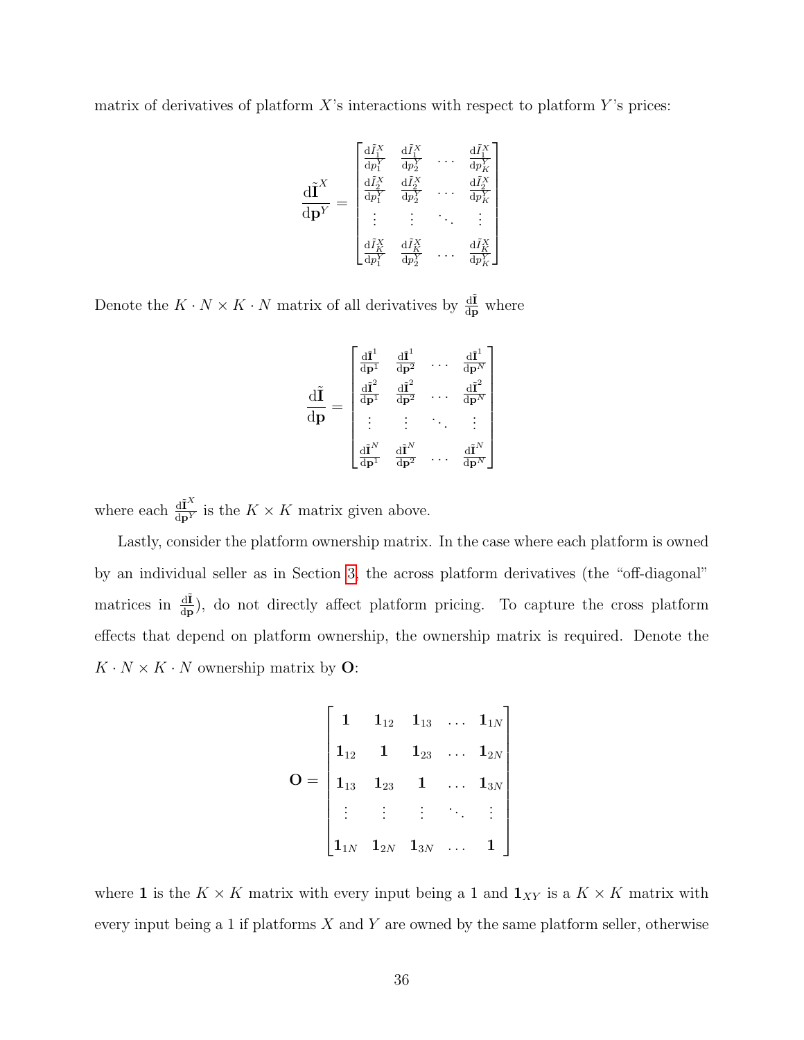matrix of derivatives of platform $X$'s interactions with respect to platform $Y$'s prices:

$$\frac{\mathrm{d}\tilde{\mathbf{I}}^X}{\mathrm{d}\mathbf{p}^Y} = \begin{bmatrix} \frac{\mathrm{d}\tilde{I}_1^X}{\mathrm{d}p_1^Y} & \frac{\mathrm{d}\tilde{I}_1^X}{\mathrm{d}p_2^Y} & \cdots & \frac{\mathrm{d}\tilde{I}_1^X}{\mathrm{d}p_K^Y} \\ \frac{\mathrm{d}\tilde{I}_2^X}{\mathrm{d}p_1^Y} & \frac{\mathrm{d}\tilde{I}_2^X}{\mathrm{d}p_2^Y} & \cdots & \frac{\mathrm{d}\tilde{I}_2^X}{\mathrm{d}p_K^Y} \\ \vdots & \vdots & \ddots & \vdots \\ \frac{\mathrm{d}\tilde{I}_K^X}{\mathrm{d}p_1^Y} & \frac{\mathrm{d}\tilde{I}_K^X}{\mathrm{d}p_2^Y} & \cdots & \frac{\mathrm{d}\tilde{I}_K^X}{\mathrm{d}p_K^Y} \end{bmatrix}$$

Denote the $K \cdot N \times K \cdot N$ matrix of all derivatives by $\frac{\mathrm{d}\tilde{\mathbf{I}}}{\mathrm{d}\mathbf{p}}$ where

$$\frac{\mathrm{d}\tilde{\mathbf{I}}}{\mathrm{d}\mathbf{p}} = \begin{bmatrix} \frac{\mathrm{d}\tilde{\mathbf{I}}^1}{\mathrm{d}\mathbf{p}^1} & \frac{\mathrm{d}\tilde{\mathbf{I}}^1}{\mathrm{d}\mathbf{p}^2} & \cdots & \frac{\mathrm{d}\tilde{\mathbf{I}}^1}{\mathrm{d}\mathbf{p}^N} \\ \frac{\mathrm{d}\tilde{\mathbf{I}}^2}{\mathrm{d}\mathbf{p}^1} & \frac{\mathrm{d}\tilde{\mathbf{I}}^2}{\mathrm{d}\mathbf{p}^2} & \cdots & \frac{\mathrm{d}\tilde{\mathbf{I}}^2}{\mathrm{d}\mathbf{p}^N} \\ \vdots & \vdots & \ddots & \vdots \\ \frac{\mathrm{d}\tilde{\mathbf{I}}^N}{\mathrm{d}\mathbf{p}^1} & \frac{\mathrm{d}\tilde{\mathbf{I}}^N}{\mathrm{d}\mathbf{p}^2} & \cdots & \frac{\mathrm{d}\tilde{\mathbf{I}}^N}{\mathrm{d}\mathbf{p}^N} \end{bmatrix}$$

where each $\frac{\mathrm{d}\tilde{\mathbf{I}}^X}{\mathrm{d}\mathbf{p}^Y}$ is the $K \times K$ matrix given above.

Lastly, consider the platform ownership matrix. In the case where each platform is owned by an individual seller as in Section 3, the across platform derivatives (the "off-diagonal" matrices in $\frac{\mathrm{d}\tilde{\mathbf{I}}}{\mathrm{d}\mathbf{p}}$), do not directly affect platform pricing. To capture the cross platform effects that depend on platform ownership, the ownership matrix is required. Denote the $K \cdot N \times K \cdot N$ ownership matrix by $\mathbf{O}$:

$$\mathbf{O} = \begin{bmatrix} \mathbf{1} & \mathbf{1}_{12} & \mathbf{1}_{13} & \cdots & \mathbf{1}_{1N} \\ \mathbf{1}_{12} & \mathbf{1} & \mathbf{1}_{23} & \cdots & \mathbf{1}_{2N} \\ \mathbf{1}_{13} & \mathbf{1}_{23} & \mathbf{1} & \cdots & \mathbf{1}_{3N} \\ \vdots & \vdots & \vdots & \ddots & \vdots \\ \mathbf{1}_{1N} & \mathbf{1}_{2N} & \mathbf{1}_{3N} & \cdots & \mathbf{1} \end{bmatrix}$$

where $\mathbf{1}$ is the $K \times K$ matrix with every input being a 1 and $\mathbf{1}_{XY}$ is a $K \times K$ matrix with every input being a 1 if platforms $X$ and $Y$ are owned by the same platform seller, otherwise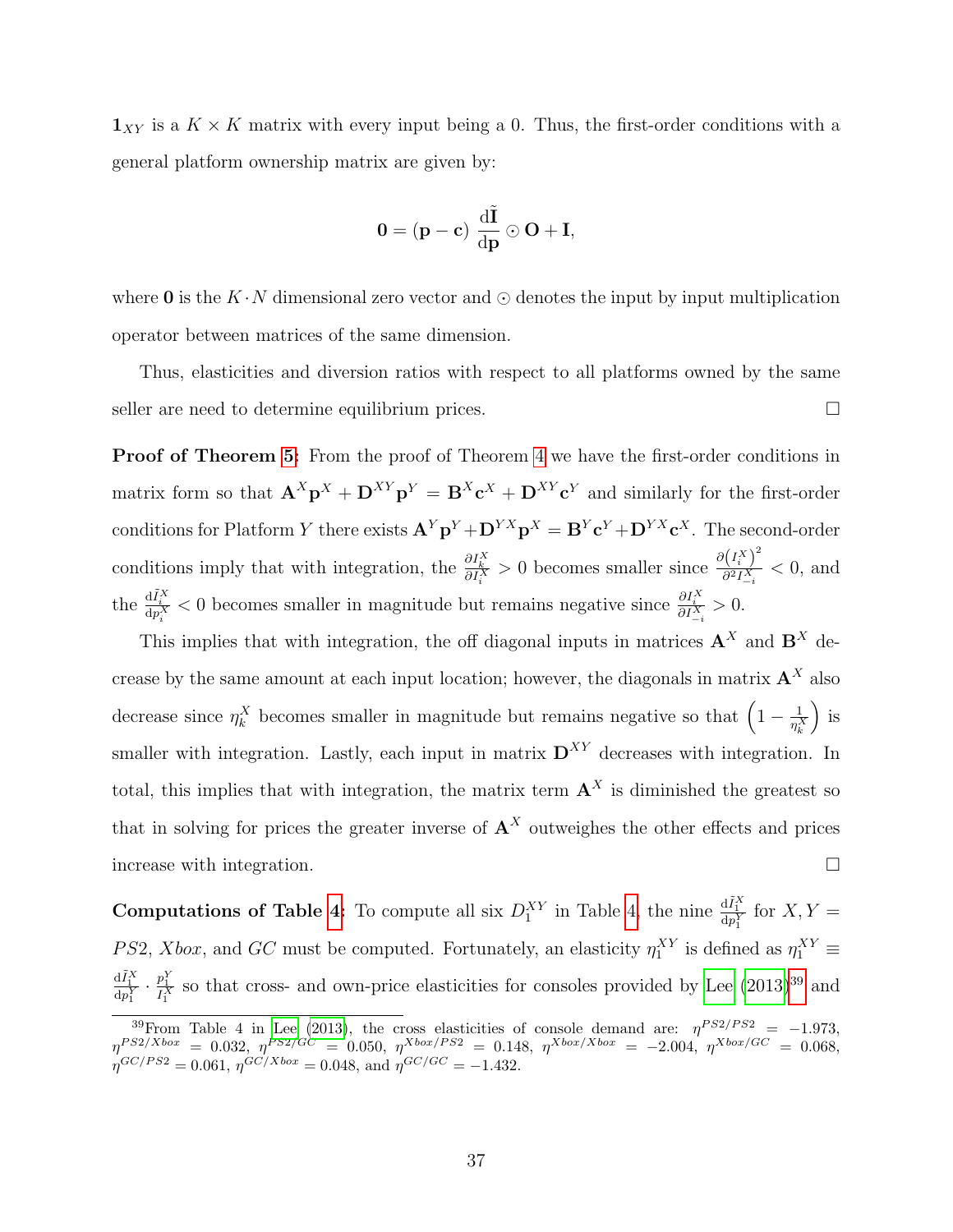$\mathbf{1}_{XY}$ is a $K \times K$ matrix with every input being a 0. Thus, the first-order conditions with a general platform ownership matrix are given by:

$$\mathbf{0} = (\mathbf{p} - \mathbf{c})\ \frac{\mathrm{d}\tilde{\mathbf{I}}}{\mathrm{d}\mathbf{p}} \odot \mathbf{O} + \mathbf{I},$$

where $\mathbf{0}$ is the $K \cdot N$ dimensional zero vector and $\odot$ denotes the input by input multiplication operator between matrices of the same dimension.

Thus, elasticities and diversion ratios with respect to all platforms owned by the same seller are need to determine equilibrium prices. □

**Proof of Theorem 5:** From the proof of Theorem 4 we have the first-order conditions in matrix form so that $\mathbf{A}^X \mathbf{p}^X + \mathbf{D}^{XY}\mathbf{p}^Y = \mathbf{B}^X \mathbf{c}^X + \mathbf{D}^{XY}\mathbf{c}^Y$ and similarly for the first-order conditions for Platform $Y$ there exists $\mathbf{A}^Y \mathbf{p}^Y + \mathbf{D}^{YX}\mathbf{p}^X = \mathbf{B}^Y \mathbf{c}^Y + \mathbf{D}^{YX}\mathbf{c}^X$. The second-order conditions imply that with integration, the $\frac{\partial I_k^X}{\partial I_i^X} > 0$ becomes smaller since $\frac{\partial \left(I_i^X\right)^2}{\partial^2 I_{-i}^X} < 0$, and the $\frac{\mathrm{d}\tilde{I}_i^X}{\mathrm{d}p_i^X} < 0$ becomes smaller in magnitude but remains negative since $\frac{\partial I_i^X}{\partial I_{-i}^X} > 0$.

This implies that with integration, the off diagonal inputs in matrices $\mathbf{A}^X$ and $\mathbf{B}^X$ decrease by the same amount at each input location; however, the diagonals in matrix $\mathbf{A}^X$ also decrease since $\eta_k^X$ becomes smaller in magnitude but remains negative so that $\left(1 - \frac{1}{\eta_k^X}\right)$ is smaller with integration. Lastly, each input in matrix $\mathbf{D}^{XY}$ decreases with integration. In total, this implies that with integration, the matrix term $\mathbf{A}^X$ is diminished the greatest so that in solving for prices the greater inverse of $\mathbf{A}^X$ outweighes the other effects and prices increase with integration. □

**Computations of Table 4:** To compute all six $D_1^{XY}$ in Table 4, the nine $\frac{\mathrm{d}\tilde{I}_1^X}{\mathrm{d}p_1^Y}$ for $X, Y = PS2$, $Xbox$, and $GC$ must be computed. Fortunately, an elasticity $\eta_1^{XY}$ is defined as $\eta_1^{XY} \equiv \frac{\mathrm{d}\tilde{I}_1^X}{\mathrm{d}p_1^Y} \cdot \frac{p_1^Y}{\tilde{I}_1^X}$ so that cross- and own-price elasticities for consoles provided by Lee (2013)[39] and

[39] From Table 4 in Lee (2013), the cross elasticities of console demand are: $\eta^{PS2/PS2} = -1.973$, $\eta^{PS2/Xbox} = 0.032$, $\eta^{PS2/GC} = 0.050$, $\eta^{Xbox/PS2} = 0.148$, $\eta^{Xbox/Xbox} = -2.004$, $\eta^{Xbox/GC} = 0.068$, $\eta^{GC/PS2} = 0.061$, $\eta^{GC/Xbox} = 0.048$, and $\eta^{GC/GC} = -1.432$.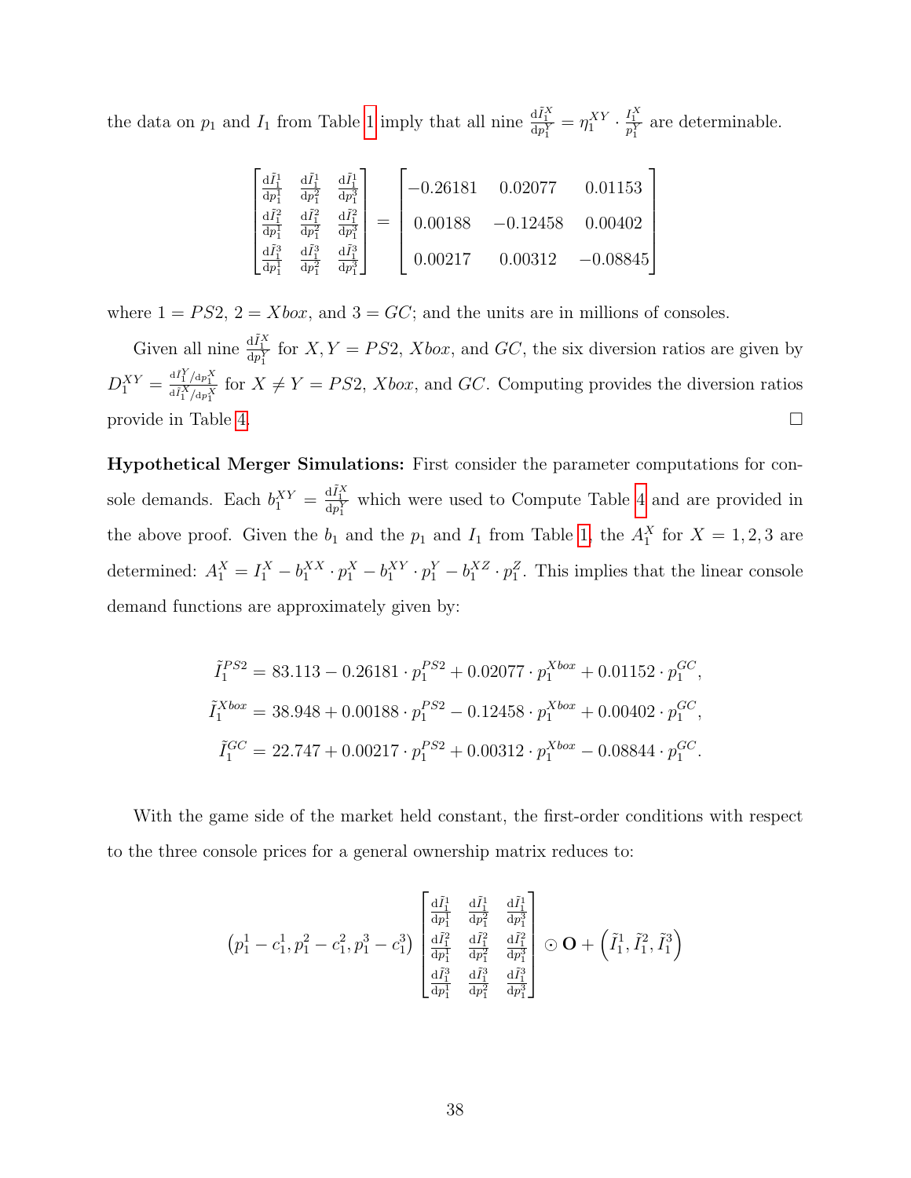the data on $p_1$ and $I_1$ from Table 1 imply that all nine $\frac{\mathrm{d}\tilde{I}_1^X}{\mathrm{d}p_1^Y} = \eta_1^{XY} \cdot \frac{I_1^X}{p_1^Y}$ are determinable.

$$\begin{bmatrix} \frac{\mathrm{d}\tilde{I}_1^1}{\mathrm{d}p_1^1} & \frac{\mathrm{d}\tilde{I}_1^1}{\mathrm{d}p_1^2} & \frac{\mathrm{d}\tilde{I}_1^1}{\mathrm{d}p_1^3} \\ \frac{\mathrm{d}\tilde{I}_1^2}{\mathrm{d}p_1^1} & \frac{\mathrm{d}\tilde{I}_1^2}{\mathrm{d}p_1^2} & \frac{\mathrm{d}\tilde{I}_1^2}{\mathrm{d}p_1^3} \\ \frac{\mathrm{d}\tilde{I}_1^3}{\mathrm{d}p_1^1} & \frac{\mathrm{d}\tilde{I}_1^3}{\mathrm{d}p_1^2} & \frac{\mathrm{d}\tilde{I}_1^3}{\mathrm{d}p_1^3} \end{bmatrix} = \begin{bmatrix} -0.26181 & 0.02077 & 0.01153 \\ 0.00188 & -0.12458 & 0.00402 \\ 0.00217 & 0.00312 & -0.08845 \end{bmatrix}$$

where $1 = PS2$, $2 = Xbox$, and $3 = GC$; and the units are in millions of consoles.

Given all nine $\frac{\mathrm{d}\tilde{I}_1^X}{\mathrm{d}p_1^Y}$ for $X, Y = PS2$, $Xbox$, and $GC$, the six diversion ratios are given by $D_1^{XY} = \frac{\mathrm{d}\tilde{I}_1^Y/\mathrm{d}p_1^X}{\mathrm{d}\tilde{I}_1^X/\mathrm{d}p_1^X}$ for $X \neq Y = PS2$, $Xbox$, and $GC$. Computing provides the diversion ratios provide in Table 4. □

**Hypothetical Merger Simulations:** First consider the parameter computations for console demands. Each $b_1^{XY} = \frac{\mathrm{d}\tilde{I}_1^X}{\mathrm{d}p_1^Y}$ which were used to Compute Table 4 and are provided in the above proof. Given the $b_1$ and the $p_1$ and $I_1$ from Table 1, the $A_1^X$ for $X = 1, 2, 3$ are determined: $A_1^X = I_1^X - b_1^{XX} \cdot p_1^X - b_1^{XY} \cdot p_1^Y - b_1^{XZ} \cdot p_1^Z$. This implies that the linear console demand functions are approximately given by:

$$\tilde{I}_1^{PS2} = 83.113 - 0.26181 \cdot p_1^{PS2} + 0.02077 \cdot p_1^{Xbox} + 0.01152 \cdot p_1^{GC},$$

$$\tilde{I}_1^{Xbox} = 38.948 + 0.00188 \cdot p_1^{PS2} - 0.12458 \cdot p_1^{Xbox} + 0.00402 \cdot p_1^{GC},$$

$$\tilde{I}_1^{GC} = 22.747 + 0.00217 \cdot p_1^{PS2} + 0.00312 \cdot p_1^{Xbox} - 0.08844 \cdot p_1^{GC}.$$

With the game side of the market held constant, the first-order conditions with respect to the three console prices for a general ownership matrix reduces to:

$$\left(p_1^1 - c_1^1, p_1^2 - c_1^2, p_1^3 - c_1^3\right) \begin{bmatrix} \frac{\mathrm{d}\tilde{I}_1^1}{\mathrm{d}p_1^1} & \frac{\mathrm{d}\tilde{I}_1^1}{\mathrm{d}p_1^2} & \frac{\mathrm{d}\tilde{I}_1^1}{\mathrm{d}p_1^3} \\ \frac{\mathrm{d}\tilde{I}_1^2}{\mathrm{d}p_1^1} & \frac{\mathrm{d}\tilde{I}_1^2}{\mathrm{d}p_1^2} & \frac{\mathrm{d}\tilde{I}_1^2}{\mathrm{d}p_1^3} \\ \frac{\mathrm{d}\tilde{I}_1^3}{\mathrm{d}p_1^1} & \frac{\mathrm{d}\tilde{I}_1^3}{\mathrm{d}p_1^2} & \frac{\mathrm{d}\tilde{I}_1^3}{\mathrm{d}p_1^3} \end{bmatrix} \odot \mathbf{O} + \left(\tilde{I}_1^1, \tilde{I}_1^2, \tilde{I}_1^3\right)$$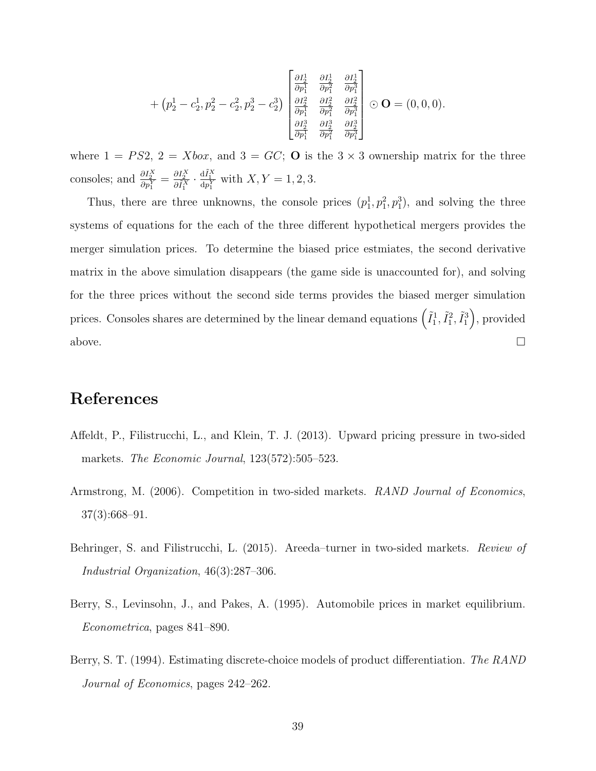$$+\left(p_2^1 - c_2^1, p_2^2 - c_2^2, p_2^3 - c_2^3\right) \begin{bmatrix} \frac{\partial I_2^1}{\partial p_1^1} & \frac{\partial I_2^1}{\partial p_1^2} & \frac{\partial I_2^1}{\partial p_1^3} \\ \frac{\partial I_2^2}{\partial p_1^1} & \frac{\partial I_2^2}{\partial p_1^2} & \frac{\partial I_2^2}{\partial p_1^3} \\ \frac{\partial I_2^3}{\partial p_1^1} & \frac{\partial I_2^3}{\partial p_1^2} & \frac{\partial I_2^3}{\partial p_1^3} \end{bmatrix} \odot \mathbf{O} = (0, 0, 0).$$

where $1 = PS2$, $2 = Xbox$, and $3 = GC$; $\mathbf{O}$ is the $3 \times 3$ ownership matrix for the three consoles; and $\frac{\partial I_2^X}{\partial p_1^Y} = \frac{\partial I_2^X}{\partial \tilde{I}_1^X} \cdot \frac{\mathrm{d}\tilde{I}_1^X}{\mathrm{d}p_1^Y}$ with $X, Y = 1, 2, 3$.

Thus, there are three unknowns, the console prices $(p_1^1, p_1^2, p_1^3)$, and solving the three systems of equations for the each of the three different hypothetical mergers provides the merger simulation prices. To determine the biased price estmiates, the second derivative matrix in the above simulation disappears (the game side is unaccounted for), and solving for the three prices without the second side terms provides the biased merger simulation prices. Consoles shares are determined by the linear demand equations $\left(\tilde{I}_1^1, \tilde{I}_1^2, \tilde{I}_1^3\right)$, provided above. □

# References

Affeldt, P., Filistrucchi, L., and Klein, T. J. (2013). Upward pricing pressure in two-sided markets. *The Economic Journal*, 123(572):505–523.

Armstrong, M. (2006). Competition in two-sided markets. *RAND Journal of Economics*, 37(3):668–91.

Behringer, S. and Filistrucchi, L. (2015). Areeda–turner in two-sided markets. *Review of Industrial Organization*, 46(3):287–306.

Berry, S., Levinsohn, J., and Pakes, A. (1995). Automobile prices in market equilibrium. *Econometrica*, pages 841–890.

Berry, S. T. (1994). Estimating discrete-choice models of product differentiation. *The RAND Journal of Economics*, pages 242–262.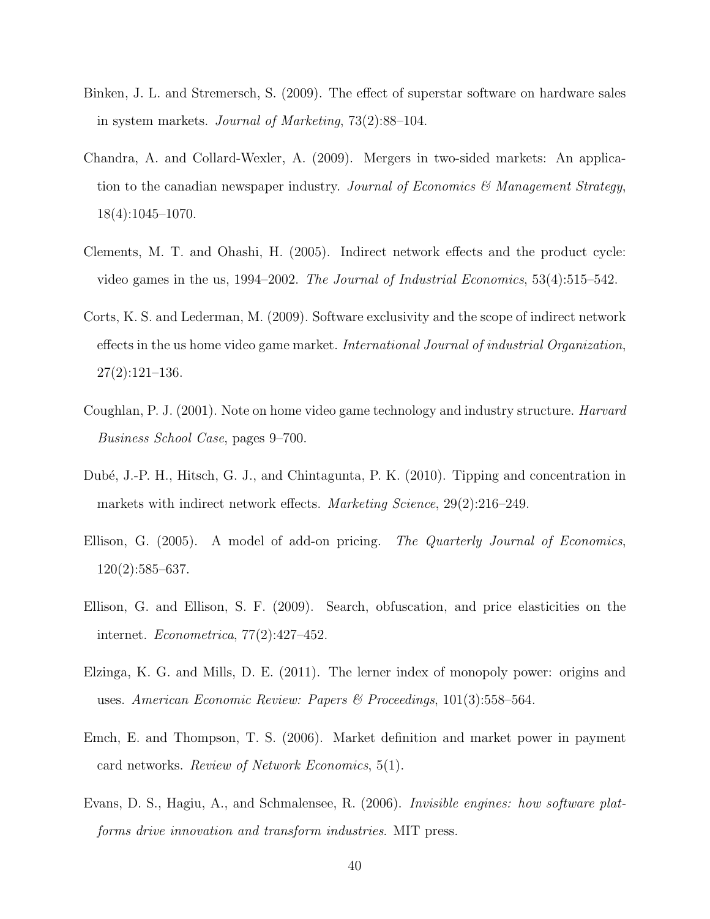Binken, J. L. and Stremersch, S. (2009). The effect of superstar software on hardware sales in system markets. *Journal of Marketing*, 73(2):88–104.

Chandra, A. and Collard-Wexler, A. (2009). Mergers in two-sided markets: An application to the canadian newspaper industry. *Journal of Economics & Management Strategy*, 18(4):1045–1070.

Clements, M. T. and Ohashi, H. (2005). Indirect network effects and the product cycle: video games in the us, 1994–2002. *The Journal of Industrial Economics*, 53(4):515–542.

Corts, K. S. and Lederman, M. (2009). Software exclusivity and the scope of indirect network effects in the us home video game market. *International Journal of industrial Organization*, 27(2):121–136.

Coughlan, P. J. (2001). Note on home video game technology and industry structure. *Harvard Business School Case*, pages 9–700.

Dubé, J.-P. H., Hitsch, G. J., and Chintagunta, P. K. (2010). Tipping and concentration in markets with indirect network effects. *Marketing Science*, 29(2):216–249.

Ellison, G. (2005). A model of add-on pricing. *The Quarterly Journal of Economics*, 120(2):585–637.

Ellison, G. and Ellison, S. F. (2009). Search, obfuscation, and price elasticities on the internet. *Econometrica*, 77(2):427–452.

Elzinga, K. G. and Mills, D. E. (2011). The lerner index of monopoly power: origins and uses. *American Economic Review: Papers & Proceedings*, 101(3):558–564.

Emch, E. and Thompson, T. S. (2006). Market definition and market power in payment card networks. *Review of Network Economics*, 5(1).

Evans, D. S., Hagiu, A., and Schmalensee, R. (2006). *Invisible engines: how software platforms drive innovation and transform industries*. MIT press.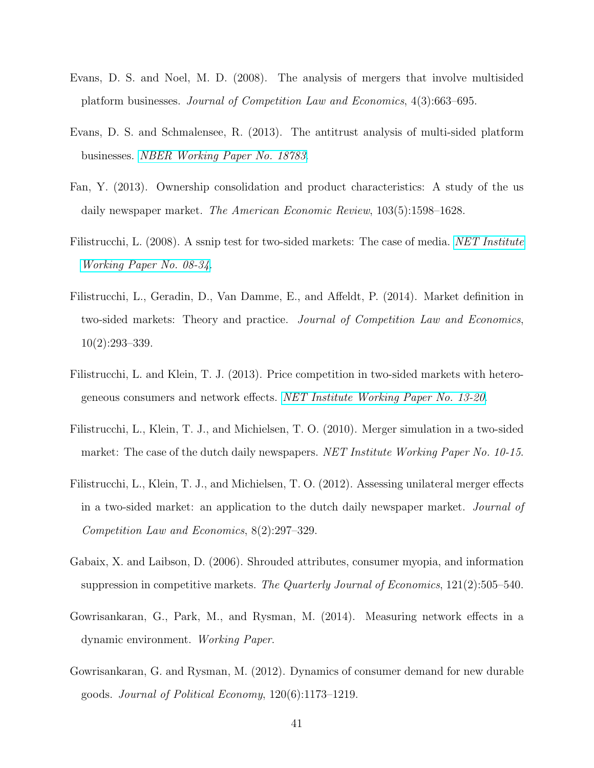Evans, D. S. and Noel, M. D. (2008). The analysis of mergers that involve multisided platform businesses. *Journal of Competition Law and Economics*, 4(3):663–695.

Evans, D. S. and Schmalensee, R. (2013). The antitrust analysis of multi-sided platform businesses. *NBER Working Paper No. 18783*.

Fan, Y. (2013). Ownership consolidation and product characteristics: A study of the us daily newspaper market. *The American Economic Review*, 103(5):1598–1628.

Filistrucchi, L. (2008). A ssnip test for two-sided markets: The case of media. *NET Institute Working Paper No. 08-34*.

Filistrucchi, L., Geradin, D., Van Damme, E., and Affeldt, P. (2014). Market definition in two-sided markets: Theory and practice. *Journal of Competition Law and Economics*, 10(2):293–339.

Filistrucchi, L. and Klein, T. J. (2013). Price competition in two-sided markets with heterogeneous consumers and network effects. *NET Institute Working Paper No. 13-20*.

Filistrucchi, L., Klein, T. J., and Michielsen, T. O. (2010). Merger simulation in a two-sided market: The case of the dutch daily newspapers. *NET Institute Working Paper No. 10-15*.

Filistrucchi, L., Klein, T. J., and Michielsen, T. O. (2012). Assessing unilateral merger effects in a two-sided market: an application to the dutch daily newspaper market. *Journal of Competition Law and Economics*, 8(2):297–329.

Gabaix, X. and Laibson, D. (2006). Shrouded attributes, consumer myopia, and information suppression in competitive markets. *The Quarterly Journal of Economics*, 121(2):505–540.

Gowrisankaran, G., Park, M., and Rysman, M. (2014). Measuring network effects in a dynamic environment. *Working Paper*.

Gowrisankaran, G. and Rysman, M. (2012). Dynamics of consumer demand for new durable goods. *Journal of Political Economy*, 120(6):1173–1219.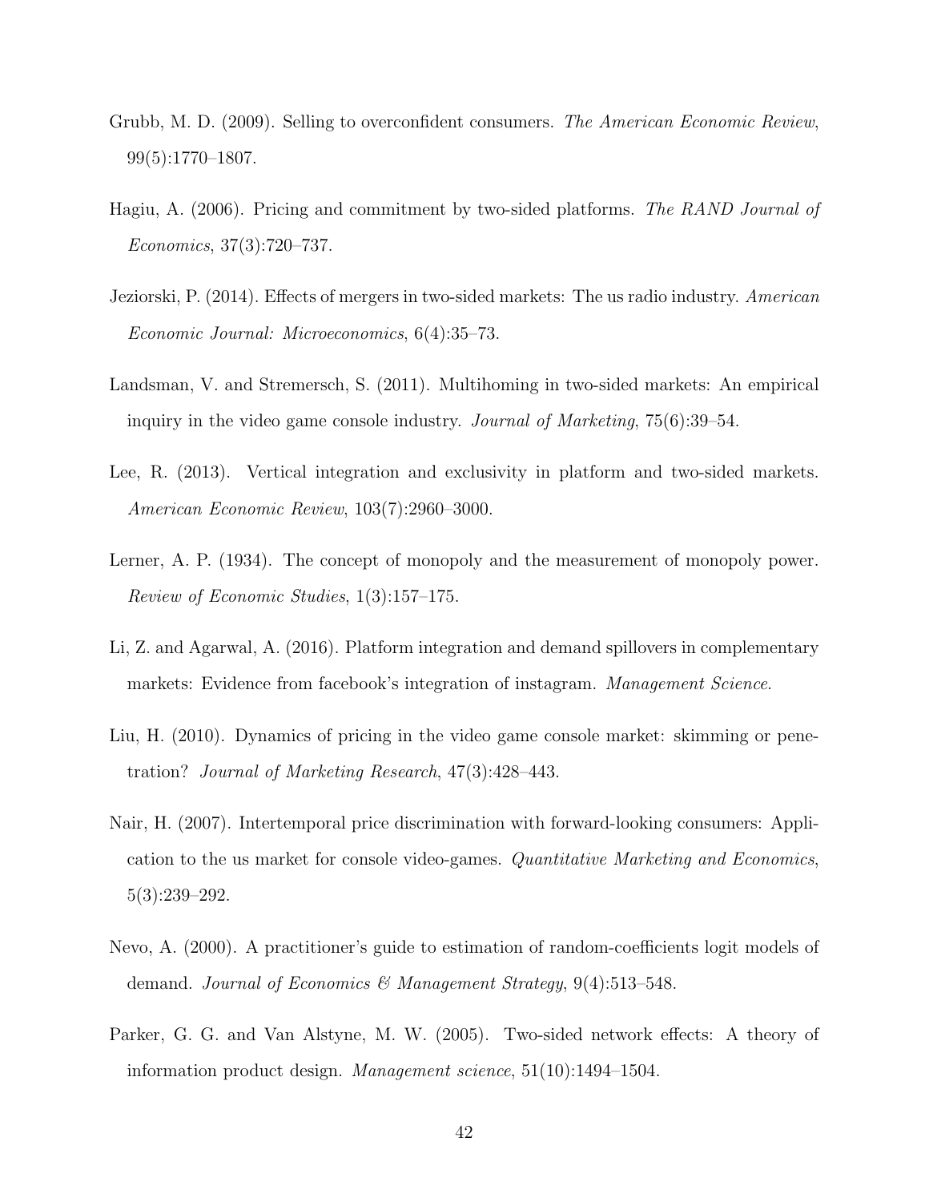Grubb, M. D. (2009). Selling to overconfident consumers. *The American Economic Review*, 99(5):1770–1807.

Hagiu, A. (2006). Pricing and commitment by two-sided platforms. *The RAND Journal of Economics*, 37(3):720–737.

Jeziorski, P. (2014). Effects of mergers in two-sided markets: The us radio industry. *American Economic Journal: Microeconomics*, 6(4):35–73.

Landsman, V. and Stremersch, S. (2011). Multihoming in two-sided markets: An empirical inquiry in the video game console industry. *Journal of Marketing*, 75(6):39–54.

Lee, R. (2013). Vertical integration and exclusivity in platform and two-sided markets. *American Economic Review*, 103(7):2960–3000.

Lerner, A. P. (1934). The concept of monopoly and the measurement of monopoly power. *Review of Economic Studies*, 1(3):157–175.

Li, Z. and Agarwal, A. (2016). Platform integration and demand spillovers in complementary markets: Evidence from facebook's integration of instagram. *Management Science*.

Liu, H. (2010). Dynamics of pricing in the video game console market: skimming or penetration? *Journal of Marketing Research*, 47(3):428–443.

Nair, H. (2007). Intertemporal price discrimination with forward-looking consumers: Application to the us market for console video-games. *Quantitative Marketing and Economics*, 5(3):239–292.

Nevo, A. (2000). A practitioner's guide to estimation of random-coefficients logit models of demand. *Journal of Economics & Management Strategy*, 9(4):513–548.

Parker, G. G. and Van Alstyne, M. W. (2005). Two-sided network effects: A theory of information product design. *Management science*, 51(10):1494–1504.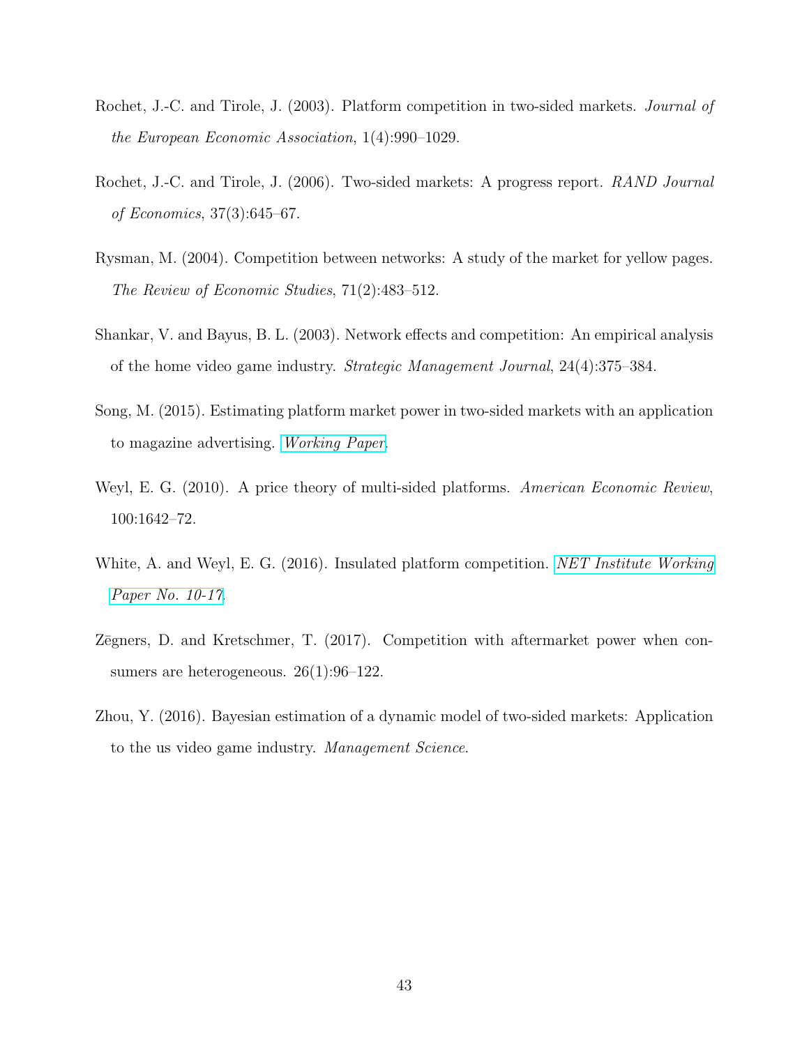Rochet, J.-C. and Tirole, J. (2003). Platform competition in two-sided markets. *Journal of the European Economic Association*, 1(4):990–1029.

Rochet, J.-C. and Tirole, J. (2006). Two-sided markets: A progress report. *RAND Journal of Economics*, 37(3):645–67.

Rysman, M. (2004). Competition between networks: A study of the market for yellow pages. *The Review of Economic Studies*, 71(2):483–512.

Shankar, V. and Bayus, B. L. (2003). Network effects and competition: An empirical analysis of the home video game industry. *Strategic Management Journal*, 24(4):375–384.

Song, M. (2015). Estimating platform market power in two-sided markets with an application to magazine advertising. *Working Paper*.

Weyl, E. G. (2010). A price theory of multi-sided platforms. *American Economic Review*, 100:1642–72.

White, A. and Weyl, E. G. (2016). Insulated platform competition. *NET Institute Working Paper No. 10-17*.

Zēgners, D. and Kretschmer, T. (2017). Competition with aftermarket power when consumers are heterogeneous. 26(1):96–122.

Zhou, Y. (2016). Bayesian estimation of a dynamic model of two-sided markets: Application to the us video game industry. *Management Science*.